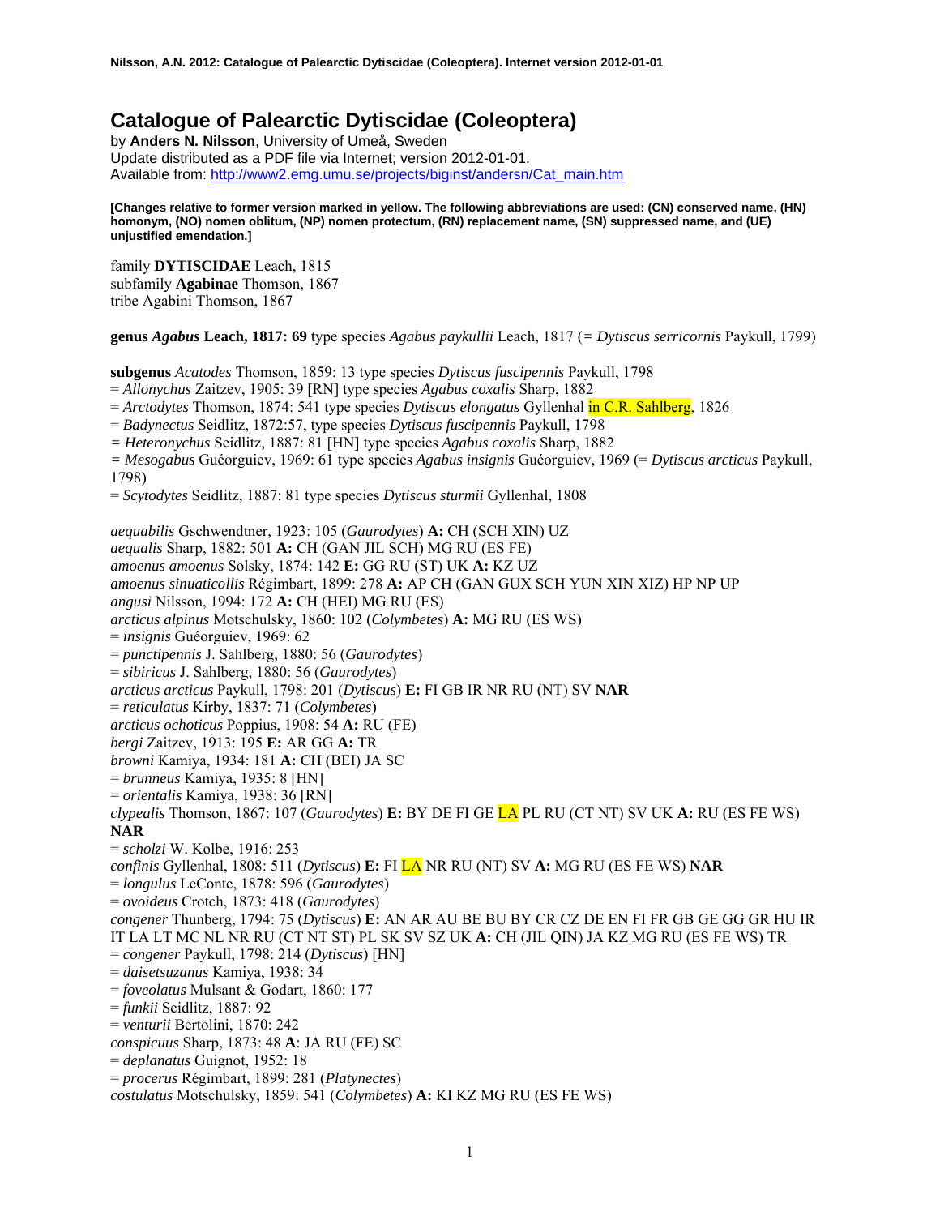# Catalogue of Palearctic Dytiscidae (Coleoptera)

by **Anders N. Nilsson**, University of Umeå, Sweden
Update distributed as a PDF file via Internet; version 2012-01-01.
Available from: http://www2.emg.umu.se/projects/biginst/andersn/Cat_main.htm

**[Changes relative to former version marked in yellow. The following abbreviations are used: (CN) conserved name, (HN) homonym, (NO) nomen oblitum, (NP) nomen protectum, (RN) replacement name, (SN) suppressed name, and (UE) unjustified emendation.]**

family **DYTISCIDAE** Leach, 1815
subfamily **Agabinae** Thomson, 1867
tribe Agabini Thomson, 1867

**genus *Agabus* Leach, 1817: 69** type species *Agabus paykullii* Leach, 1817 (= *Dytiscus serricornis* Paykull, 1799)

**subgenus** *Acatodes* Thomson, 1859: 13 type species *Dytiscus fuscipennis* Paykull, 1798
= *Allonychus* Zaitzev, 1905: 39 [RN] type species *Agabus coxalis* Sharp, 1882
= *Arctodytes* Thomson, 1874: 541 type species *Dytiscus elongatus* Gyllenhal in C.R. Sahlberg, 1826
= *Badynectus* Seidlitz, 1872:57, type species *Dytiscus fuscipennis* Paykull, 1798
= *Heteronychus* Seidlitz, 1887: 81 [HN] type species *Agabus coxalis* Sharp, 1882
= *Mesogabus* Guéorguiev, 1969: 61 type species *Agabus insignis* Guéorguiev, 1969 (= *Dytiscus arcticus* Paykull, 1798)
= *Scytodytes* Seidlitz, 1887: 81 type species *Dytiscus sturmii* Gyllenhal, 1808

*aequabilis* Gschwendtner, 1923: 105 (*Gaurodytes*) **A:** CH (SCH XIN) UZ
*aequalis* Sharp, 1882: 501 **A:** CH (GAN JIL SCH) MG RU (ES FE)
*amoenus amoenus* Solsky, 1874: 142 **E:** GG RU (ST) UK **A:** KZ UZ
*amoenus sinuaticollis* Régimbart, 1899: 278 **A:** AP CH (GAN GUX SCH YUN XIN XIZ) HP NP UP
*angusi* Nilsson, 1994: 172 **A:** CH (HEI) MG RU (ES)
*arcticus alpinus* Motschulsky, 1860: 102 (*Colymbetes*) **A:** MG RU (ES WS)
= *insignis* Guéorguiev, 1969: 62
= *punctipennis* J. Sahlberg, 1880: 56 (*Gaurodytes*)
= *sibiricus* J. Sahlberg, 1880: 56 (*Gaurodytes*)
*arcticus arcticus* Paykull, 1798: 201 (*Dytiscus*) **E:** FI GB IR NR RU (NT) SV **NAR**
= *reticulatus* Kirby, 1837: 71 (*Colymbetes*)
*arcticus ochoticus* Poppius, 1908: 54 **A:** RU (FE)
*bergi* Zaitzev, 1913: 195 **E:** AR GG **A:** TR
*browni* Kamiya, 1934: 181 **A:** CH (BEI) JA SC
= *brunneus* Kamiya, 1935: 8 [HN]
= *orientalis* Kamiya, 1938: 36 [RN]
*clypealis* Thomson, 1867: 107 (*Gaurodytes*) **E:** BY DE FI GE LA PL RU (CT NT) SV UK **A:** RU (ES FE WS) **NAR**
= *scholzi* W. Kolbe, 1916: 253
*confinis* Gyllenhal, 1808: 511 (*Dytiscus*) **E:** FI LA NR RU (NT) SV **A:** MG RU (ES FE WS) **NAR**
= *longulus* LeConte, 1878: 596 (*Gaurodytes*)
= *ovoideus* Crotch, 1873: 418 (*Gaurodytes*)
*congener* Thunberg, 1794: 75 (*Dytiscus*) **E:** AN AR AU BE BU BY CR CZ DE EN FI FR GB GE GG GR HU IR IT LA LT MC NL NR RU (CT NT ST) PL SK SV SZ UK **A:** CH (JIL QIN) JA KZ MG RU (ES FE WS) TR
= *congener* Paykull, 1798: 214 (*Dytiscus*) [HN]
= *daisetsuzanus* Kamiya, 1938: 34
= *foveolatus* Mulsant & Godart, 1860: 177
= *funkii* Seidlitz, 1887: 92
= *venturii* Bertolini, 1870: 242
*conspicuus* Sharp, 1873: 48 **A**: JA RU (FE) SC
= *deplanatus* Guignot, 1952: 18
= *procerus* Régimbart, 1899: 281 (*Platynectes*)
*costulatus* Motschulsky, 1859: 541 (*Colymbetes*) **A:** KI KZ MG RU (ES FE WS)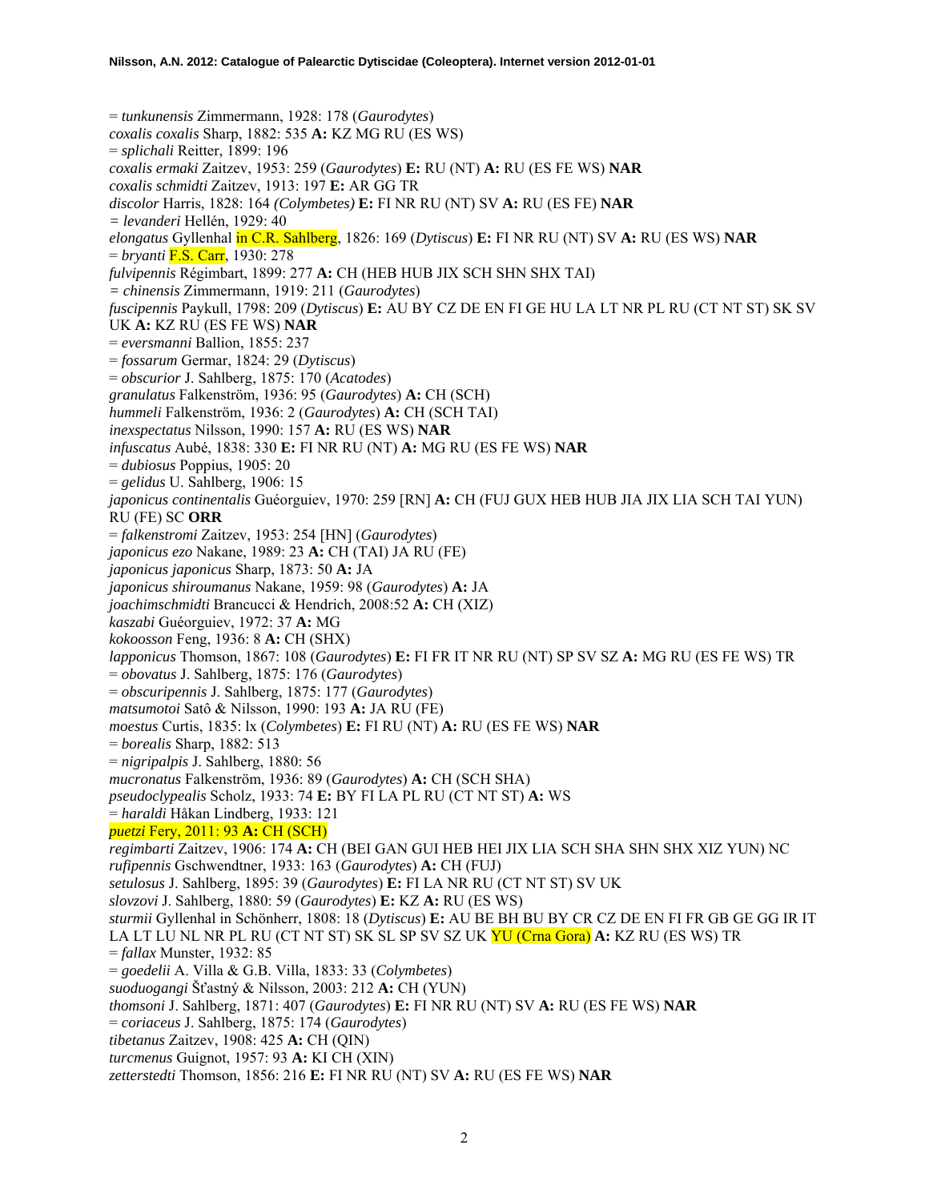= *tunkunensis* Zimmermann, 1928: 178 (*Gaurodytes*)
*coxalis coxalis* Sharp, 1882: 535 **A:** KZ MG RU (ES WS)
= *splichali* Reitter, 1899: 196
*coxalis ermaki* Zaitzev, 1953: 259 (*Gaurodytes*) **E:** RU (NT) **A:** RU (ES FE WS) **NAR**
*coxalis schmidti* Zaitzev, 1913: 197 **E:** AR GG TR
*discolor* Harris, 1828: 164 *(Colymbetes)* **E:** FI NR RU (NT) SV **A:** RU (ES FE) **NAR**
*= levanderi* Hellén, 1929: 40
*elongatus* Gyllenhal in C.R. Sahlberg, 1826: 169 (*Dytiscus*) **E:** FI NR RU (NT) SV **A:** RU (ES WS) **NAR**
= *bryanti* F.S. Carr, 1930: 278
*fulvipennis* Régimbart, 1899: 277 **A:** CH (HEB HUB JIX SCH SHN SHX TAI)
*= chinensis* Zimmermann, 1919: 211 (*Gaurodytes*)
*fuscipennis* Paykull, 1798: 209 (*Dytiscus*) **E:** AU BY CZ DE EN FI GE HU LA LT NR PL RU (CT NT ST) SK SV UK **A:** KZ RU (ES FE WS) **NAR**
= *eversmanni* Ballion, 1855: 237
= *fossarum* Germar, 1824: 29 (*Dytiscus*)
= *obscurior* J. Sahlberg, 1875: 170 (*Acatodes*)
*granulatus* Falkenström, 1936: 95 (*Gaurodytes*) **A:** CH (SCH)
*hummeli* Falkenström, 1936: 2 (*Gaurodytes*) **A:** CH (SCH TAI)
*inexspectatus* Nilsson, 1990: 157 **A:** RU (ES WS) **NAR**
*infuscatus* Aubé, 1838: 330 **E:** FI NR RU (NT) **A:** MG RU (ES FE WS) **NAR**
= *dubiosus* Poppius, 1905: 20
= *gelidus* U. Sahlberg, 1906: 15
*japonicus continentalis* Guéorguiev, 1970: 259 [RN] **A:** CH (FUJ GUX HEB HUB JIA JIX LIA SCH TAI YUN) RU (FE) SC **ORR**
= *falkenstromi* Zaitzev, 1953: 254 [HN] (*Gaurodytes*)
*japonicus ezo* Nakane, 1989: 23 **A:** CH (TAI) JA RU (FE)
*japonicus japonicus* Sharp, 1873: 50 **A:** JA
*japonicus shiroumanus* Nakane, 1959: 98 (*Gaurodytes*) **A:** JA
*joachimschmidti* Brancucci & Hendrich, 2008:52 **A:** CH (XIZ)
*kaszabi* Guéorguiev, 1972: 37 **A:** MG
*kokoosson* Feng, 1936: 8 **A:** CH (SHX)
*lapponicus* Thomson, 1867: 108 (*Gaurodytes*) **E:** FI FR IT NR RU (NT) SP SV SZ **A:** MG RU (ES FE WS) TR
= *obovatus* J. Sahlberg, 1875: 176 (*Gaurodytes*)
= *obscuripennis* J. Sahlberg, 1875: 177 (*Gaurodytes*)
*matsumotoi* Satô & Nilsson, 1990: 193 **A:** JA RU (FE)
*moestus* Curtis, 1835: lx (*Colymbetes*) **E:** FI RU (NT) **A:** RU (ES FE WS) **NAR**
= *borealis* Sharp, 1882: 513
= *nigripalpis* J. Sahlberg, 1880: 56
*mucronatus* Falkenström, 1936: 89 (*Gaurodytes*) **A:** CH (SCH SHA)
*pseudoclypealis* Scholz, 1933: 74 **E:** BY FI LA PL RU (CT NT ST) **A:** WS
= *haraldi* Håkan Lindberg, 1933: 121
*puetzi* Fery, 2011: 93 **A:** CH (SCH)
*regimbarti* Zaitzev, 1906: 174 **A:** CH (BEI GAN GUI HEB HEI JIX LIA SCH SHA SHN SHX XIZ YUN) NC
*rufipennis* Gschwendtner, 1933: 163 (*Gaurodytes*) **A:** CH (FUJ)
*setulosus* J. Sahlberg, 1895: 39 (*Gaurodytes*) **E:** FI LA NR RU (CT NT ST) SV UK
*slovzovi* J. Sahlberg, 1880: 59 (*Gaurodytes*) **E:** KZ **A:** RU (ES WS)
*sturmii* Gyllenhal in Schönherr, 1808: 18 (*Dytiscus*) **E:** AU BE BH BU BY CR CZ DE EN FI FR GB GE GG IR IT LA LT LU NL NR PL RU (CT NT ST) SK SL SP SV SZ UK YU (Crna Gora) **A:** KZ RU (ES WS) TR
= *fallax* Munster, 1932: 85
= *goedelii* A. Villa & G.B. Villa, 1833: 33 (*Colymbetes*)
*suoduogangi* Šťastný & Nilsson, 2003: 212 **A:** CH (YUN)
*thomsoni* J. Sahlberg, 1871: 407 (*Gaurodytes*) **E:** FI NR RU (NT) SV **A:** RU (ES FE WS) **NAR**
= *coriaceus* J. Sahlberg, 1875: 174 (*Gaurodytes*)
*tibetanus* Zaitzev, 1908: 425 **A:** CH (QIN)
*turcmenus* Guignot, 1957: 93 **A:** KI CH (XIN)
*zetterstedti* Thomson, 1856: 216 **E:** FI NR RU (NT) SV **A:** RU (ES FE WS) **NAR**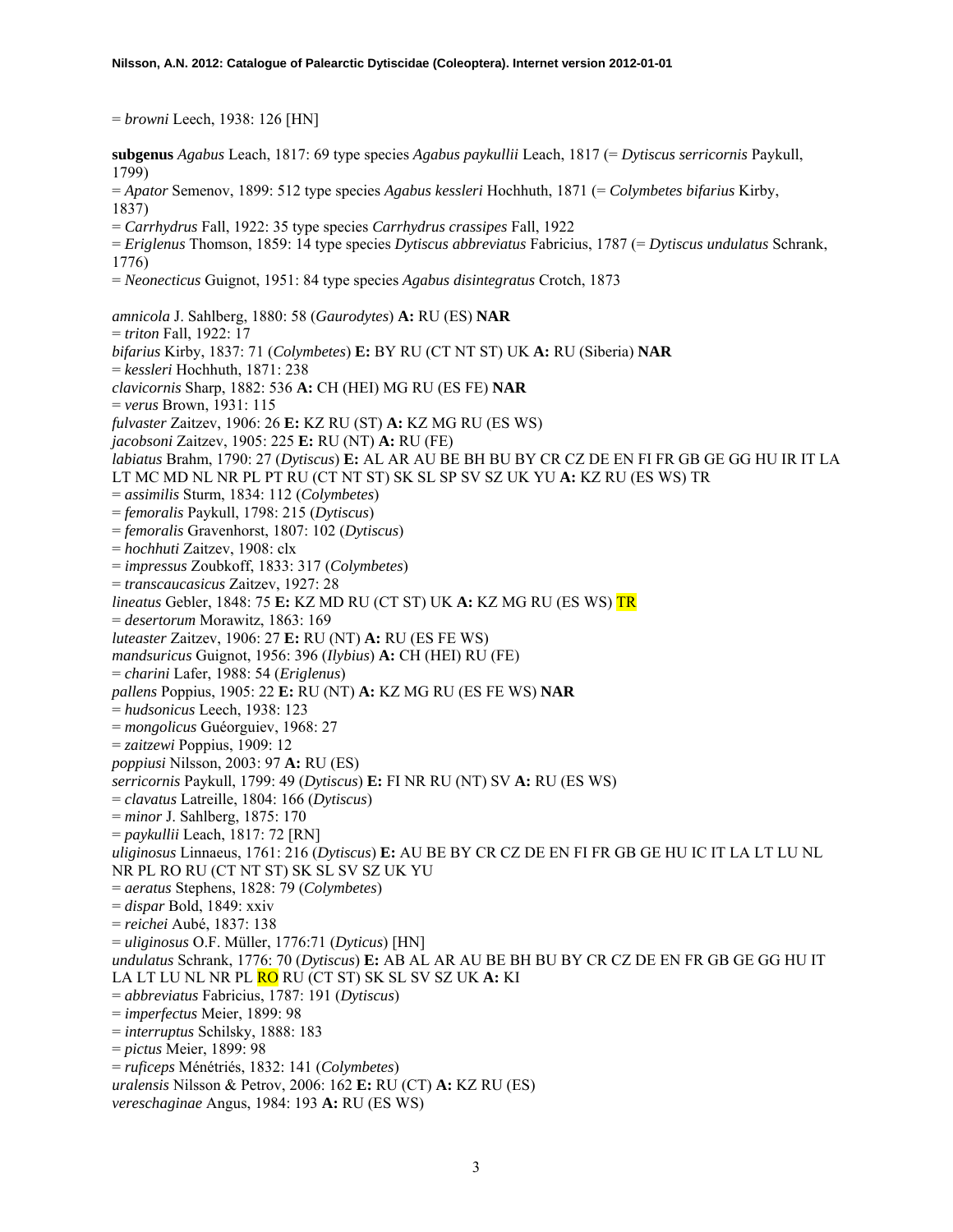= *browni* Leech, 1938: 126 [HN]

**subgenus** *Agabus* Leach, 1817: 69 type species *Agabus paykullii* Leach, 1817 (= *Dytiscus serricornis* Paykull, 1799)
= *Apator* Semenov, 1899: 512 type species *Agabus kessleri* Hochhuth, 1871 (= *Colymbetes bifarius* Kirby, 1837)
= *Carrhydrus* Fall, 1922: 35 type species *Carrhydrus crassipes* Fall, 1922
= *Eriglenus* Thomson, 1859: 14 type species *Dytiscus abbreviatus* Fabricius, 1787 (= *Dytiscus undulatus* Schrank, 1776)
= *Neonecticus* Guignot, 1951: 84 type species *Agabus disintegratus* Crotch, 1873

*amnicola* J. Sahlberg, 1880: 58 (*Gaurodytes*) **A:** RU (ES) **NAR**
= *triton* Fall, 1922: 17
*bifarius* Kirby, 1837: 71 (*Colymbetes*) **E:** BY RU (CT NT ST) UK **A:** RU (Siberia) **NAR**
= *kessleri* Hochhuth, 1871: 238
*clavicornis* Sharp, 1882: 536 **A:** CH (HEI) MG RU (ES FE) **NAR**
= *verus* Brown, 1931: 115
*fulvaster* Zaitzev, 1906: 26 **E:** KZ RU (ST) **A:** KZ MG RU (ES WS)
*jacobsoni* Zaitzev, 1905: 225 **E:** RU (NT) **A:** RU (FE)
*labiatus* Brahm, 1790: 27 (*Dytiscus*) **E:** AL AR AU BE BH BU BY CR CZ DE EN FI FR GB GE GG HU IR IT LA LT MC MD NL NR PL PT RU (CT NT ST) SK SL SP SV SZ UK YU **A:** KZ RU (ES WS) TR
= *assimilis* Sturm, 1834: 112 (*Colymbetes*)
= *femoralis* Paykull, 1798: 215 (*Dytiscus*)
= *femoralis* Gravenhorst, 1807: 102 (*Dytiscus*)
= *hochhuti* Zaitzev, 1908: clx
= *impressus* Zoubkoff, 1833: 317 (*Colymbetes*)
= *transcaucasicus* Zaitzev, 1927: 28
*lineatus* Gebler, 1848: 75 **E:** KZ MD RU (CT ST) UK **A:** KZ MG RU (ES WS) TR
= *desertorum* Morawitz, 1863: 169
*luteaster* Zaitzev, 1906: 27 **E:** RU (NT) **A:** RU (ES FE WS)
*mandsuricus* Guignot, 1956: 396 (*Ilybius*) **A:** CH (HEI) RU (FE)
= *charini* Lafer, 1988: 54 (*Eriglenus*)
*pallens* Poppius, 1905: 22 **E:** RU (NT) **A:** KZ MG RU (ES FE WS) **NAR**
= *hudsonicus* Leech, 1938: 123
= *mongolicus* Guéorguiev, 1968: 27
= *zaitzewi* Poppius, 1909: 12
*poppiusi* Nilsson, 2003: 97 **A:** RU (ES)
*serricornis* Paykull, 1799: 49 (*Dytiscus*) **E:** FI NR RU (NT) SV **A:** RU (ES WS)
= *clavatus* Latreille, 1804: 166 (*Dytiscus*)
= *minor* J. Sahlberg, 1875: 170
= *paykullii* Leach, 1817: 72 [RN]
*uliginosus* Linnaeus, 1761: 216 (*Dytiscus*) **E:** AU BE BY CR CZ DE EN FI FR GB GE HU IC IT LA LT LU NL NR PL RO RU (CT NT ST) SK SL SV SZ UK YU
= *aeratus* Stephens, 1828: 79 (*Colymbetes*)
= *dispar* Bold, 1849: xxiv
= *reichei* Aubé, 1837: 138
= *uliginosus* O.F. Müller, 1776:71 (*Dyticus*) [HN]
*undulatus* Schrank, 1776: 70 (*Dytiscus*) **E:** AB AL AR AU BE BH BU BY CR CZ DE EN FR GB GE GG HU IT LA LT LU NL NR PL RO RU (CT ST) SK SL SV SZ UK **A:** KI
= *abbreviatus* Fabricius, 1787: 191 (*Dytiscus*)
= *imperfectus* Meier, 1899: 98
= *interruptus* Schilsky, 1888: 183
= *pictus* Meier, 1899: 98
= *ruficeps* Ménétriés, 1832: 141 (*Colymbetes*)
*uralensis* Nilsson & Petrov, 2006: 162 **E:** RU (CT) **A:** KZ RU (ES)
*vereschaginae* Angus, 1984: 193 **A:** RU (ES WS)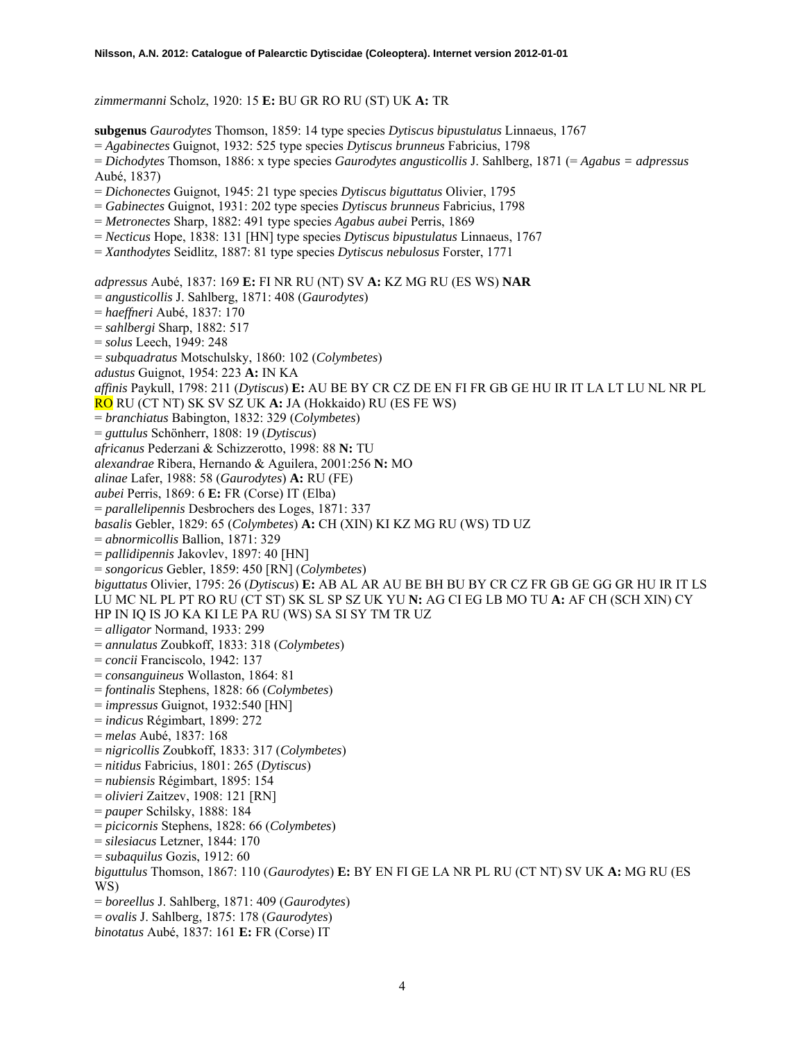*zimmermanni* Scholz, 1920: 15 **E:** BU GR RO RU (ST) UK **A:** TR

**subgenus** *Gaurodytes* Thomson, 1859: 14 type species *Dytiscus bipustulatus* Linnaeus, 1767
= *Agabinectes* Guignot, 1932: 525 type species *Dytiscus brunneus* Fabricius, 1798
= *Dichodytes* Thomson, 1886: x type species *Gaurodytes angusticollis* J. Sahlberg, 1871 (= *Agabus = adpressus* Aubé, 1837)
= *Dichonectes* Guignot, 1945: 21 type species *Dytiscus biguttatus* Olivier, 1795
= *Gabinectes* Guignot, 1931: 202 type species *Dytiscus brunneus* Fabricius, 1798
= *Metronectes* Sharp, 1882: 491 type species *Agabus aubei* Perris, 1869
= *Necticus* Hope, 1838: 131 [HN] type species *Dytiscus bipustulatus* Linnaeus, 1767
= *Xanthodytes* Seidlitz, 1887: 81 type species *Dytiscus nebulosus* Forster, 1771

*adpressus* Aubé, 1837: 169 **E:** FI NR RU (NT) SV **A:** KZ MG RU (ES WS) **NAR**
= *angusticollis* J. Sahlberg, 1871: 408 (*Gaurodytes*)
= *haeffneri* Aubé, 1837: 170
= *sahlbergi* Sharp, 1882: 517
= *solus* Leech, 1949: 248
= *subquadratus* Motschulsky, 1860: 102 (*Colymbetes*)
*adustus* Guignot, 1954: 223 **A:** IN KA
*affinis* Paykull, 1798: 211 (*Dytiscus*) **E:** AU BE BY CR CZ DE EN FI FR GB GE HU IR IT LA LT LU NL NR PL RO RU (CT NT) SK SV SZ UK **A:** JA (Hokkaido) RU (ES FE WS)
= *branchiatus* Babington, 1832: 329 (*Colymbetes*)
= *guttulus* Schönherr, 1808: 19 (*Dytiscus*)
*africanus* Pederzani & Schizzerotto, 1998: 88 **N:** TU
*alexandrae* Ribera, Hernando & Aguilera, 2001:256 **N:** MO
*alinae* Lafer, 1988: 58 (*Gaurodytes*) **A:** RU (FE)
*aubei* Perris, 1869: 6 **E:** FR (Corse) IT (Elba)
= *parallelipennis* Desbrochers des Loges, 1871: 337
*basalis* Gebler, 1829: 65 (*Colymbetes*) **A:** CH (XIN) KI KZ MG RU (WS) TD UZ
= *abnormicollis* Ballion, 1871: 329
= *pallidipennis* Jakovlev, 1897: 40 [HN]
= *songoricus* Gebler, 1859: 450 [RN] (*Colymbetes*)
*biguttatus* Olivier, 1795: 26 (*Dytiscus*) **E:** AB AL AR AU BE BH BU BY CR CZ FR GB GE GG GR HU IR IT LS LU MC NL PL PT RO RU (CT ST) SK SL SP SZ UK YU **N:** AG CI EG LB MO TU **A:** AF CH (SCH XIN) CY HP IN IQ IS JO KA KI LE PA RU (WS) SA SI SY TM TR UZ
= *alligator* Normand, 1933: 299
= *annulatus* Zoubkoff, 1833: 318 (*Colymbetes*)
= *concii* Franciscolo, 1942: 137
= *consanguineus* Wollaston, 1864: 81
= *fontinalis* Stephens, 1828: 66 (*Colymbetes*)
= *impressus* Guignot, 1932:540 [HN]
= *indicus* Régimbart, 1899: 272
= *melas* Aubé, 1837: 168
= *nigricollis* Zoubkoff, 1833: 317 (*Colymbetes*)
= *nitidus* Fabricius, 1801: 265 (*Dytiscus*)
= *nubiensis* Régimbart, 1895: 154
= *olivieri* Zaitzev, 1908: 121 [RN]
= *pauper* Schilsky, 1888: 184
= *picicornis* Stephens, 1828: 66 (*Colymbetes*)
= *silesiacus* Letzner, 1844: 170
= *subaquilus* Gozis, 1912: 60
*biguttulus* Thomson, 1867: 110 (*Gaurodytes*) **E:** BY EN FI GE LA NR PL RU (CT NT) SV UK **A:** MG RU (ES WS)
= *boreellus* J. Sahlberg, 1871: 409 (*Gaurodytes*)
= *ovalis* J. Sahlberg, 1875: 178 (*Gaurodytes*)
*binotatus* Aubé, 1837: 161 **E:** FR (Corse) IT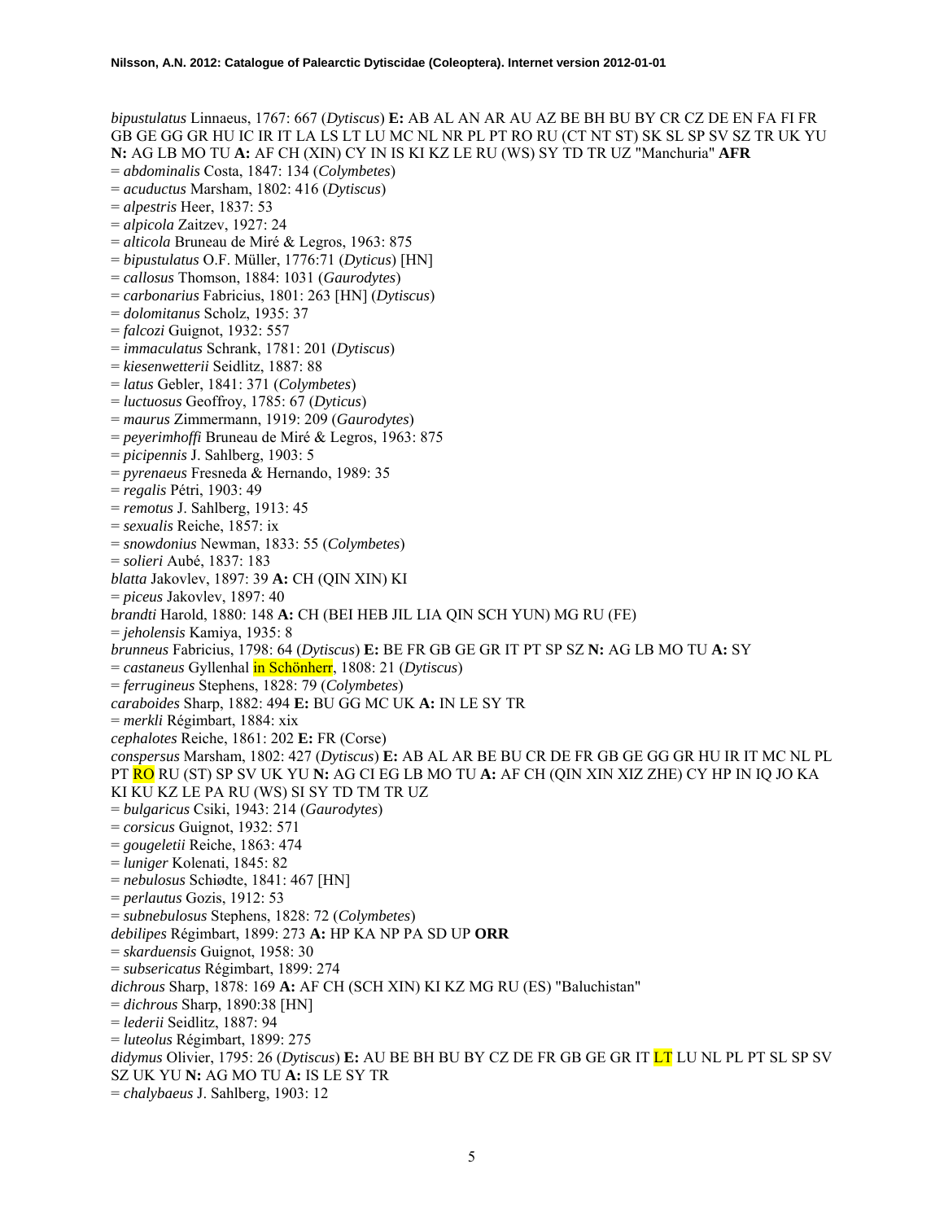*bipustulatus* Linnaeus, 1767: 667 (*Dytiscus*) **E:** AB AL AN AR AU AZ BE BH BU BY CR CZ DE EN FA FI FR GB GE GG GR HU IC IR IT LA LS LT LU MC NL NR PL PT RO RU (CT NT ST) SK SL SP SV SZ TR UK YU **N:** AG LB MO TU **A:** AF CH (XIN) CY IN IS KI KZ LE RU (WS) SY TD TR UZ "Manchuria" **AFR**
= *abdominalis* Costa, 1847: 134 (*Colymbetes*)
= *acuductus* Marsham, 1802: 416 (*Dytiscus*)
= *alpestris* Heer, 1837: 53
= *alpicola* Zaitzev, 1927: 24
= *alticola* Bruneau de Miré & Legros, 1963: 875
= *bipustulatus* O.F. Müller, 1776:71 (*Dyticus*) [HN]
= *callosus* Thomson, 1884: 1031 (*Gaurodytes*)
= *carbonarius* Fabricius, 1801: 263 [HN] (*Dytiscus*)
= *dolomitanus* Scholz, 1935: 37
= *falcozi* Guignot, 1932: 557
= *immaculatus* Schrank, 1781: 201 (*Dytiscus*)
= *kiesenwetterii* Seidlitz, 1887: 88
= *latus* Gebler, 1841: 371 (*Colymbetes*)
= *luctuosus* Geoffroy, 1785: 67 (*Dyticus*)
= *maurus* Zimmermann, 1919: 209 (*Gaurodytes*)
= *peyerimhoffi* Bruneau de Miré & Legros, 1963: 875
= *picipennis* J. Sahlberg, 1903: 5
= *pyrenaeus* Fresneda & Hernando, 1989: 35
= *regalis* Pétri, 1903: 49
= *remotus* J. Sahlberg, 1913: 45
= *sexualis* Reiche, 1857: ix
= *snowdonius* Newman, 1833: 55 (*Colymbetes*)
= *solieri* Aubé, 1837: 183
*blatta* Jakovlev, 1897: 39 **A:** CH (QIN XIN) KI
= *piceus* Jakovlev, 1897: 40
*brandti* Harold, 1880: 148 **A:** CH (BEI HEB JIL LIA QIN SCH YUN) MG RU (FE)
= *jeholensis* Kamiya, 1935: 8
*brunneus* Fabricius, 1798: 64 (*Dytiscus*) **E:** BE FR GB GE GR IT PT SP SZ **N:** AG LB MO TU **A:** SY
= *castaneus* Gyllenhal in Schönherr, 1808: 21 (*Dytiscus*)
= *ferrugineus* Stephens, 1828: 79 (*Colymbetes*)
*caraboides* Sharp, 1882: 494 **E:** BU GG MC UK **A:** IN LE SY TR
= *merkli* Régimbart, 1884: xix
*cephalotes* Reiche, 1861: 202 **E:** FR (Corse)
*conspersus* Marsham, 1802: 427 (*Dytiscus*) **E:** AB AL AR BE BU CR DE FR GB GE GG GR HU IR IT MC NL PL PT RO RU (ST) SP SV UK YU **N:** AG CI EG LB MO TU **A:** AF CH (QIN XIN XIZ ZHE) CY HP IN IQ JO KA KI KU KZ LE PA RU (WS) SI SY TD TM TR UZ
= *bulgaricus* Csiki, 1943: 214 (*Gaurodytes*)
= *corsicus* Guignot, 1932: 571
= *gougeletii* Reiche, 1863: 474
= *luniger* Kolenati, 1845: 82
= *nebulosus* Schiødte, 1841: 467 [HN]
= *perlautus* Gozis, 1912: 53
= *subnebulosus* Stephens, 1828: 72 (*Colymbetes*)
*debilipes* Régimbart, 1899: 273 **A:** HP KA NP PA SD UP **ORR**
= *skarduensis* Guignot, 1958: 30
= *subsericatus* Régimbart, 1899: 274
*dichrous* Sharp, 1878: 169 **A:** AF CH (SCH XIN) KI KZ MG RU (ES) "Baluchistan"
= *dichrous* Sharp, 1890:38 [HN]
= *lederii* Seidlitz, 1887: 94
= *luteolus* Régimbart, 1899: 275
*didymus* Olivier, 1795: 26 (*Dytiscus*) **E:** AU BE BH BU BY CZ DE FR GB GE GR IT LT LU NL PL PT SL SP SV SZ UK YU **N:** AG MO TU **A:** IS LE SY TR
= *chalybaeus* J. Sahlberg, 1903: 12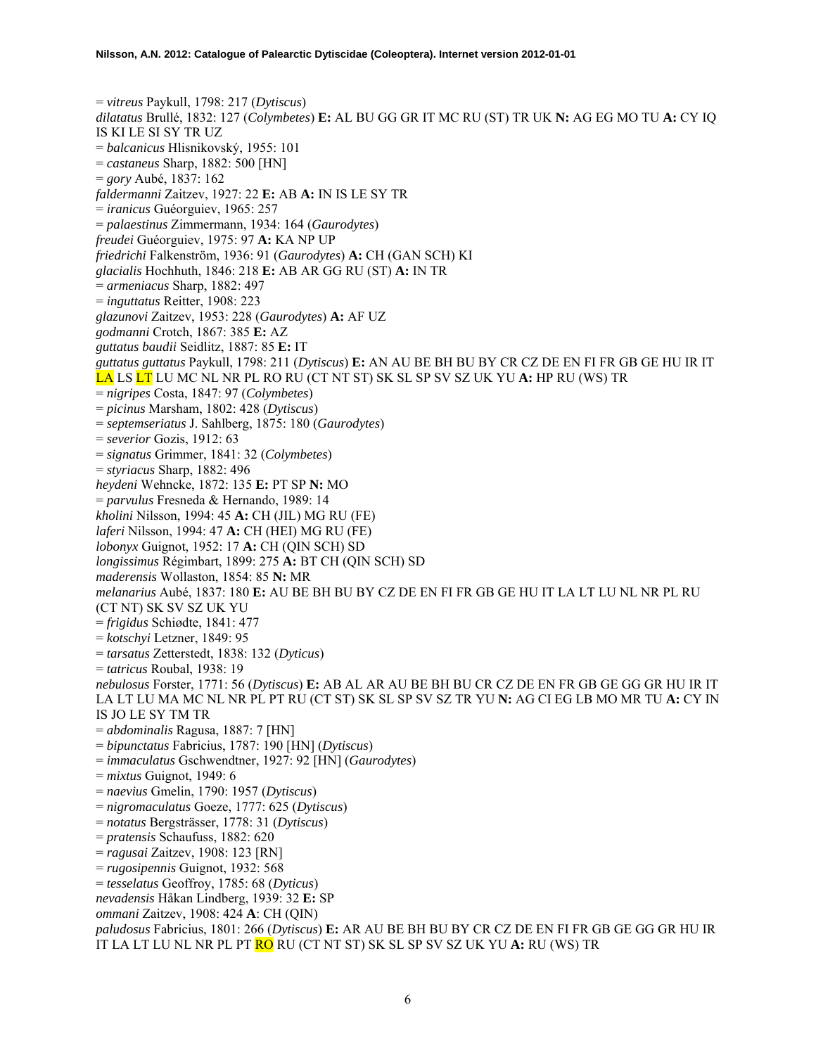= *vitreus* Paykull, 1798: 217 (*Dytiscus*)
*dilatatus* Brullé, 1832: 127 (*Colymbetes*) **E:** AL BU GG GR IT MC RU (ST) TR UK **N:** AG EG MO TU **A:** CY IQ IS KI LE SI SY TR UZ
= *balcanicus* Hlisnikovský, 1955: 101
= *castaneus* Sharp, 1882: 500 [HN]
= *gory* Aubé, 1837: 162
*faldermanni* Zaitzev, 1927: 22 **E:** AB **A:** IN IS LE SY TR
= *iranicus* Guéorguiev, 1965: 257
= *palaestinus* Zimmermann, 1934: 164 (*Gaurodytes*)
*freudei* Guéorguiev, 1975: 97 **A:** KA NP UP
*friedrichi* Falkenström, 1936: 91 (*Gaurodytes*) **A:** CH (GAN SCH) KI
*glacialis* Hochhuth, 1846: 218 **E:** AB AR GG RU (ST) **A:** IN TR
= *armeniacus* Sharp, 1882: 497
= *inguttatus* Reitter, 1908: 223
*glazunovi* Zaitzev, 1953: 228 (*Gaurodytes*) **A:** AF UZ
*godmanni* Crotch, 1867: 385 **E:** AZ
*guttatus baudii* Seidlitz, 1887: 85 **E:** IT
*guttatus guttatus* Paykull, 1798: 211 (*Dytiscus*) **E:** AN AU BE BH BU BY CR CZ DE EN FI FR GB GE HU IR IT LA LS LT LU MC NL NR PL RO RU (CT NT ST) SK SL SP SV SZ UK YU **A:** HP RU (WS) TR
= *nigripes* Costa, 1847: 97 (*Colymbetes*)
= *picinus* Marsham, 1802: 428 (*Dytiscus*)
= *septemseriatus* J. Sahlberg, 1875: 180 (*Gaurodytes*)
= *severior* Gozis, 1912: 63
= *signatus* Grimmer, 1841: 32 (*Colymbetes*)
= *styriacus* Sharp, 1882: 496
*heydeni* Wehncke, 1872: 135 **E:** PT SP **N:** MO
= *parvulus* Fresneda & Hernando, 1989: 14
*kholini* Nilsson, 1994: 45 **A:** CH (JIL) MG RU (FE)
*laferi* Nilsson, 1994: 47 **A:** CH (HEI) MG RU (FE)
*lobonyx* Guignot, 1952: 17 **A:** CH (QIN SCH) SD
*longissimus* Régimbart, 1899: 275 **A:** BT CH (QIN SCH) SD
*maderensis* Wollaston, 1854: 85 **N:** MR
*melanarius* Aubé, 1837: 180 **E:** AU BE BH BU BY CZ DE EN FI FR GB GE HU IT LA LT LU NL NR PL RU (CT NT) SK SV SZ UK YU
= *frigidus* Schiødte, 1841: 477
= *kotschyi* Letzner, 1849: 95
= *tarsatus* Zetterstedt, 1838: 132 (*Dyticus*)
= *tatricus* Roubal, 1938: 19
*nebulosus* Forster, 1771: 56 (*Dytiscus*) **E:** AB AL AR AU BE BH BU CR CZ DE EN FR GB GE GG GR HU IR IT LA LT LU MA MC NL NR PL PT RU (CT ST) SK SL SP SV SZ TR YU **N:** AG CI EG LB MO MR TU **A:** CY IN IS JO LE SY TM TR
= *abdominalis* Ragusa, 1887: 7 [HN]
= *bipunctatus* Fabricius, 1787: 190 [HN] (*Dytiscus*)
= *immaculatus* Gschwendtner, 1927: 92 [HN] (*Gaurodytes*)
= *mixtus* Guignot, 1949: 6
= *naevius* Gmelin, 1790: 1957 (*Dytiscus*)
= *nigromaculatus* Goeze, 1777: 625 (*Dytiscus*)
= *notatus* Bergsträsser, 1778: 31 (*Dytiscus*)
= *pratensis* Schaufuss, 1882: 620
= *ragusai* Zaitzev, 1908: 123 [RN]
= *rugosipennis* Guignot, 1932: 568
= *tesselatus* Geoffroy, 1785: 68 (*Dyticus*)
*nevadensis* Håkan Lindberg, 1939: 32 **E:** SP
*ommani* Zaitzev, 1908: 424 **A**: CH (QIN)
*paludosus* Fabricius, 1801: 266 (*Dytiscus*) **E:** AR AU BE BH BU BY CR CZ DE EN FI FR GB GE GG GR HU IR IT LA LT LU NL NR PL PT RO RU (CT NT ST) SK SL SP SV SZ UK YU **A:** RU (WS) TR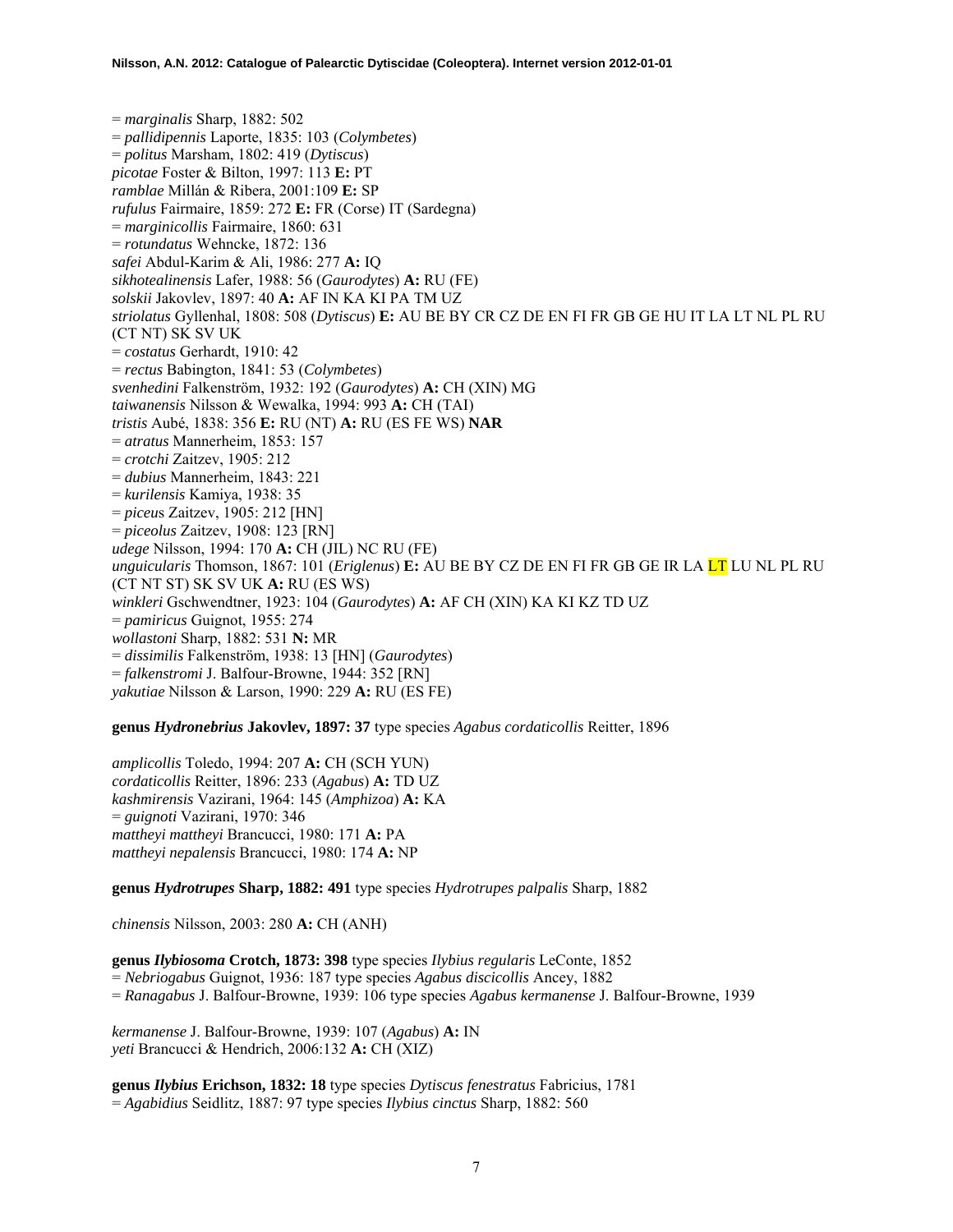= *marginalis* Sharp, 1882: 502
= *pallidipennis* Laporte, 1835: 103 (*Colymbetes*)
= *politus* Marsham, 1802: 419 (*Dytiscus*)
*picotae* Foster & Bilton, 1997: 113 **E:** PT
*ramblae* Millán & Ribera, 2001:109 **E:** SP
*rufulus* Fairmaire, 1859: 272 **E:** FR (Corse) IT (Sardegna)
= *marginicollis* Fairmaire, 1860: 631
= *rotundatus* Wehncke, 1872: 136
*safei* Abdul-Karim & Ali, 1986: 277 **A:** IQ
*sikhotealinensis* Lafer, 1988: 56 (*Gaurodytes*) **A:** RU (FE)
*solskii* Jakovlev, 1897: 40 **A:** AF IN KA KI PA TM UZ
*striolatus* Gyllenhal, 1808: 508 (*Dytiscus*) **E:** AU BE BY CR CZ DE EN FI FR GB GE HU IT LA LT NL PL RU (CT NT) SK SV UK
= *costatus* Gerhardt, 1910: 42
= *rectus* Babington, 1841: 53 (*Colymbetes*)
*svenhedini* Falkenström, 1932: 192 (*Gaurodytes*) **A:** CH (XIN) MG
*taiwanensis* Nilsson & Wewalka, 1994: 993 **A:** CH (TAI)
*tristis* Aubé, 1838: 356 **E:** RU (NT) **A:** RU (ES FE WS) **NAR**
= *atratus* Mannerheim, 1853: 157
= *crotchi* Zaitzev, 1905: 212
= *dubius* Mannerheim, 1843: 221
= *kurilensis* Kamiya, 1938: 35
= *piceus* Zaitzev, 1905: 212 [HN]
= *piceolus* Zaitzev, 1908: 123 [RN]
*udege* Nilsson, 1994: 170 **A:** CH (JIL) NC RU (FE)
*unguicularis* Thomson, 1867: 101 (*Eriglenus*) **E:** AU BE BY CZ DE EN FI FR GB GE IR LA LT LU NL PL RU (CT NT ST) SK SV UK **A:** RU (ES WS)
*winkleri* Gschwendtner, 1923: 104 (*Gaurodytes*) **A:** AF CH (XIN) KA KI KZ TD UZ
= *pamiricus* Guignot, 1955: 274
*wollastoni* Sharp, 1882: 531 **N:** MR
= *dissimilis* Falkenström, 1938: 13 [HN] (*Gaurodytes*)
= *falkenstromi* J. Balfour-Browne, 1944: 352 [RN]
*yakutiae* Nilsson & Larson, 1990: 229 **A:** RU (ES FE)

**genus *Hydronebrius* Jakovlev, 1897: 37** type species *Agabus cordaticollis* Reitter, 1896

*amplicollis* Toledo, 1994: 207 **A:** CH (SCH YUN)
*cordaticollis* Reitter, 1896: 233 (*Agabus*) **A:** TD UZ
*kashmirensis* Vazirani, 1964: 145 (*Amphizoa*) **A:** KA
= *guignoti* Vazirani, 1970: 346
*mattheyi mattheyi* Brancucci, 1980: 171 **A:** PA
*mattheyi nepalensis* Brancucci, 1980: 174 **A:** NP

**genus *Hydrotrupes* Sharp, 1882: 491** type species *Hydrotrupes palpalis* Sharp, 1882

*chinensis* Nilsson, 2003: 280 **A:** CH (ANH)

**genus *Ilybiosoma* Crotch, 1873: 398** type species *Ilybius regularis* LeConte, 1852
= *Nebriogabus* Guignot, 1936: 187 type species *Agabus discicollis* Ancey, 1882
= *Ranagabus* J. Balfour-Browne, 1939: 106 type species *Agabus kermanense* J. Balfour-Browne, 1939

*kermanense* J. Balfour-Browne, 1939: 107 (*Agabus*) **A:** IN
*yeti* Brancucci & Hendrich, 2006:132 **A:** CH (XIZ)

**genus *Ilybius* Erichson, 1832: 18** type species *Dytiscus fenestratus* Fabricius, 1781
= *Agabidius* Seidlitz, 1887: 97 type species *Ilybius cinctus* Sharp, 1882: 560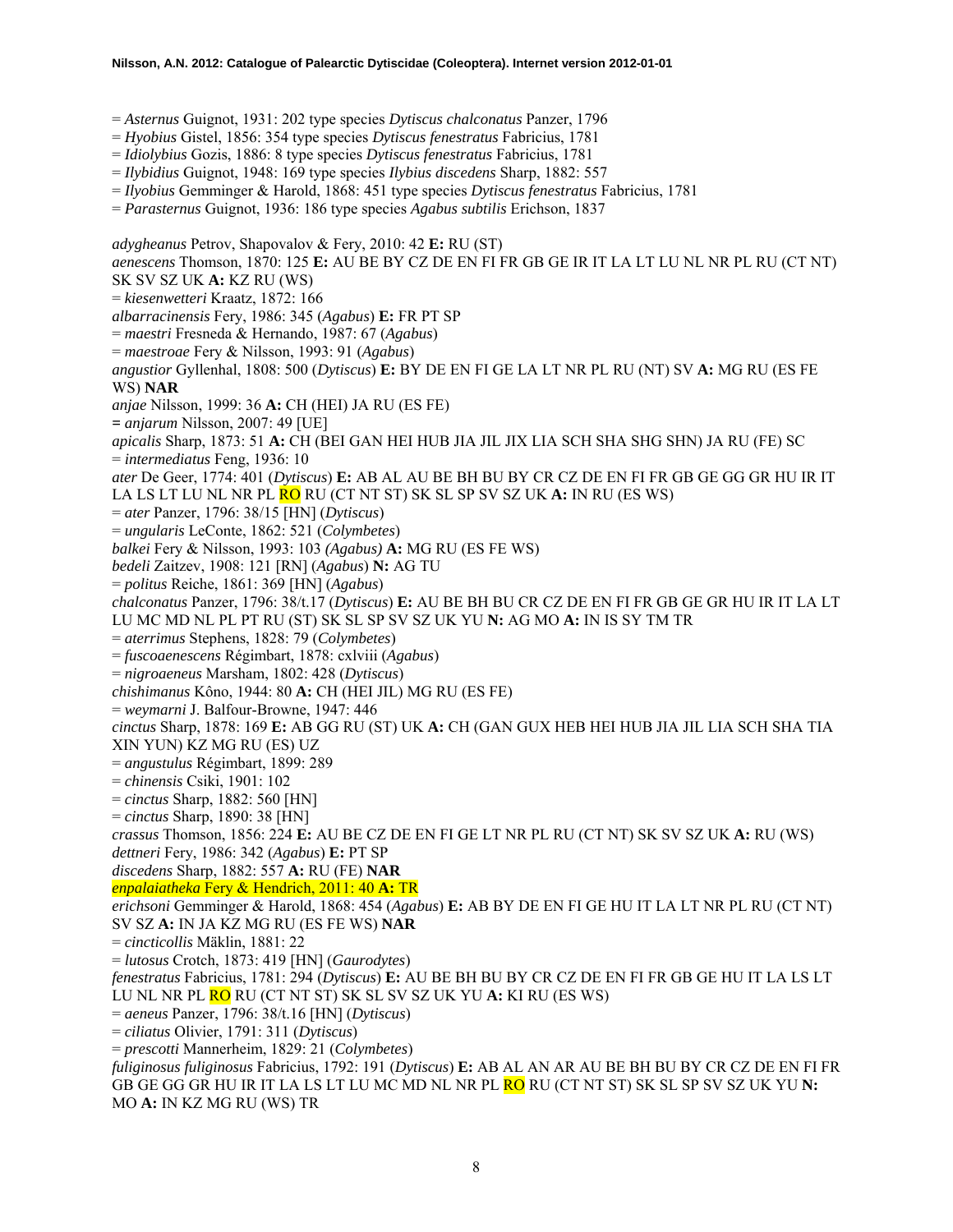= *Asternus* Guignot, 1931: 202 type species *Dytiscus chalconatus* Panzer, 1796
= *Hyobius* Gistel, 1856: 354 type species *Dytiscus fenestratus* Fabricius, 1781
= *Idiolybius* Gozis, 1886: 8 type species *Dytiscus fenestratus* Fabricius, 1781
= *Ilybidius* Guignot, 1948: 169 type species *Ilybius discedens* Sharp, 1882: 557
= *Ilyobius* Gemminger & Harold, 1868: 451 type species *Dytiscus fenestratus* Fabricius, 1781
= *Parasternus* Guignot, 1936: 186 type species *Agabus subtilis* Erichson, 1837

*adygheanus* Petrov, Shapovalov & Fery, 2010: 42 **E:** RU (ST)
*aenescens* Thomson, 1870: 125 **E:** AU BE BY CZ DE EN FI FR GB GE IR IT LA LT LU NL NR PL RU (CT NT) SK SV SZ UK **A:** KZ RU (WS)
= *kiesenwetteri* Kraatz, 1872: 166
*albarracinensis* Fery, 1986: 345 (*Agabus*) **E:** FR PT SP
= *maestri* Fresneda & Hernando, 1987: 67 (*Agabus*)
= *maestroae* Fery & Nilsson, 1993: 91 (*Agabus*)
*angustior* Gyllenhal, 1808: 500 (*Dytiscus*) **E:** BY DE EN FI GE LA LT NR PL RU (NT) SV **A:** MG RU (ES FE WS) **NAR**
*anjae* Nilsson, 1999: 36 **A:** CH (HEI) JA RU (ES FE)
= *anjarum* Nilsson, 2007: 49 [UE]
*apicalis* Sharp, 1873: 51 **A:** CH (BEI GAN HEI HUB JIA JIL JIX LIA SCH SHA SHG SHN) JA RU (FE) SC
= *intermediatus* Feng, 1936: 10
*ater* De Geer, 1774: 401 (*Dytiscus*) **E:** AB AL AU BE BH BU BY CR CZ DE EN FI FR GB GE GG GR HU IR IT LA LS LT LU NL NR PL RO RU (CT NT ST) SK SL SP SV SZ UK **A:** IN RU (ES WS)
= *ater* Panzer, 1796: 38/15 [HN] (*Dytiscus*)
= *ungularis* LeConte, 1862: 521 (*Colymbetes*)
*balkei* Fery & Nilsson, 1993: 103 *(Agabus)* **A:** MG RU (ES FE WS)
*bedeli* Zaitzev, 1908: 121 [RN] (*Agabus*) **N:** AG TU
= *politus* Reiche, 1861: 369 [HN] (*Agabus*)
*chalconatus* Panzer, 1796: 38/t.17 (*Dytiscus*) **E:** AU BE BH BU CR CZ DE EN FI FR GB GE GR HU IR IT LA LT LU MC MD NL PL PT RU (ST) SK SL SP SV SZ UK YU **N:** AG MO **A:** IN IS SY TM TR
= *aterrimus* Stephens, 1828: 79 (*Colymbetes*)
= *fuscoaenescens* Régimbart, 1878: cxlviii (*Agabus*)
= *nigroaeneus* Marsham, 1802: 428 (*Dytiscus*)
*chishimanus* Kôno, 1944: 80 **A:** CH (HEI JIL) MG RU (ES FE)
= *weymarni* J. Balfour-Browne, 1947: 446
*cinctus* Sharp, 1878: 169 **E:** AB GG RU (ST) UK **A:** CH (GAN GUX HEB HEI HUB JIA JIL LIA SCH SHA TIA XIN YUN) KZ MG RU (ES) UZ
= *angustulus* Régimbart, 1899: 289
= *chinensis* Csiki, 1901: 102
= *cinctus* Sharp, 1882: 560 [HN]
= *cinctus* Sharp, 1890: 38 [HN]
*crassus* Thomson, 1856: 224 **E:** AU BE CZ DE EN FI GE LT NR PL RU (CT NT) SK SV SZ UK **A:** RU (WS)
*dettneri* Fery, 1986: 342 (*Agabus*) **E:** PT SP
*discedens* Sharp, 1882: 557 **A:** RU (FE) **NAR**
*enpalaiatheka* Fery & Hendrich, 2011: 40 **A:** TR
*erichsoni* Gemminger & Harold, 1868: 454 (*Agabus*) **E:** AB BY DE EN FI GE HU IT LA LT NR PL RU (CT NT) SV SZ **A:** IN JA KZ MG RU (ES FE WS) **NAR**
= *cincticollis* Mäklin, 1881: 22
= *lutosus* Crotch, 1873: 419 [HN] (*Gaurodytes*)
*fenestratus* Fabricius, 1781: 294 (*Dytiscus*) **E:** AU BE BH BU BY CR CZ DE EN FI FR GB GE HU IT LA LS LT LU NL NR PL RO RU (CT NT ST) SK SL SV SZ UK YU **A:** KI RU (ES WS)
= *aeneus* Panzer, 1796: 38/t.16 [HN] (*Dytiscus*)
= *ciliatus* Olivier, 1791: 311 (*Dytiscus*)
= *prescotti* Mannerheim, 1829: 21 (*Colymbetes*)
*fuliginosus fuliginosus* Fabricius, 1792: 191 (*Dytiscus*) **E:** AB AL AN AR AU BE BH BU BY CR CZ DE EN FI FR GB GE GG GR HU IR IT LA LS LT LU MC MD NL NR PL RO RU (CT NT ST) SK SL SP SV SZ UK YU **N:** MO **A:** IN KZ MG RU (WS) TR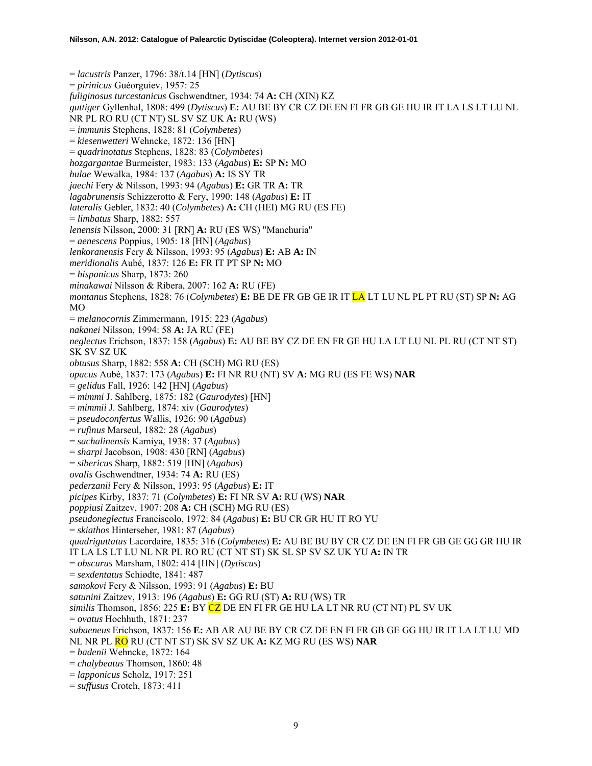= *lacustris* Panzer, 1796: 38/t.14 [HN] (*Dytiscus*)
= *pirinicus* Guéorguiev, 1957: 25
*fuliginosus turcestanicus* Gschwendtner, 1934: 74 **A:** CH (XIN) KZ
*guttiger* Gyllenhal, 1808: 499 (*Dytiscus*) **E:** AU BE BY CR CZ DE EN FI FR GB GE HU IR IT LA LS LT LU NL NR PL RO RU (CT NT) SL SV SZ UK **A:** RU (WS)
= *immunis* Stephens, 1828: 81 (*Colymbetes*)
= *kiesenwetteri* Wehncke, 1872: 136 [HN]
= *quadrinotatus* Stephens, 1828: 83 (*Colymbetes*)
*hozgargantae* Burmeister, 1983: 133 (*Agabus*) **E:** SP **N:** MO
*hulae* Wewalka, 1984: 137 (*Agabus*) **A:** IS SY TR
*jaechi* Fery & Nilsson, 1993: 94 (*Agabus*) **E:** GR TR **A:** TR
*lagabrunensis* Schizzerotto & Fery, 1990: 148 (*Agabus*) **E:** IT
*lateralis* Gebler, 1832: 40 (*Colymbetes*) **A:** CH (HEI) MG RU (ES FE)
= *limbatus* Sharp, 1882: 557
*lenensis* Nilsson, 2000: 31 [RN] **A:** RU (ES WS) "Manchuria"
= *aenescens* Poppius, 1905: 18 [HN] (*Agabus*)
*lenkoranensis* Fery & Nilsson, 1993: 95 (*Agabus*) **E:** AB **A:** IN
*meridionalis* Aubé, 1837: 126 **E:** FR IT PT SP **N:** MO
= *hispanicus* Sharp, 1873: 260
*minakawai* Nilsson & Ribera, 2007: 162 **A:** RU (FE)
*montanus* Stephens, 1828: 76 (*Colymbetes*) **E:** BE DE FR GB GE IR IT LA LT LU NL PL PT RU (ST) SP **N:** AG MO
= *melanocornis* Zimmermann, 1915: 223 (*Agabus*)
*nakanei* Nilsson, 1994: 58 **A:** JA RU (FE)
*neglectus* Erichson, 1837: 158 (*Agabus*) **E:** AU BE BY CZ DE EN FR GE HU LA LT LU NL PL RU (CT NT ST) SK SV SZ UK
*obtusus* Sharp, 1882: 558 **A:** CH (SCH) MG RU (ES)
*opacus* Aubé, 1837: 173 (*Agabus*) **E:** FI NR RU (NT) SV **A:** MG RU (ES FE WS) **NAR**
= *gelidus* Fall, 1926: 142 [HN] (*Agabus*)
= *mimmi* J. Sahlberg, 1875: 182 (*Gaurodytes*) [HN]
= *mimmii* J. Sahlberg, 1874: xiv (*Gaurodytes*)
= *pseudoconfertus* Wallis, 1926: 90 (*Agabus*)
= *rufinus* Marseul, 1882: 28 (*Agabus*)
= *sachalinensis* Kamiya, 1938: 37 (*Agabus*)
= *sharpi* Jacobson, 1908: 430 [RN] (*Agabus*)
= *sibericus* Sharp, 1882: 519 [HN] (*Agabus*)
*ovalis* Gschwendtner, 1934: 74 **A:** RU (ES)
*pederzanii* Fery & Nilsson, 1993: 95 (*Agabus*) **E:** IT
*picipes* Kirby, 1837: 71 (*Colymbetes*) **E:** FI NR SV **A:** RU (WS) **NAR**
*poppiusi* Zaitzev, 1907: 208 **A:** CH (SCH) MG RU (ES)
*pseudoneglectus* Franciscolo, 1972: 84 (*Agabus*) **E:** BU CR GR HU IT RO YU
= *skiathos* Hinterseher, 1981: 87 (*Agabus*)
*quadriguttatus* Lacordaire, 1835: 316 (*Colymbetes*) **E:** AU BE BU BY CR CZ DE EN FI FR GB GE GG GR HU IR IT LA LS LT LU NL NR PL RO RU (CT NT ST) SK SL SP SV SZ UK YU **A:** IN TR
= *obscurus* Marsham, 1802: 414 [HN] (*Dytiscus*)
= *sexdentatus* Schiødte, 1841: 487
*samokovi* Fery & Nilsson, 1993: 91 (*Agabus*) **E:** BU
*satunini* Zaitzev, 1913: 196 (*Agabus*) **E:** GG RU (ST) **A:** RU (WS) TR
*similis* Thomson, 1856: 225 **E:** BY CZ DE EN FI FR GE HU LA LT NR RU (CT NT) PL SV UK
= *ovatus* Hochhuth, 1871: 237
*subaeneus* Erichson, 1837: 156 **E:** AB AR AU BE BY CR CZ DE EN FI FR GB GE GG HU IR IT LA LT LU MD NL NR PL RO RU (CT NT ST) SK SV SZ UK **A:** KZ MG RU (ES WS) **NAR**
= *badenii* Wehncke, 1872: 164
= *chalybeatus* Thomson, 1860: 48
= *lapponicus* Scholz, 1917: 251
= *suffusus* Crotch, 1873: 411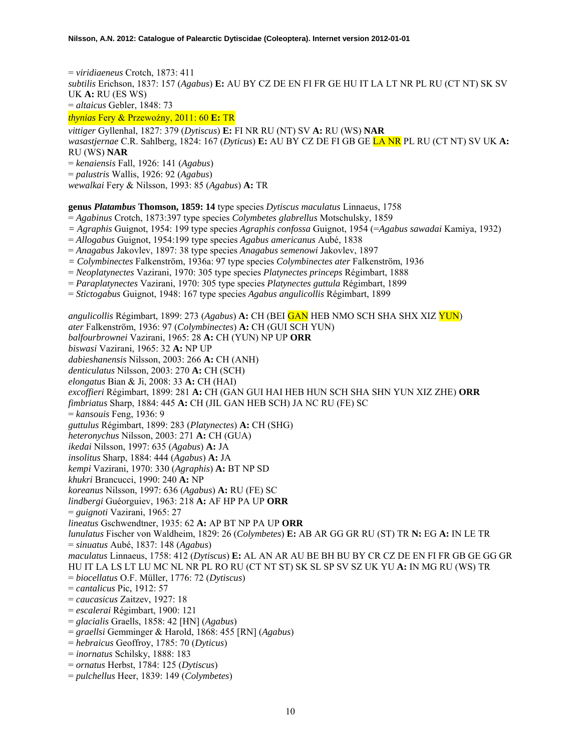= *viridiaeneus* Crotch, 1873: 411
*subtilis* Erichson, 1837: 157 (*Agabus*) **E:** AU BY CZ DE EN FI FR GE HU IT LA LT NR PL RU (CT NT) SK SV UK **A:** RU (ES WS)
= *altaicus* Gebler, 1848: 73
*thynias* Fery & Przewoźny, 2011: 60 **E:** TR
*vittiger* Gyllenhal, 1827: 379 (*Dytiscus*) **E:** FI NR RU (NT) SV **A:** RU (WS) **NAR**
*wasastjernae* C.R. Sahlberg, 1824: 167 (*Dyticus*) **E:** AU BY CZ DE FI GB GE LA NR PL RU (CT NT) SV UK **A:** RU (WS) **NAR**
= *kenaiensis* Fall, 1926: 141 (*Agabus*)
= *palustris* Wallis, 1926: 92 (*Agabus*)
*wewalkai* Fery & Nilsson, 1993: 85 (*Agabus*) **A:** TR

**genus *Platambus* Thomson, 1859: 14** type species *Dytiscus maculatus* Linnaeus, 1758
= *Agabinus* Crotch, 1873:397 type species *Colymbetes glabrellus* Motschulsky, 1859
= *Agraphis* Guignot, 1954: 199 type species *Agraphis confossa* Guignot, 1954 (=*Agabus sawadai* Kamiya, 1932)
= *Allogabus* Guignot, 1954:199 type species *Agabus americanus* Aubé, 1838
= *Anagabus* Jakovlev, 1897: 38 type species *Anagabus semenowi* Jakovlev, 1897
= *Colymbinectes* Falkenström, 1936a: 97 type species *Colymbinectes ater* Falkenström, 1936
= *Neoplatynectes* Vazirani, 1970: 305 type species *Platynectes princeps* Régimbart, 1888
= *Paraplatynectes* Vazirani, 1970: 305 type species *Platynectes guttula* Régimbart, 1899
= *Stictogabus* Guignot, 1948: 167 type species *Agabus angulicollis* Régimbart, 1899

*angulicollis* Régimbart, 1899: 273 (*Agabus*) **A:** CH (BEI GAN HEB NMO SCH SHA SHX XIZ YUN)
*ater* Falkenström, 1936: 97 (*Colymbinectes*) **A:** CH (GUI SCH YUN)
*balfourbrownei* Vazirani, 1965: 28 **A:** CH (YUN) NP UP **ORR**
*biswasi* Vazirani, 1965: 32 **A:** NP UP
*dabieshanensis* Nilsson, 2003: 266 **A:** CH (ANH)
*denticulatus* Nilsson, 2003: 270 **A:** CH (SCH)
*elongatus* Bian & Ji, 2008: 33 **A:** CH (HAI)
*excoffieri* Régimbart, 1899: 281 **A:** CH (GAN GUI HAI HEB HUN SCH SHA SHN YUN XIZ ZHE) **ORR**
*fimbriatus* Sharp, 1884: 445 **A:** CH (JIL GAN HEB SCH) JA NC RU (FE) SC
= *kansouis* Feng, 1936: 9
*guttulus* Régimbart, 1899: 283 (*Platynectes*) **A:** CH (SHG)
*heteronychus* Nilsson, 2003: 271 **A:** CH (GUA)
*ikedai* Nilsson, 1997: 635 (*Agabus*) **A:** JA
*insolitus* Sharp, 1884: 444 (*Agabus*) **A:** JA
*kempi* Vazirani, 1970: 330 (*Agraphis*) **A:** BT NP SD
*khukri* Brancucci, 1990: 240 **A:** NP
*koreanus* Nilsson, 1997: 636 (*Agabus*) **A:** RU (FE) SC
*lindbergi* Guéorguiev, 1963: 218 **A:** AF HP PA UP **ORR**
= *guignoti* Vazirani, 1965: 27
*lineatus* Gschwendtner, 1935: 62 **A:** AP BT NP PA UP **ORR**
*lunulatus* Fischer von Waldheim, 1829: 26 (*Colymbetes*) **E:** AB AR GG GR RU (ST) TR **N:** EG **A:** IN LE TR
= *sinuatus* Aubé, 1837: 148 (*Agabus*)
*maculatus* Linnaeus, 1758: 412 (*Dytiscus*) **E:** AL AN AR AU BE BH BU BY CR CZ DE EN FI FR GB GE GG GR HU IT LA LS LT LU MC NL NR PL RO RU (CT NT ST) SK SL SP SV SZ UK YU **A:** IN MG RU (WS) TR
= *biocellatus* O.F. Müller, 1776: 72 (*Dytiscus*)
= *cantalicus* Pic, 1912: 57
= *caucasicus* Zaitzev, 1927: 18
= *escalerai* Régimbart, 1900: 121
= *glacialis* Graells, 1858: 42 [HN] (*Agabus*)
= *graellsi* Gemminger & Harold, 1868: 455 [RN] (*Agabus*)
= *hebraicus* Geoffroy, 1785: 70 (*Dyticus*)
= *inornatus* Schilsky, 1888: 183
= *ornatus* Herbst, 1784: 125 (*Dytiscus*)
= *pulchellus* Heer, 1839: 149 (*Colymbetes*)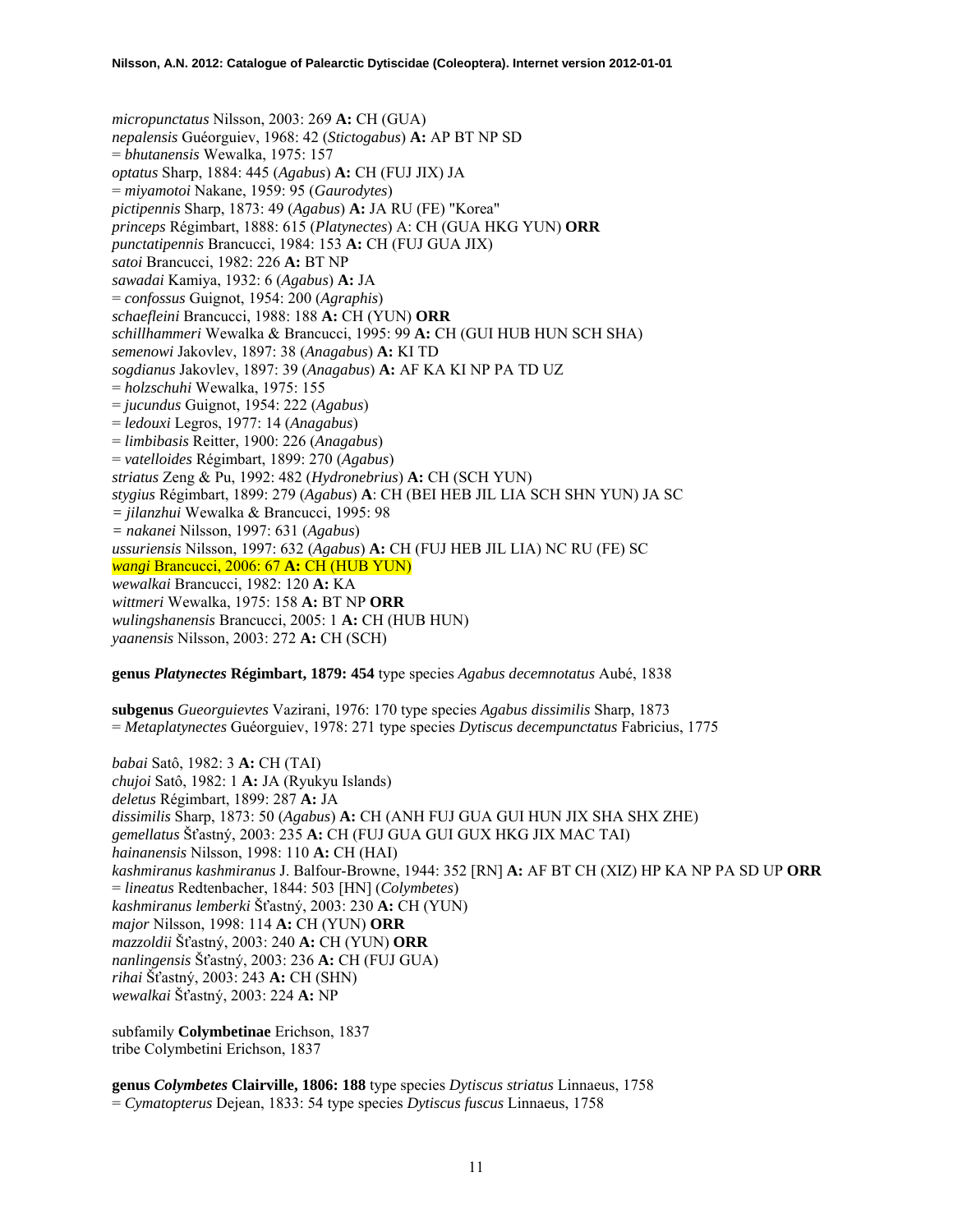*micropunctatus* Nilsson, 2003: 269 **A:** CH (GUA)
*nepalensis* Guéorguiev, 1968: 42 (*Stictogabus*) **A:** AP BT NP SD
= *bhutanensis* Wewalka, 1975: 157
*optatus* Sharp, 1884: 445 (*Agabus*) **A:** CH (FUJ JIX) JA
= *miyamotoi* Nakane, 1959: 95 (*Gaurodytes*)
*pictipennis* Sharp, 1873: 49 (*Agabus*) **A:** JA RU (FE) "Korea"
*princeps* Régimbart, 1888: 615 (*Platynectes*) A: CH (GUA HKG YUN) **ORR**
*punctatipennis* Brancucci, 1984: 153 **A:** CH (FUJ GUA JIX)
*satoi* Brancucci, 1982: 226 **A:** BT NP
*sawadai* Kamiya, 1932: 6 (*Agabus*) **A:** JA
= *confossus* Guignot, 1954: 200 (*Agraphis*)
*schaefleini* Brancucci, 1988: 188 **A:** CH (YUN) **ORR**
*schillhammeri* Wewalka & Brancucci, 1995: 99 **A:** CH (GUI HUB HUN SCH SHA)
*semenowi* Jakovlev, 1897: 38 (*Anagabus*) **A:** KI TD
*sogdianus* Jakovlev, 1897: 39 (*Anagabus*) **A:** AF KA KI NP PA TD UZ
= *holzschuhi* Wewalka, 1975: 155
= *jucundus* Guignot, 1954: 222 (*Agabus*)
= *ledouxi* Legros, 1977: 14 (*Anagabus*)
= *limbibasis* Reitter, 1900: 226 (*Anagabus*)
= *vatelloides* Régimbart, 1899: 270 (*Agabus*)
*striatus* Zeng & Pu, 1992: 482 (*Hydronebrius*) **A:** CH (SCH YUN)
*stygius* Régimbart, 1899: 279 (*Agabus*) **A**: CH (BEI HEB JIL LIA SCH SHN YUN) JA SC
= *jilanzhui* Wewalka & Brancucci, 1995: 98
= *nakanei* Nilsson, 1997: 631 (*Agabus*)
*ussuriensis* Nilsson, 1997: 632 (*Agabus*) **A:** CH (FUJ HEB JIL LIA) NC RU (FE) SC
*wangi* Brancucci, 2006: 67 **A:** CH (HUB YUN)
*wewalkai* Brancucci, 1982: 120 **A:** KA
*wittmeri* Wewalka, 1975: 158 **A:** BT NP **ORR**
*wulingshanensis* Brancucci, 2005: 1 **A:** CH (HUB HUN)
*yaanensis* Nilsson, 2003: 272 **A:** CH (SCH)

**genus *Platynectes* Régimbart, 1879: 454** type species *Agabus decemnotatus* Aubé, 1838

**subgenus** *Gueorguievtes* Vazirani, 1976: 170 type species *Agabus dissimilis* Sharp, 1873
= *Metaplatynectes* Guéorguiev, 1978: 271 type species *Dytiscus decempunctatus* Fabricius, 1775

*babai* Satô, 1982: 3 **A:** CH (TAI)
*chujoi* Satô, 1982: 1 **A:** JA (Ryukyu Islands)
*deletus* Régimbart, 1899: 287 **A:** JA
*dissimilis* Sharp, 1873: 50 (*Agabus*) **A:** CH (ANH FUJ GUA GUI HUN JIX SHA SHX ZHE)
*gemellatus* Šťastný, 2003: 235 **A:** CH (FUJ GUA GUI GUX HKG JIX MAC TAI)
*hainanensis* Nilsson, 1998: 110 **A:** CH (HAI)
*kashmiranus kashmiranus* J. Balfour-Browne, 1944: 352 [RN] **A:** AF BT CH (XIZ) HP KA NP PA SD UP **ORR**
= *lineatus* Redtenbacher, 1844: 503 [HN] (*Colymbetes*)
*kashmiranus lemberki* Šťastný, 2003: 230 **A:** CH (YUN)
*major* Nilsson, 1998: 114 **A:** CH (YUN) **ORR**
*mazzoldii* Šťastný, 2003: 240 **A:** CH (YUN) **ORR**
*nanlingensis* Šťastný, 2003: 236 **A:** CH (FUJ GUA)
*rihai* Šťastný, 2003: 243 **A:** CH (SHN)
*wewalkai* Šťastný, 2003: 224 **A:** NP

subfamily **Colymbetinae** Erichson, 1837
tribe Colymbetini Erichson, 1837

**genus *Colymbetes* Clairville, 1806: 188** type species *Dytiscus striatus* Linnaeus, 1758
= *Cymatopterus* Dejean, 1833: 54 type species *Dytiscus fuscus* Linnaeus, 1758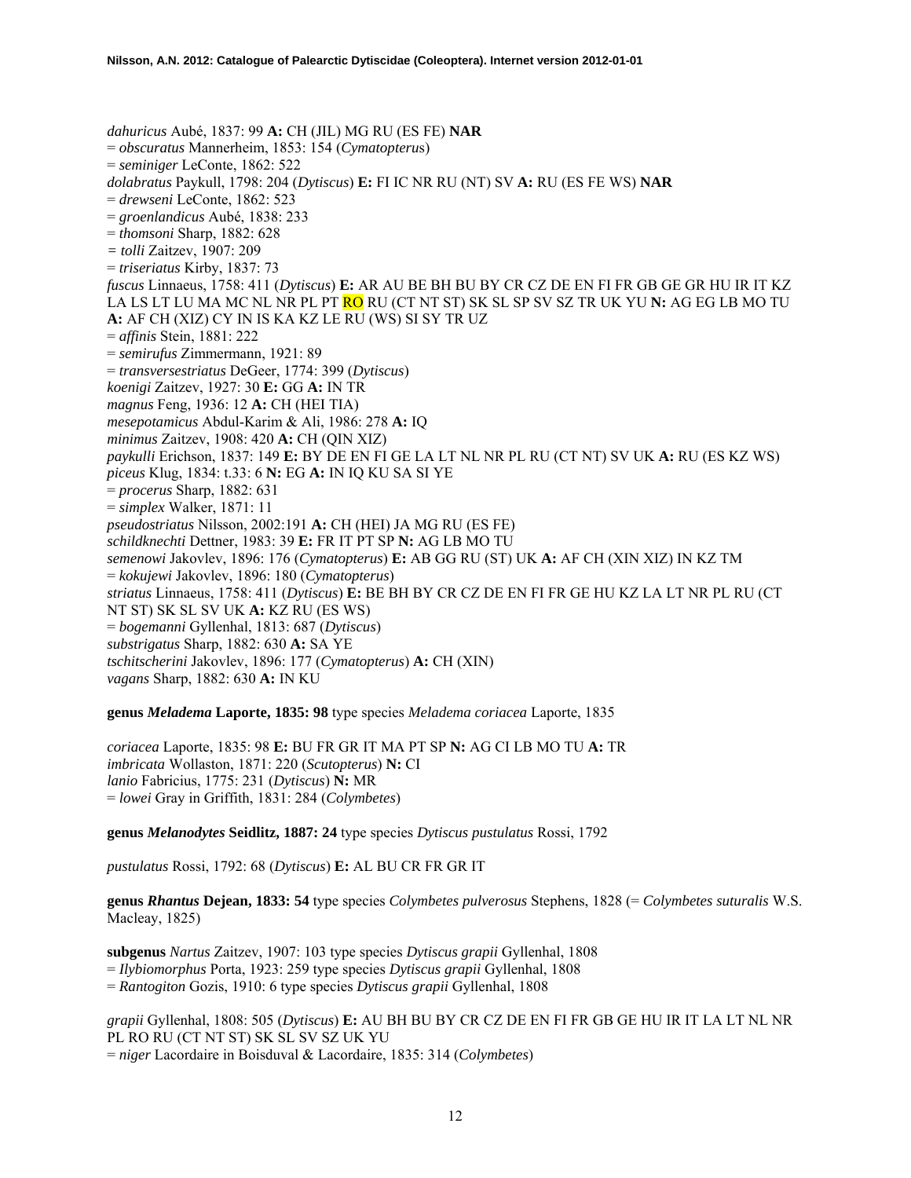*dahuricus* Aubé, 1837: 99 **A:** CH (JIL) MG RU (ES FE) **NAR**
= *obscuratus* Mannerheim, 1853: 154 (*Cymatopterus*)
= *seminiger* LeConte, 1862: 522
*dolabratus* Paykull, 1798: 204 (*Dytiscus*) **E:** FI IC NR RU (NT) SV **A:** RU (ES FE WS) **NAR**
= *drewseni* LeConte, 1862: 523
= *groenlandicus* Aubé, 1838: 233
= *thomsoni* Sharp, 1882: 628
= *tolli* Zaitzev, 1907: 209
= *triseriatus* Kirby, 1837: 73
*fuscus* Linnaeus, 1758: 411 (*Dytiscus*) **E:** AR AU BE BH BU BY CR CZ DE EN FI FR GB GE GR HU IR IT KZ LA LS LT LU MA MC NL NR PL PT RO RU (CT NT ST) SK SL SP SV SZ TR UK YU **N:** AG EG LB MO TU **A:** AF CH (XIZ) CY IN IS KA KZ LE RU (WS) SI SY TR UZ
= *affinis* Stein, 1881: 222
= *semirufus* Zimmermann, 1921: 89
= *transversestriatus* DeGeer, 1774: 399 (*Dytiscus*)
*koenigi* Zaitzev, 1927: 30 **E:** GG **A:** IN TR
*magnus* Feng, 1936: 12 **A:** CH (HEI TIA)
*mesepotamicus* Abdul-Karim & Ali, 1986: 278 **A:** IQ
*minimus* Zaitzev, 1908: 420 **A:** CH (QIN XIZ)
*paykulli* Erichson, 1837: 149 **E:** BY DE EN FI GE LA LT NL NR PL RU (CT NT) SV UK **A:** RU (ES KZ WS)
*piceus* Klug, 1834: t.33: 6 **N:** EG **A:** IN IQ KU SA SI YE
= *procerus* Sharp, 1882: 631
= *simplex* Walker, 1871: 11
*pseudostriatus* Nilsson, 2002:191 **A:** CH (HEI) JA MG RU (ES FE)
*schildknechti* Dettner, 1983: 39 **E:** FR IT PT SP **N:** AG LB MO TU
*semenowi* Jakovlev, 1896: 176 (*Cymatopterus*) **E:** AB GG RU (ST) UK **A:** AF CH (XIN XIZ) IN KZ TM
= *kokujewi* Jakovlev, 1896: 180 (*Cymatopterus*)
*striatus* Linnaeus, 1758: 411 (*Dytiscus*) **E:** BE BH BY CR CZ DE EN FI FR GE HU KZ LA LT NR PL RU (CT NT ST) SK SL SV UK **A:** KZ RU (ES WS)
= *bogemanni* Gyllenhal, 1813: 687 (*Dytiscus*)
*substrigatus* Sharp, 1882: 630 **A:** SA YE
*tschitscherini* Jakovlev, 1896: 177 (*Cymatopterus*) **A:** CH (XIN)
*vagans* Sharp, 1882: 630 **A:** IN KU

**genus *Meladema* Laporte, 1835: 98** type species *Meladema coriacea* Laporte, 1835

*coriacea* Laporte, 1835: 98 **E:** BU FR GR IT MA PT SP **N:** AG CI LB MO TU **A:** TR
*imbricata* Wollaston, 1871: 220 (*Scutopterus*) **N:** CI
*lanio* Fabricius, 1775: 231 (*Dytiscus*) **N:** MR
= *lowei* Gray in Griffith, 1831: 284 (*Colymbetes*)

**genus *Melanodytes* Seidlitz, 1887: 24** type species *Dytiscus pustulatus* Rossi, 1792

*pustulatus* Rossi, 1792: 68 (*Dytiscus*) **E:** AL BU CR FR GR IT

**genus *Rhantus* Dejean, 1833: 54** type species *Colymbetes pulverosus* Stephens, 1828 (= *Colymbetes suturalis* W.S. Macleay, 1825)

**subgenus** *Nartus* Zaitzev, 1907: 103 type species *Dytiscus grapii* Gyllenhal, 1808
= *Ilybiomorphus* Porta, 1923: 259 type species *Dytiscus grapii* Gyllenhal, 1808
= *Rantogiton* Gozis, 1910: 6 type species *Dytiscus grapii* Gyllenhal, 1808

*grapii* Gyllenhal, 1808: 505 (*Dytiscus*) **E:** AU BH BU BY CR CZ DE EN FI FR GB GE HU IR IT LA LT NL NR PL RO RU (CT NT ST) SK SL SV SZ UK YU
= *niger* Lacordaire in Boisduval & Lacordaire, 1835: 314 (*Colymbetes*)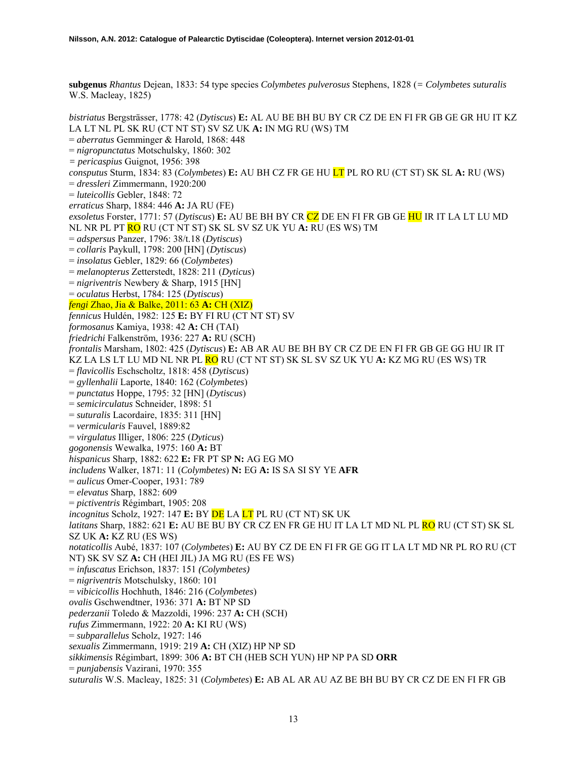**subgenus** *Rhantus* Dejean, 1833: 54 type species *Colymbetes pulverosus* Stephens, 1828 (= *Colymbetes suturalis* W.S. Macleay, 1825)

*bistriatus* Bergsträsser, 1778: 42 (*Dytiscus*) **E:** AL AU BE BH BU BY CR CZ DE EN FI FR GB GE GR HU IT KZ LA LT NL PL SK RU (CT NT ST) SV SZ UK **A:** IN MG RU (WS) TM
= *aberratus* Gemminger & Harold, 1868: 448
= *nigropunctatus* Motschulsky, 1860: 302
= *pericaspius* Guignot, 1956: 398
*consputus* Sturm, 1834: 83 (*Colymbetes*) **E:** AU BH CZ FR GE HU LT PL RO RU (CT ST) SK SL **A:** RU (WS)
= *dressleri* Zimmermann, 1920:200
= *luteicollis* Gebler, 1848: 72
*erraticus* Sharp, 1884: 446 **A:** JA RU (FE)
*exsoletus* Forster, 1771: 57 (*Dytiscus*) **E:** AU BE BH BY CR CZ DE EN FI FR GB GE HU IR IT LA LT LU MD NL NR PL PT RO RU (CT NT ST) SK SL SV SZ UK YU **A:** RU (ES WS) TM
= *adspersus* Panzer, 1796: 38/t.18 (*Dytiscus*)
= *collaris* Paykull, 1798: 200 [HN] (*Dytiscus*)
= *insolatus* Gebler, 1829: 66 (*Colymbetes*)
= *melanopterus* Zetterstedt, 1828: 211 (*Dyticus*)
= *nigriventris* Newbery & Sharp, 1915 [HN]
= *oculatus* Herbst, 1784: 125 (*Dytiscus*)
*fengi* Zhao, Jia & Balke, 2011: 63 **A:** CH (XIZ)
*fennicus* Huldén, 1982: 125 **E:** BY FI RU (CT NT ST) SV
*formosanus* Kamiya, 1938: 42 **A:** CH (TAI)
*friedrichi* Falkenström, 1936: 227 **A:** RU (SCH)
*frontalis* Marsham, 1802: 425 (*Dytiscus*) **E:** AB AR AU BE BH BY CR CZ DE EN FI FR GB GE GG HU IR IT KZ LA LS LT LU MD NL NR PL RO RU (CT NT ST) SK SL SV SZ UK YU **A:** KZ MG RU (ES WS) TR
= *flavicollis* Eschscholtz, 1818: 458 (*Dytiscus*)
= *gyllenhalii* Laporte, 1840: 162 (*Colymbetes*)
= *punctatus* Hoppe, 1795: 32 [HN] (*Dytiscus*)
= *semicirculatus* Schneider, 1898: 51
= *suturalis* Lacordaire, 1835: 311 [HN]
= *vermicularis* Fauvel, 1889:82
= *virgulatus* Illiger, 1806: 225 (*Dyticus*)
*gogonensis* Wewalka, 1975: 160 **A:** BT
*hispanicus* Sharp, 1882: 622 **E:** FR PT SP **N:** AG EG MO
*includens* Walker, 1871: 11 (*Colymbetes*) **N:** EG **A:** IS SA SI SY YE **AFR**
= *aulicus* Omer-Cooper, 1931: 789
= *elevatus* Sharp, 1882: 609
= *pictiventris* Régimbart, 1905: 208
*incognitus* Scholz, 1927: 147 **E:** BY DE LA LT PL RU (CT NT) SK UK
*latitans* Sharp, 1882: 621 **E:** AU BE BU BY CR CZ EN FR GE HU IT LA LT MD NL PL RO RU (CT ST) SK SL SZ UK **A:** KZ RU (ES WS)
*notaticollis* Aubé, 1837: 107 (*Colymbetes*) **E:** AU BY CZ DE EN FI FR GE GG IT LA LT MD NR PL RO RU (CT NT) SK SV SZ **A:** CH (HEI JIL) JA MG RU (ES FE WS)
= *infuscatus* Erichson, 1837: 151 (*Colymbetes*)
= *nigriventris* Motschulsky, 1860: 101
= *vibicicollis* Hochhuth, 1846: 216 (*Colymbetes*)
*ovalis* Gschwendtner, 1936: 371 **A:** BT NP SD
*pederzanii* Toledo & Mazzoldi, 1996: 237 **A:** CH (SCH)
*rufus* Zimmermann, 1922: 20 **A:** KI RU (WS)
= *subparallelus* Scholz, 1927: 146
*sexualis* Zimmermann, 1919: 219 **A:** CH (XIZ) HP NP SD
*sikkimensis* Régimbart, 1899: 306 **A:** BT CH (HEB SCH YUN) HP NP PA SD **ORR**
= *punjabensis* Vazirani, 1970: 355
*suturalis* W.S. Macleay, 1825: 31 (*Colymbetes*) **E:** AB AL AR AU AZ BE BH BU BY CR CZ DE EN FI FR GB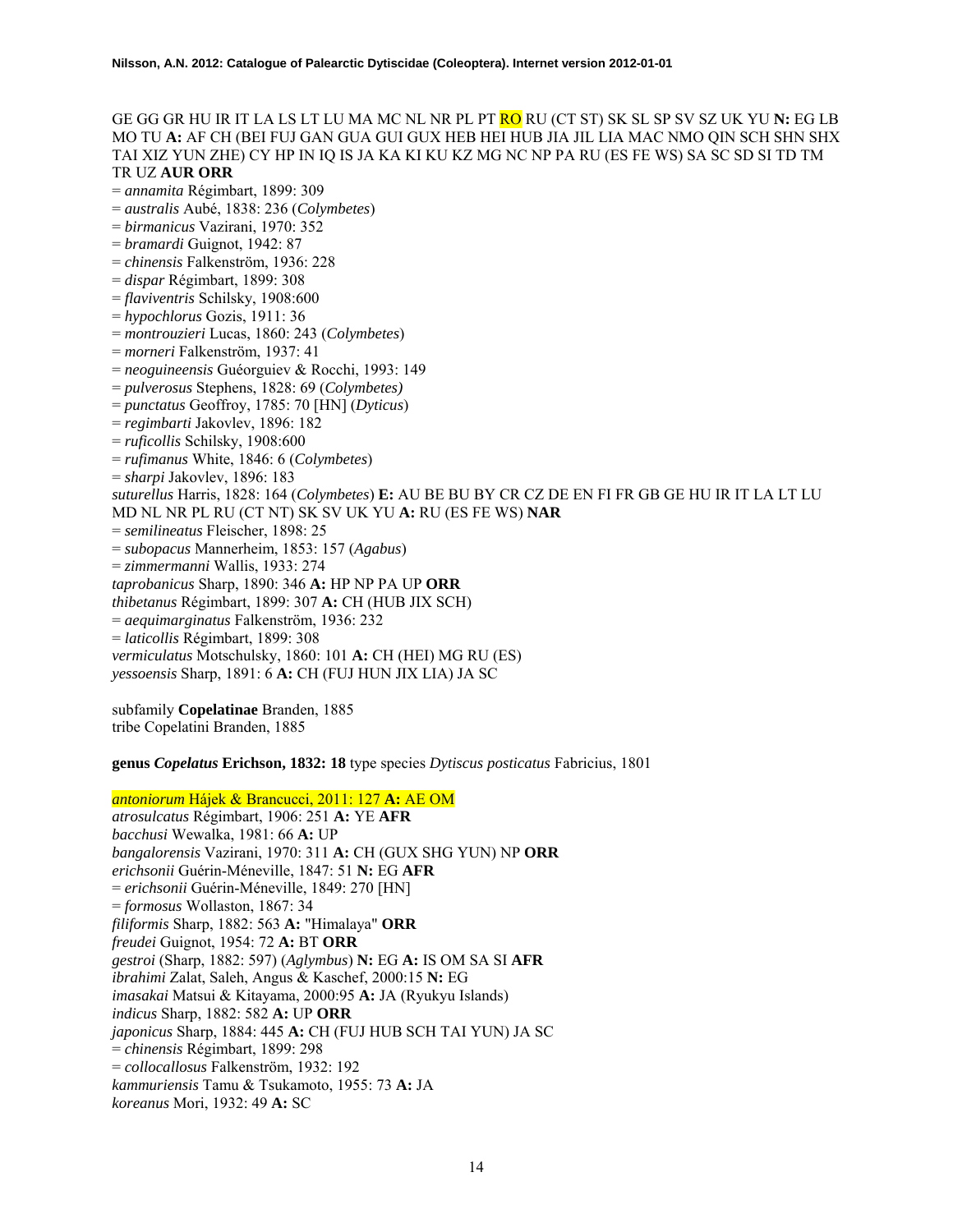GE GG GR HU IR IT LA LS LT LU MA MC NL NR PL PT RO RU (CT ST) SK SL SP SV SZ UK YU **N:** EG LB MO TU **A:** AF CH (BEI FUJ GAN GUA GUI GUX HEB HEI HUB JIA JIL LIA MAC NMO QIN SCH SHN SHX TAI XIZ YUN ZHE) CY HP IN IQ IS JA KA KI KU KZ MG NC NP PA RU (ES FE WS) SA SC SD SI TD TM TR UZ **AUR ORR**

= *annamita* Régimbart, 1899: 309
= *australis* Aubé, 1838: 236 (*Colymbetes*)
= *birmanicus* Vazirani, 1970: 352
= *bramardi* Guignot, 1942: 87
= *chinensis* Falkenström, 1936: 228
= *dispar* Régimbart, 1899: 308
= *flaviventris* Schilsky, 1908:600
= *hypochlorus* Gozis, 1911: 36
= *montrouzieri* Lucas, 1860: 243 (*Colymbetes*)
= *morneri* Falkenström, 1937: 41
= *neoguineensis* Guéorguiev & Rocchi, 1993: 149
= *pulverosus* Stephens, 1828: 69 (*Colymbetes)*
= *punctatus* Geoffroy, 1785: 70 [HN] (*Dyticus*)
= *regimbarti* Jakovlev, 1896: 182
= *ruficollis* Schilsky, 1908:600
= *rufimanus* White, 1846: 6 (*Colymbetes*)
= *sharpi* Jakovlev, 1896: 183

*suturellus* Harris, 1828: 164 (*Colymbetes*) **E:** AU BE BU BY CR CZ DE EN FI FR GB GE HU IR IT LA LT LU MD NL NR PL RU (CT NT) SK SV UK YU **A:** RU (ES FE WS) **NAR**
= *semilineatus* Fleischer, 1898: 25
= *subopacus* Mannerheim, 1853: 157 (*Agabus*)
= *zimmermanni* Wallis, 1933: 274

*taprobanicus* Sharp, 1890: 346 **A:** HP NP PA UP **ORR**
*thibetanus* Régimbart, 1899: 307 **A:** CH (HUB JIX SCH)
= *aequimarginatus* Falkenström, 1936: 232
= *laticollis* Régimbart, 1899: 308

*vermiculatus* Motschulsky, 1860: 101 **A:** CH (HEI) MG RU (ES)
*yessoensis* Sharp, 1891: 6 **A:** CH (FUJ HUN JIX LIA) JA SC

subfamily **Copelatinae** Branden, 1885
tribe Copelatini Branden, 1885

**genus *Copelatus* Erichson, 1832: 18** type species *Dytiscus posticatus* Fabricius, 1801

*antoniorum* Hájek & Brancucci, 2011: 127 **A:** AE OM
*atrosulcatus* Régimbart, 1906: 251 **A:** YE **AFR**
*bacchusi* Wewalka, 1981: 66 **A:** UP
*bangalorensis* Vazirani, 1970: 311 **A:** CH (GUX SHG YUN) NP **ORR**
*erichsonii* Guérin-Méneville, 1847: 51 **N:** EG **AFR**
= *erichsonii* Guérin-Méneville, 1849: 270 [HN]
= *formosus* Wollaston, 1867: 34

*filiformis* Sharp, 1882: 563 **A:** "Himalaya" **ORR**
*freudei* Guignot, 1954: 72 **A:** BT **ORR**
*gestroi* (Sharp, 1882: 597) (*Aglymbus*) **N:** EG **A:** IS OM SA SI **AFR**
*ibrahimi* Zalat, Saleh, Angus & Kaschef, 2000:15 **N:** EG
*imasakai* Matsui & Kitayama, 2000:95 **A:** JA (Ryukyu Islands)
*indicus* Sharp, 1882: 582 **A:** UP **ORR**
*japonicus* Sharp, 1884: 445 **A:** CH (FUJ HUB SCH TAI YUN) JA SC
= *chinensis* Régimbart, 1899: 298
= *collocallosus* Falkenström, 1932: 192

*kammuriensis* Tamu & Tsukamoto, 1955: 73 **A:** JA
*koreanus* Mori, 1932: 49 **A:** SC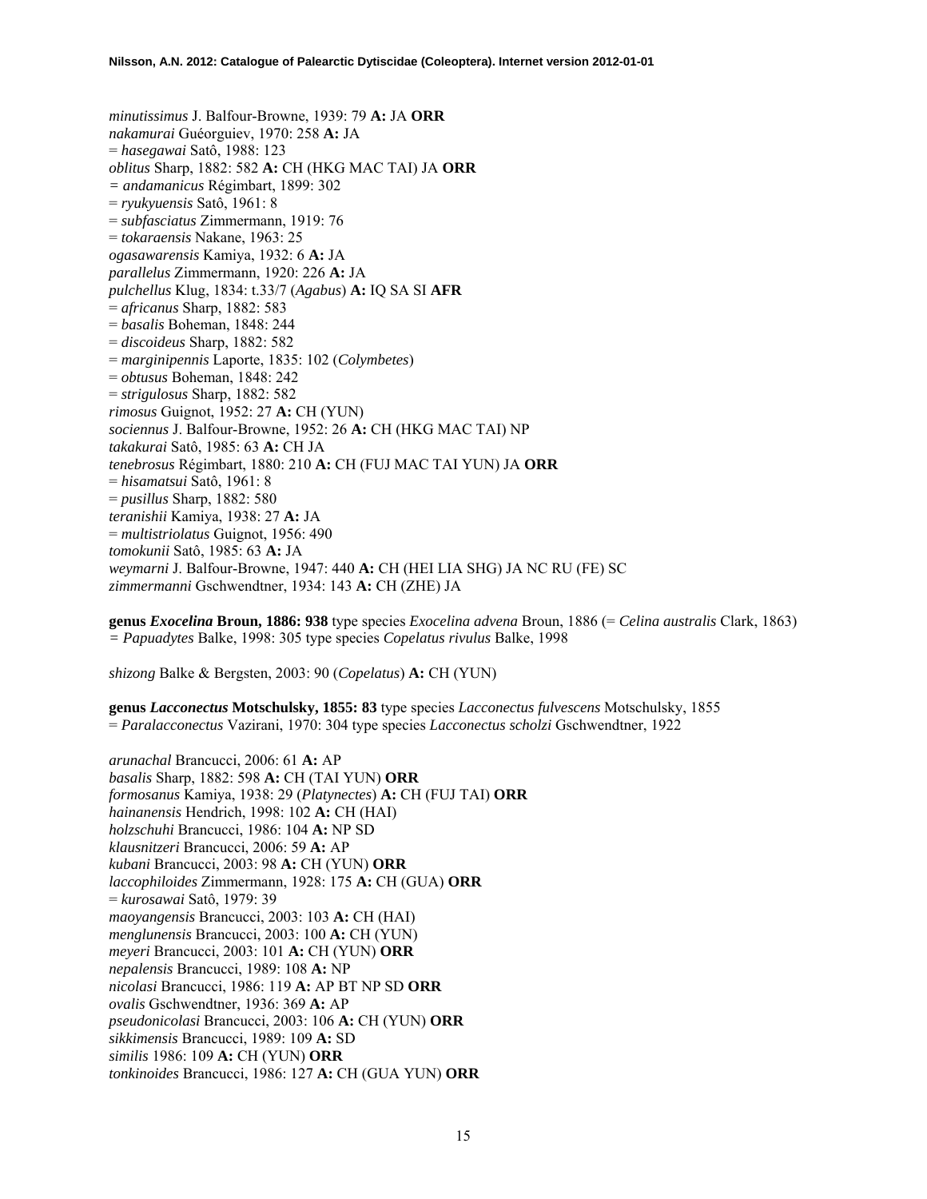*minutissimus* J. Balfour-Browne, 1939: 79 **A:** JA **ORR**
*nakamurai* Guéorguiev, 1970: 258 **A:** JA
= *hasegawai* Satô, 1988: 123
*oblitus* Sharp, 1882: 582 **A:** CH (HKG MAC TAI) JA **ORR**
= *andamanicus* Régimbart, 1899: 302
= *ryukyuensis* Satô, 1961: 8
= *subfasciatus* Zimmermann, 1919: 76
= *tokaraensis* Nakane, 1963: 25
*ogasawarensis* Kamiya, 1932: 6 **A:** JA
*parallelus* Zimmermann, 1920: 226 **A:** JA
*pulchellus* Klug, 1834: t.33/7 (*Agabus*) **A:** IQ SA SI **AFR**
= *africanus* Sharp, 1882: 583
= *basalis* Boheman, 1848: 244
= *discoideus* Sharp, 1882: 582
= *marginipennis* Laporte, 1835: 102 (*Colymbetes*)
= *obtusus* Boheman, 1848: 242
= *strigulosus* Sharp, 1882: 582
*rimosus* Guignot, 1952: 27 **A:** CH (YUN)
*sociennus* J. Balfour-Browne, 1952: 26 **A:** CH (HKG MAC TAI) NP
*takakurai* Satô, 1985: 63 **A:** CH JA
*tenebrosus* Régimbart, 1880: 210 **A:** CH (FUJ MAC TAI YUN) JA **ORR**
= *hisamatsui* Satô, 1961: 8
= *pusillus* Sharp, 1882: 580
*teranishii* Kamiya, 1938: 27 **A:** JA
= *multistriolatus* Guignot, 1956: 490
*tomokunii* Satô, 1985: 63 **A:** JA
*weymarni* J. Balfour-Browne, 1947: 440 **A:** CH (HEI LIA SHG) JA NC RU (FE) SC
*zimmermanni* Gschwendtner, 1934: 143 **A:** CH (ZHE) JA

**genus *Exocelina* Broun, 1886: 938** type species *Exocelina advena* Broun, 1886 (= *Celina australis* Clark, 1863)
= *Papuadytes* Balke, 1998: 305 type species *Copelatus rivulus* Balke, 1998

*shizong* Balke & Bergsten, 2003: 90 (*Copelatus*) **A:** CH (YUN)

**genus *Lacconectus* Motschulsky, 1855: 83** type species *Lacconectus fulvescens* Motschulsky, 1855
= *Paralacconectus* Vazirani, 1970: 304 type species *Lacconectus scholzi* Gschwendtner, 1922

*arunachal* Brancucci, 2006: 61 **A:** AP
*basalis* Sharp, 1882: 598 **A:** CH (TAI YUN) **ORR**
*formosanus* Kamiya, 1938: 29 (*Platynectes*) **A:** CH (FUJ TAI) **ORR**
*hainanensis* Hendrich, 1998: 102 **A:** CH (HAI)
*holzschuhi* Brancucci, 1986: 104 **A:** NP SD
*klausnitzeri* Brancucci, 2006: 59 **A:** AP
*kubani* Brancucci, 2003: 98 **A:** CH (YUN) **ORR**
*laccophiloides* Zimmermann, 1928: 175 **A:** CH (GUA) **ORR**
= *kurosawai* Satô, 1979: 39
*maoyangensis* Brancucci, 2003: 103 **A:** CH (HAI)
*menglunensis* Brancucci, 2003: 100 **A:** CH (YUN)
*meyeri* Brancucci, 2003: 101 **A:** CH (YUN) **ORR**
*nepalensis* Brancucci, 1989: 108 **A:** NP
*nicolasi* Brancucci, 1986: 119 **A:** AP BT NP SD **ORR**
*ovalis* Gschwendtner, 1936: 369 **A:** AP
*pseudonicolasi* Brancucci, 2003: 106 **A:** CH (YUN) **ORR**
*sikkimensis* Brancucci, 1989: 109 **A:** SD
*similis* 1986: 109 **A:** CH (YUN) **ORR**
*tonkinoides* Brancucci, 1986: 127 **A:** CH (GUA YUN) **ORR**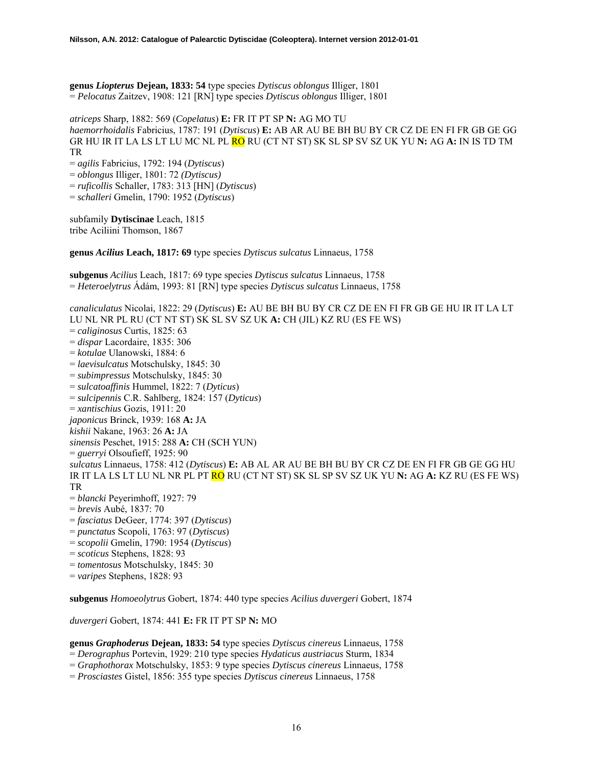**genus *Liopterus* Dejean, 1833: 54** type species *Dytiscus oblongus* Illiger, 1801
= *Pelocatus* Zaitzev, 1908: 121 [RN] type species *Dytiscus oblongus* Illiger, 1801

*atriceps* Sharp, 1882: 569 (*Copelatus*) **E:** FR IT PT SP **N:** AG MO TU
*haemorrhoidalis* Fabricius, 1787: 191 (*Dytiscus*) **E:** AB AR AU BE BH BU BY CR CZ DE EN FI FR GB GE GG GR HU IR IT LA LS LT LU MC NL PL RO RU (CT NT ST) SK SL SP SV SZ UK YU **N:** AG **A:** IN IS TD TM TR
= *agilis* Fabricius, 1792: 194 (*Dytiscus*)
= *oblongus* Illiger, 1801: 72 *(Dytiscus)*
= *ruficollis* Schaller, 1783: 313 [HN] (*Dytiscus*)
= *schalleri* Gmelin, 1790: 1952 (*Dytiscus*)

subfamily **Dytiscinae** Leach, 1815
tribe Aciliini Thomson, 1867

**genus *Acilius* Leach, 1817: 69** type species *Dytiscus sulcatus* Linnaeus, 1758

**subgenus** *Acilius* Leach, 1817: 69 type species *Dytiscus sulcatus* Linnaeus, 1758
= *Heteroelytrus* Ádám, 1993: 81 [RN] type species *Dytiscus sulcatus* Linnaeus, 1758

*canaliculatus* Nicolai, 1822: 29 (*Dytiscus*) **E:** AU BE BH BU BY CR CZ DE EN FI FR GB GE HU IR IT LA LT LU NL NR PL RU (CT NT ST) SK SL SV SZ UK **A:** CH (JIL) KZ RU (ES FE WS)
= *caliginosus* Curtis, 1825: 63
= *dispar* Lacordaire, 1835: 306
= *kotulae* Ulanowski, 1884: 6
= *laevisulcatus* Motschulsky, 1845: 30
= *subimpressus* Motschulsky, 1845: 30
= *sulcatoaffinis* Hummel, 1822: 7 (*Dyticus*)
= *sulcipennis* C.R. Sahlberg, 1824: 157 (*Dyticus*)
= *xantischius* Gozis, 1911: 20
*japonicus* Brinck, 1939: 168 **A:** JA
*kishii* Nakane, 1963: 26 **A:** JA
*sinensis* Peschet, 1915: 288 **A:** CH (SCH YUN)
= *guerryi* Olsoufieff, 1925: 90
*sulcatus* Linnaeus, 1758: 412 (*Dytiscus*) **E:** AB AL AR AU BE BH BU BY CR CZ DE EN FI FR GB GE GG HU IR IT LA LS LT LU NL NR PL PT RO RU (CT NT ST) SK SL SP SV SZ UK YU **N:** AG **A:** KZ RU (ES FE WS) TR
= *blancki* Peyerimhoff, 1927: 79
= *brevis* Aubé, 1837: 70
= *fasciatus* DeGeer, 1774: 397 (*Dytiscus*)
= *punctatus* Scopoli, 1763: 97 (*Dytiscus*)
= *scopolii* Gmelin, 1790: 1954 (*Dytiscus*)
= *scoticus* Stephens, 1828: 93
= *tomentosus* Motschulsky, 1845: 30
= *varipes* Stephens, 1828: 93

**subgenus** *Homoeolytrus* Gobert, 1874: 440 type species *Acilius duvergeri* Gobert, 1874

*duvergeri* Gobert, 1874: 441 **E:** FR IT PT SP **N:** MO

**genus *Graphoderus* Dejean, 1833: 54** type species *Dytiscus cinereus* Linnaeus, 1758
= *Derographus* Portevin, 1929: 210 type species *Hydaticus austriacus* Sturm, 1834
= *Graphothorax* Motschulsky, 1853: 9 type species *Dytiscus cinereus* Linnaeus, 1758
= *Prosciastes* Gistel, 1856: 355 type species *Dytiscus cinereus* Linnaeus, 1758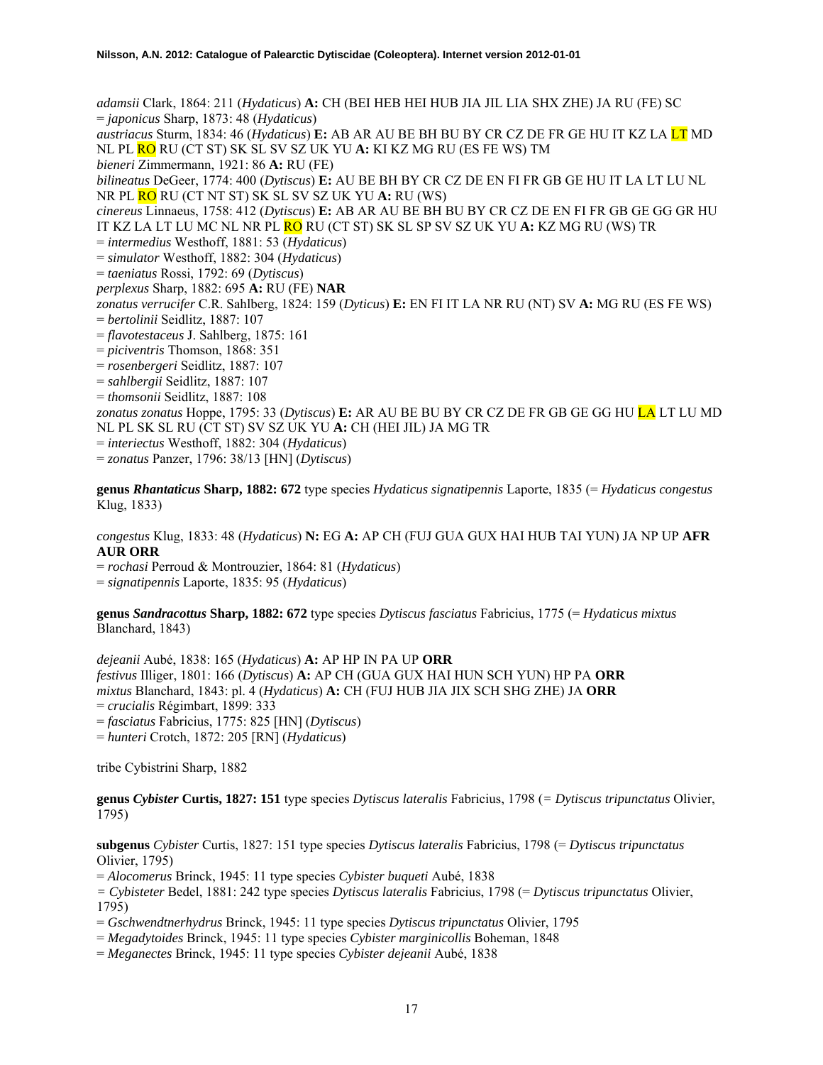*adamsii* Clark, 1864: 211 (*Hydaticus*) **A:** CH (BEI HEB HEI HUB JIA JIL LIA SHX ZHE) JA RU (FE) SC
= *japonicus* Sharp, 1873: 48 (*Hydaticus*)
*austriacus* Sturm, 1834: 46 (*Hydaticus*) **E:** AB AR AU BE BH BU BY CR CZ DE FR GE HU IT KZ LA LT MD NL PL RO RU (CT ST) SK SL SV SZ UK YU **A:** KI KZ MG RU (ES FE WS) TM
*bieneri* Zimmermann, 1921: 86 **A:** RU (FE)
*bilineatus* DeGeer, 1774: 400 (*Dytiscus*) **E:** AU BE BH BY CR CZ DE EN FI FR GB GE HU IT LA LT LU NL NR PL RO RU (CT NT ST) SK SL SV SZ UK YU **A:** RU (WS)
*cinereus* Linnaeus, 1758: 412 (*Dytiscus*) **E:** AB AR AU BE BH BU BY CR CZ DE EN FI FR GB GE GG GR HU IT KZ LA LT LU MC NL NR PL RO RU (CT ST) SK SL SP SV SZ UK YU **A:** KZ MG RU (WS) TR
= *intermedius* Westhoff, 1881: 53 (*Hydaticus*)
= *simulator* Westhoff, 1882: 304 (*Hydaticus*)
= *taeniatus* Rossi, 1792: 69 (*Dytiscus*)
*perplexus* Sharp, 1882: 695 **A:** RU (FE) **NAR**
*zonatus verrucifer* C.R. Sahlberg, 1824: 159 (*Dyticus*) **E:** EN FI IT LA NR RU (NT) SV **A:** MG RU (ES FE WS)
= *bertolinii* Seidlitz, 1887: 107
= *flavotestaceus* J. Sahlberg, 1875: 161
= *piciventris* Thomson, 1868: 351
= *rosenbergeri* Seidlitz, 1887: 107
= *sahlbergii* Seidlitz, 1887: 107
= *thomsonii* Seidlitz, 1887: 108
*zonatus zonatus* Hoppe, 1795: 33 (*Dytiscus*) **E:** AR AU BE BU BY CR CZ DE FR GB GE GG HU LA LT LU MD NL PL SK SL RU (CT ST) SV SZ UK YU **A:** CH (HEI JIL) JA MG TR
= *interiectus* Westhoff, 1882: 304 (*Hydaticus*)
= *zonatus* Panzer, 1796: 38/13 [HN] (*Dytiscus*)

**genus *Rhantaticus* Sharp, 1882: 672** type species *Hydaticus signatipennis* Laporte, 1835 (= *Hydaticus congestus* Klug, 1833)

*congestus* Klug, 1833: 48 (*Hydaticus*) **N:** EG **A:** AP CH (FUJ GUA GUX HAI HUB TAI YUN) JA NP UP **AFR AUR ORR**
= *rochasi* Perroud & Montrouzier, 1864: 81 (*Hydaticus*)
= *signatipennis* Laporte, 1835: 95 (*Hydaticus*)

**genus *Sandracottus* Sharp, 1882: 672** type species *Dytiscus fasciatus* Fabricius, 1775 (= *Hydaticus mixtus* Blanchard, 1843)

*dejeanii* Aubé, 1838: 165 (*Hydaticus*) **A:** AP HP IN PA UP **ORR**
*festivus* Illiger, 1801: 166 (*Dytiscus*) **A:** AP CH (GUA GUX HAI HUN SCH YUN) HP PA **ORR**
*mixtus* Blanchard, 1843: pl. 4 (*Hydaticus*) **A:** CH (FUJ HUB JIA JIX SCH SHG ZHE) JA **ORR**
= *crucialis* Régimbart, 1899: 333
= *fasciatus* Fabricius, 1775: 825 [HN] (*Dytiscus*)
= *hunteri* Crotch, 1872: 205 [RN] (*Hydaticus*)

tribe Cybistrini Sharp, 1882

**genus *Cybister* Curtis, 1827: 151** type species *Dytiscus lateralis* Fabricius, 1798 (= *Dytiscus tripunctatus* Olivier, 1795)

**subgenus** *Cybister* Curtis, 1827: 151 type species *Dytiscus lateralis* Fabricius, 1798 (= *Dytiscus tripunctatus* Olivier, 1795)
= *Alocomerus* Brinck, 1945: 11 type species *Cybister buqueti* Aubé, 1838
= *Cybisteter* Bedel, 1881: 242 type species *Dytiscus lateralis* Fabricius, 1798 (= *Dytiscus tripunctatus* Olivier, 1795)
= *Gschwendtnerhydrus* Brinck, 1945: 11 type species *Dytiscus tripunctatus* Olivier, 1795
= *Megadytoides* Brinck, 1945: 11 type species *Cybister marginicollis* Boheman, 1848
= *Meganectes* Brinck, 1945: 11 type species *Cybister dejeanii* Aubé, 1838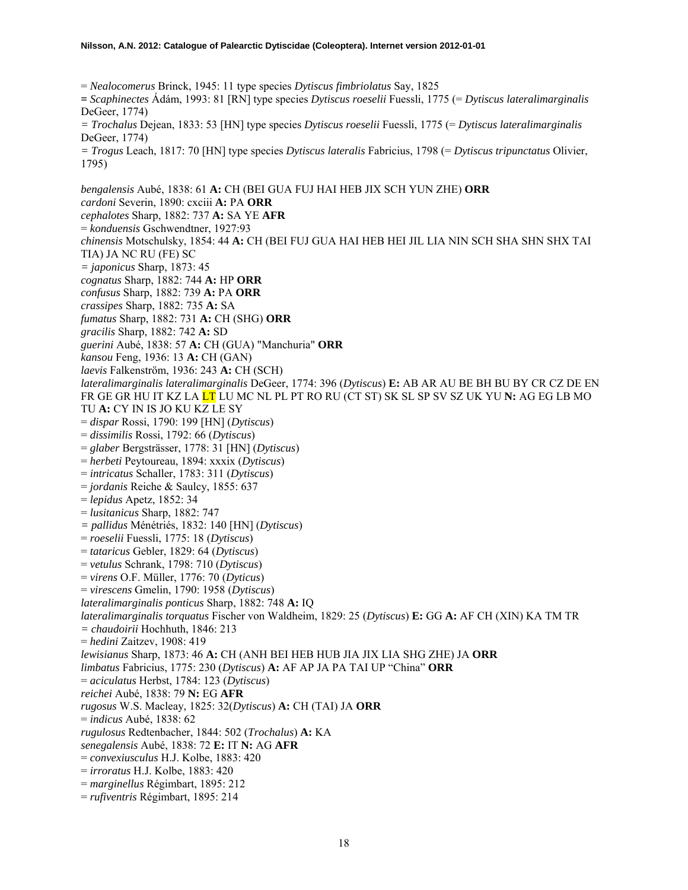= *Nealocomerus* Brinck, 1945: 11 type species *Dytiscus fimbriolatus* Say, 1825
= *Scaphinectes* Ádám, 1993: 81 [RN] type species *Dytiscus roeselii* Fuessli, 1775 (= *Dytiscus lateralimarginalis* DeGeer, 1774)
= *Trochalus* Dejean, 1833: 53 [HN] type species *Dytiscus roeselii* Fuessli, 1775 (= *Dytiscus lateralimarginalis* DeGeer, 1774)
= *Trogus* Leach, 1817: 70 [HN] type species *Dytiscus lateralis* Fabricius, 1798 (= *Dytiscus tripunctatus* Olivier, 1795)

*bengalensis* Aubé, 1838: 61 **A:** CH (BEI GUA FUJ HAI HEB JIX SCH YUN ZHE) **ORR**
*cardoni* Severin, 1890: cxciii **A:** PA **ORR**
*cephalotes* Sharp, 1882: 737 **A:** SA YE **AFR**
= *konduensis* Gschwendtner, 1927:93
*chinensis* Motschulsky, 1854: 44 **A:** CH (BEI FUJ GUA HAI HEB HEI JIL LIA NIN SCH SHA SHN SHX TAI TIA) JA NC RU (FE) SC
= *japonicus* Sharp, 1873: 45
*cognatus* Sharp, 1882: 744 **A:** HP **ORR**
*confusus* Sharp, 1882: 739 **A:** PA **ORR**
*crassipes* Sharp, 1882: 735 **A:** SA
*fumatus* Sharp, 1882: 731 **A:** CH (SHG) **ORR**
*gracilis* Sharp, 1882: 742 **A:** SD
*guerini* Aubé, 1838: 57 **A:** CH (GUA) "Manchuria" **ORR**
*kansou* Feng, 1936: 13 **A:** CH (GAN)
*laevis* Falkenström, 1936: 243 **A:** CH (SCH)
*lateralimarginalis lateralimarginalis* DeGeer, 1774: 396 (*Dytiscus*) **E:** AB AR AU BE BH BU BY CR CZ DE EN FR GE GR HU IT KZ LA LT LU MC NL PL PT RO RU (CT ST) SK SL SP SV SZ UK YU **N:** AG EG LB MO TU **A:** CY IN IS JO KU KZ LE SY
= *dispar* Rossi, 1790: 199 [HN] (*Dytiscus*)
= *dissimilis* Rossi, 1792: 66 (*Dytiscus*)
= *glaber* Bergsträsser, 1778: 31 [HN] (*Dytiscus*)
= *herbeti* Peytoureau, 1894: xxxix (*Dytiscus*)
= *intricatus* Schaller, 1783: 311 (*Dytiscus*)
= *jordanis* Reiche & Saulcy, 1855: 637
= *lepidus* Apetz, 1852: 34
= *lusitanicus* Sharp, 1882: 747
= *pallidus* Ménétriés, 1832: 140 [HN] (*Dytiscus*)
= *roeselii* Fuessli, 1775: 18 (*Dytiscus*)
= *tataricus* Gebler, 1829: 64 (*Dytiscus*)
= *vetulus* Schrank, 1798: 710 (*Dytiscus*)
= *virens* O.F. Müller, 1776: 70 (*Dyticus*)
= *virescens* Gmelin, 1790: 1958 (*Dytiscus*)
*lateralimarginalis ponticus* Sharp, 1882: 748 **A:** IQ
*lateralimarginalis torquatus* Fischer von Waldheim, 1829: 25 (*Dytiscus*) **E:** GG **A:** AF CH (XIN) KA TM TR
= *chaudoirii* Hochhuth, 1846: 213
= *hedini* Zaitzev, 1908: 419
*lewisianus* Sharp, 1873: 46 **A:** CH (ANH BEI HEB HUB JIA JIX LIA SHG ZHE) JA **ORR**
*limbatus* Fabricius, 1775: 230 (*Dytiscus*) **A:** AF AP JA PA TAI UP "China" **ORR**
= *aciculatus* Herbst, 1784: 123 (*Dytiscus*)
*reichei* Aubé, 1838: 79 **N:** EG **AFR**
*rugosus* W.S. Macleay, 1825: 32(*Dytiscus*) **A:** CH (TAI) JA **ORR**
= *indicus* Aubé, 1838: 62
*rugulosus* Redtenbacher, 1844: 502 (*Trochalus*) **A:** KA
*senegalensis* Aubé, 1838: 72 **E:** IT **N:** AG **AFR**
= *convexiusculus* H.J. Kolbe, 1883: 420
= *irroratus* H.J. Kolbe, 1883: 420
= *marginellus* Régimbart, 1895: 212
= *rufiventris* Régimbart, 1895: 214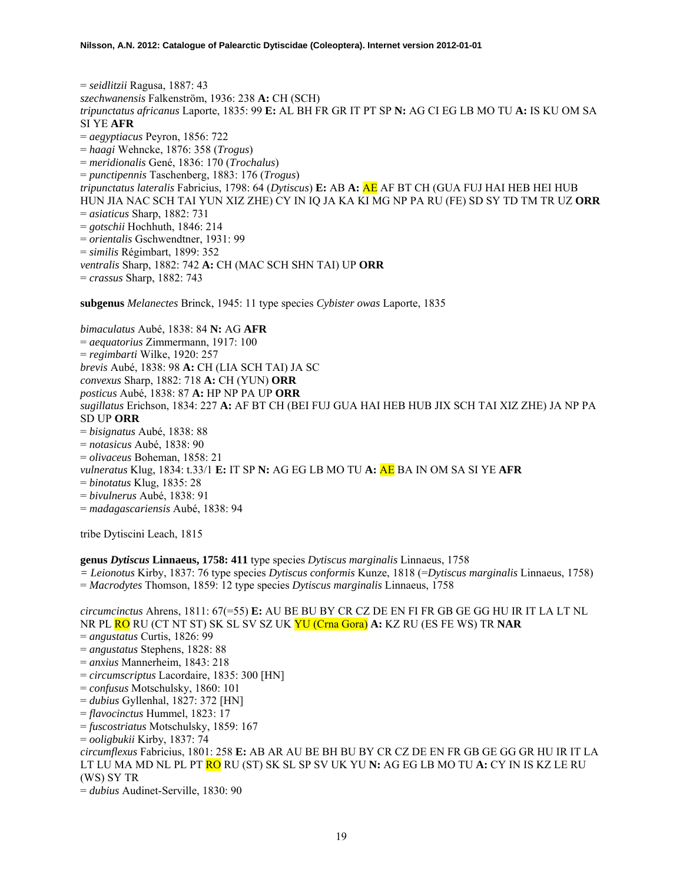= *seidlitzii* Ragusa, 1887: 43
*szechwanensis* Falkenström, 1936: 238 **A:** CH (SCH)
*tripunctatus africanus* Laporte, 1835: 99 **E:** AL BH FR GR IT PT SP **N:** AG CI EG LB MO TU **A:** IS KU OM SA SI YE **AFR**
= *aegyptiacus* Peyron, 1856: 722
= *haagi* Wehncke, 1876: 358 (*Trogus*)
= *meridionalis* Gené, 1836: 170 (*Trochalus*)
= *punctipennis* Taschenberg, 1883: 176 (*Trogus*)
*tripunctatus lateralis* Fabricius, 1798: 64 (*Dytiscus*) **E:** AB **A:** AE AF BT CH (GUA FUJ HAI HEB HEI HUB HUN JIA NAC SCH TAI YUN XIZ ZHE) CY IN IQ JA KA KI MG NP PA RU (FE) SD SY TD TM TR UZ **ORR**
= *asiaticus* Sharp, 1882: 731
= *gotschii* Hochhuth, 1846: 214
= *orientalis* Gschwendtner, 1931: 99
= *similis* Régimbart, 1899: 352
*ventralis* Sharp, 1882: 742 **A:** CH (MAC SCH SHN TAI) UP **ORR**
= *crassus* Sharp, 1882: 743

**subgenus** *Melanectes* Brinck, 1945: 11 type species *Cybister owas* Laporte, 1835

*bimaculatus* Aubé, 1838: 84 **N:** AG **AFR**
= *aequatorius* Zimmermann, 1917: 100
= *regimbarti* Wilke, 1920: 257
*brevis* Aubé, 1838: 98 **A:** CH (LIA SCH TAI) JA SC
*convexus* Sharp, 1882: 718 **A:** CH (YUN) **ORR**
*posticus* Aubé, 1838: 87 **A:** HP NP PA UP **ORR**
*sugillatus* Erichson, 1834: 227 **A:** AF BT CH (BEI FUJ GUA HAI HEB HUB JIX SCH TAI XIZ ZHE) JA NP PA SD UP **ORR**
= *bisignatus* Aubé, 1838: 88
= *notasicus* Aubé, 1838: 90
= *olivaceus* Boheman, 1858: 21
*vulneratus* Klug, 1834: t.33/1 **E:** IT SP **N:** AG EG LB MO TU **A:** AE BA IN OM SA SI YE **AFR**
= *binotatus* Klug, 1835: 28
= *bivulnerus* Aubé, 1838: 91
= *madagascariensis* Aubé, 1838: 94

tribe Dytiscini Leach, 1815

**genus *Dytiscus* Linnaeus, 1758: 411** type species *Dytiscus marginalis* Linnaeus, 1758
= *Leionotus* Kirby, 1837: 76 type species *Dytiscus conformis* Kunze, 1818 (=*Dytiscus marginalis* Linnaeus, 1758)
= *Macrodytes* Thomson, 1859: 12 type species *Dytiscus marginalis* Linnaeus, 1758

*circumcinctus* Ahrens, 1811: 67(=55) **E:** AU BE BU BY CR CZ DE EN FI FR GB GE GG HU IR IT LA LT NL NR PL RO RU (CT NT ST) SK SL SV SZ UK YU (Crna Gora) **A:** KZ RU (ES FE WS) TR **NAR**
= *angustatus* Curtis, 1826: 99
= *angustatus* Stephens, 1828: 88
= *anxius* Mannerheim, 1843: 218
= *circumscriptus* Lacordaire, 1835: 300 [HN]
= *confusus* Motschulsky, 1860: 101
= *dubius* Gyllenhal, 1827: 372 [HN]
= *flavocinctus* Hummel, 1823: 17
= *fuscostriatus* Motschulsky, 1859: 167
= *ooligbukii* Kirby, 1837: 74
*circumflexus* Fabricius, 1801: 258 **E:** AB AR AU BE BH BU BY CR CZ DE EN FR GB GE GG GR HU IR IT LA LT LU MA MD NL PL PT RO RU (ST) SK SL SP SV UK YU **N:** AG EG LB MO TU **A:** CY IN IS KZ LE RU (WS) SY TR
= *dubius* Audinet-Serville, 1830: 90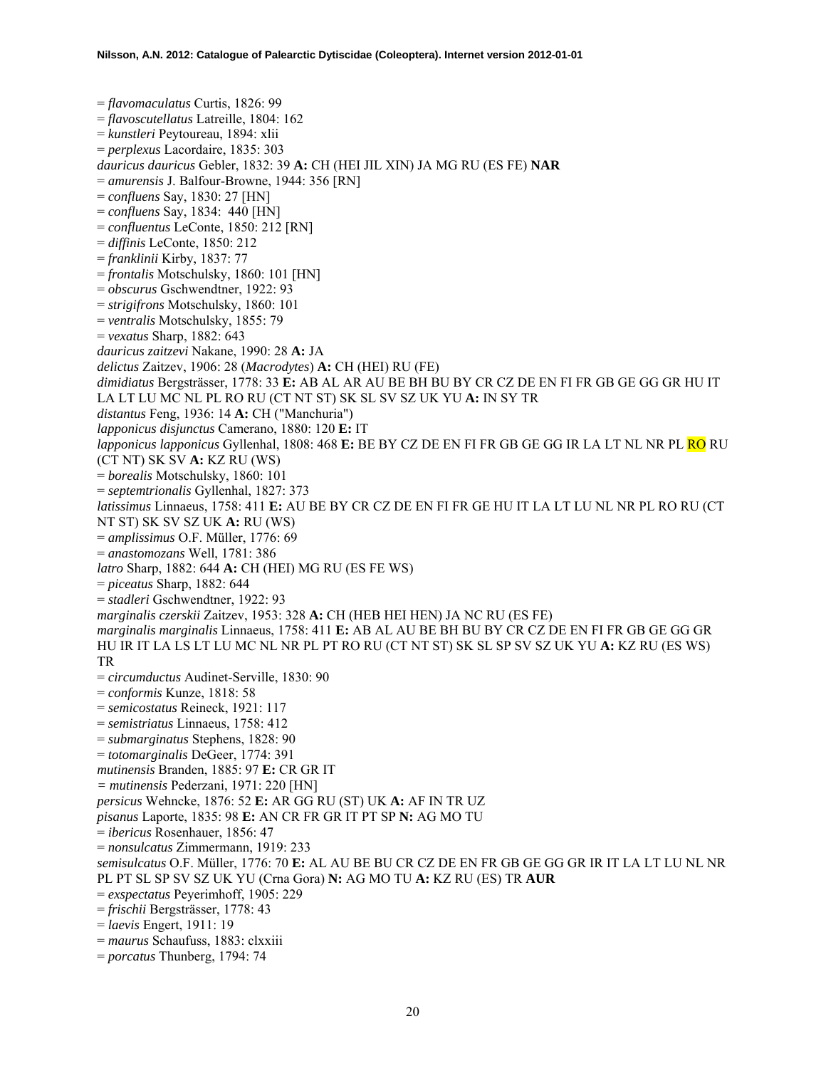= *flavomaculatus* Curtis, 1826: 99
= *flavoscutellatus* Latreille, 1804: 162
= *kunstleri* Peytoureau, 1894: xlii
= *perplexus* Lacordaire, 1835: 303
*dauricus dauricus* Gebler, 1832: 39 **A:** CH (HEI JIL XIN) JA MG RU (ES FE) **NAR**
= *amurensis* J. Balfour-Browne, 1944: 356 [RN]
= *confluens* Say, 1830: 27 [HN]
= *confluens* Say, 1834: 440 [HN]
= *confluentus* LeConte, 1850: 212 [RN]
= *diffinis* LeConte, 1850: 212
= *franklinii* Kirby, 1837: 77
= *frontalis* Motschulsky, 1860: 101 [HN]
= *obscurus* Gschwendtner, 1922: 93
= *strigifrons* Motschulsky, 1860: 101
= *ventralis* Motschulsky, 1855: 79
= *vexatus* Sharp, 1882: 643
*dauricus zaitzevi* Nakane, 1990: 28 **A:** JA
*delictus* Zaitzev, 1906: 28 (*Macrodytes*) **A:** CH (HEI) RU (FE)
*dimidiatus* Bergsträsser, 1778: 33 **E:** AB AL AR AU BE BH BU BY CR CZ DE EN FI FR GB GE GG GR HU IT LA LT LU MC NL PL RO RU (CT NT ST) SK SL SV SZ UK YU **A:** IN SY TR
*distantus* Feng, 1936: 14 **A:** CH ("Manchuria")
*lapponicus disjunctus* Camerano, 1880: 120 **E:** IT
*lapponicus lapponicus* Gyllenhal, 1808: 468 **E:** BE BY CZ DE EN FI FR GB GE GG IR LA LT NL NR PL RO RU (CT NT) SK SV **A:** KZ RU (WS)
= *borealis* Motschulsky, 1860: 101
= *septemtrionalis* Gyllenhal, 1827: 373
*latissimus* Linnaeus, 1758: 411 **E:** AU BE BY CR CZ DE EN FI FR GE HU IT LA LT LU NL NR PL RO RU (CT NT ST) SK SV SZ UK **A:** RU (WS)
= *amplissimus* O.F. Müller, 1776: 69
= *anastomozans* Well, 1781: 386
*latro* Sharp, 1882: 644 **A:** CH (HEI) MG RU (ES FE WS)
= *piceatus* Sharp, 1882: 644
= *stadleri* Gschwendtner, 1922: 93
*marginalis czerskii* Zaitzev, 1953: 328 **A:** CH (HEB HEI HEN) JA NC RU (ES FE)
*marginalis marginalis* Linnaeus, 1758: 411 **E:** AB AL AU BE BH BU BY CR CZ DE EN FI FR GB GE GG GR HU IR IT LA LS LT LU MC NL NR PL PT RO RU (CT NT ST) SK SL SP SV SZ UK YU **A:** KZ RU (ES WS) TR
= *circumductus* Audinet-Serville, 1830: 90
= *conformis* Kunze, 1818: 58
= *semicostatus* Reineck, 1921: 117
= *semistriatus* Linnaeus, 1758: 412
= *submarginatus* Stephens, 1828: 90
= *totomarginalis* DeGeer, 1774: 391
*mutinensis* Branden, 1885: 97 **E:** CR GR IT
= *mutinensis* Pederzani, 1971: 220 [HN]
*persicus* Wehncke, 1876: 52 **E:** AR GG RU (ST) UK **A:** AF IN TR UZ
*pisanus* Laporte, 1835: 98 **E:** AN CR FR GR IT PT SP **N:** AG MO TU
= *ibericus* Rosenhauer, 1856: 47
= *nonsulcatus* Zimmermann, 1919: 233
*semisulcatus* O.F. Müller, 1776: 70 **E:** AL AU BE BU CR CZ DE EN FR GB GE GG GR IR IT LA LT LU NL NR PL PT SL SP SV SZ UK YU (Crna Gora) **N:** AG MO TU **A:** KZ RU (ES) TR **AUR**
= *exspectatus* Peyerimhoff, 1905: 229
= *frischii* Bergsträsser, 1778: 43
= *laevis* Engert, 1911: 19
= *maurus* Schaufuss, 1883: clxxiii
= *porcatus* Thunberg, 1794: 74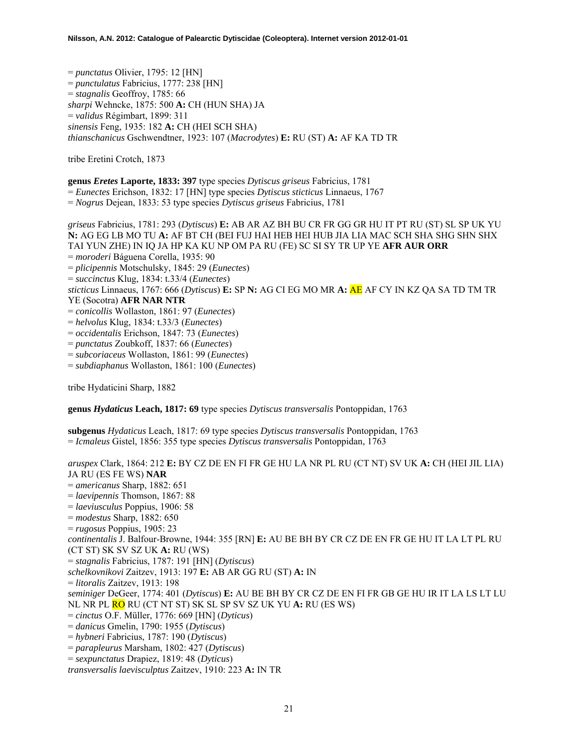= *punctatus* Olivier, 1795: 12 [HN]
= *punctulatus* Fabricius, 1777: 238 [HN]
= *stagnalis* Geoffroy, 1785: 66
*sharpi* Wehncke, 1875: 500 **A:** CH (HUN SHA) JA
= *validus* Régimbart, 1899: 311
*sinensis* Feng, 1935: 182 **A:** CH (HEI SCH SHA)
*thianschanicus* Gschwendtner, 1923: 107 (*Macrodytes*) **E:** RU (ST) **A:** AF KA TD TR

tribe Eretini Crotch, 1873

**genus *Eretes* Laporte, 1833: 397** type species *Dytiscus griseus* Fabricius, 1781
= *Eunectes* Erichson, 1832: 17 [HN] type species *Dytiscus sticticus* Linnaeus, 1767
= *Nogrus* Dejean, 1833: 53 type species *Dytiscus griseus* Fabricius, 1781

*griseus* Fabricius, 1781: 293 (*Dytiscus*) **E:** AB AR AZ BH BU CR FR GG GR HU IT PT RU (ST) SL SP UK YU **N:** AG EG LB MO TU **A:** AF BT CH (BEI FUJ HAI HEB HEI HUB JIA LIA MAC SCH SHA SHG SHN SHX TAI YUN ZHE) IN IQ JA HP KA KU NP OM PA RU (FE) SC SI SY TR UP YE **AFR AUR ORR**
= *moroderi* Báguena Corella, 1935: 90
= *plicipennis* Motschulsky, 1845: 29 (*Eunectes*)
= *succinctus* Klug, 1834: t.33/4 (*Eunectes*)
*sticticus* Linnaeus, 1767: 666 (*Dytiscus*) **E:** SP **N:** AG CI EG MO MR **A:** AE AF CY IN KZ QA SA TD TM TR YE (Socotra) **AFR NAR NTR**
= *conicollis* Wollaston, 1861: 97 (*Eunectes*)
= *helvolus* Klug, 1834: t.33/3 (*Eunectes*)
= *occidentalis* Erichson, 1847: 73 (*Eunectes*)
= *punctatus* Zoubkoff, 1837: 66 (*Eunectes*)
= *subcoriaceus* Wollaston, 1861: 99 (*Eunectes*)
= *subdiaphanus* Wollaston, 1861: 100 (*Eunectes*)

tribe Hydaticini Sharp, 1882

**genus *Hydaticus* Leach, 1817: 69** type species *Dytiscus transversalis* Pontoppidan, 1763

**subgenus** *Hydaticus* Leach, 1817: 69 type species *Dytiscus transversalis* Pontoppidan, 1763
= *Icmaleus* Gistel, 1856: 355 type species *Dytiscus transversalis* Pontoppidan, 1763

*aruspex* Clark, 1864: 212 **E:** BY CZ DE EN FI FR GE HU LA NR PL RU (CT NT) SV UK **A:** CH (HEI JIL LIA) JA RU (ES FE WS) **NAR**
= *americanus* Sharp, 1882: 651
= *laevipennis* Thomson, 1867: 88
= *laeviusculus* Poppius, 1906: 58
= *modestus* Sharp, 1882: 650
= *rugosus* Poppius, 1905: 23
*continentalis* J. Balfour-Browne, 1944: 355 [RN] **E:** AU BE BH BY CR CZ DE EN FR GE HU IT LA LT PL RU (CT ST) SK SV SZ UK **A:** RU (WS)
= *stagnalis* Fabricius, 1787: 191 [HN] (*Dytiscus*)
*schelkovnikovi* Zaitzev, 1913: 197 **E:** AB AR GG RU (ST) **A:** IN
= *litoralis* Zaitzev, 1913: 198
*seminiger* DeGeer, 1774: 401 (*Dytiscus*) **E:** AU BE BH BY CR CZ DE EN FI FR GB GE HU IR IT LA LS LT LU NL NR PL RO RU (CT NT ST) SK SL SP SV SZ UK YU **A:** RU (ES WS)
= *cinctus* O.F. Müller, 1776: 669 [HN] (*Dyticus*)
= *danicus* Gmelin, 1790: 1955 (*Dytiscus*)
= *hybneri* Fabricius, 1787: 190 (*Dytiscus*)
= *parapleurus* Marsham, 1802: 427 (*Dytiscus*)
= *sexpunctatus* Drapiez, 1819: 48 (*Dyticus*)
*transversalis laevisculptus* Zaitzev, 1910: 223 **A:** IN TR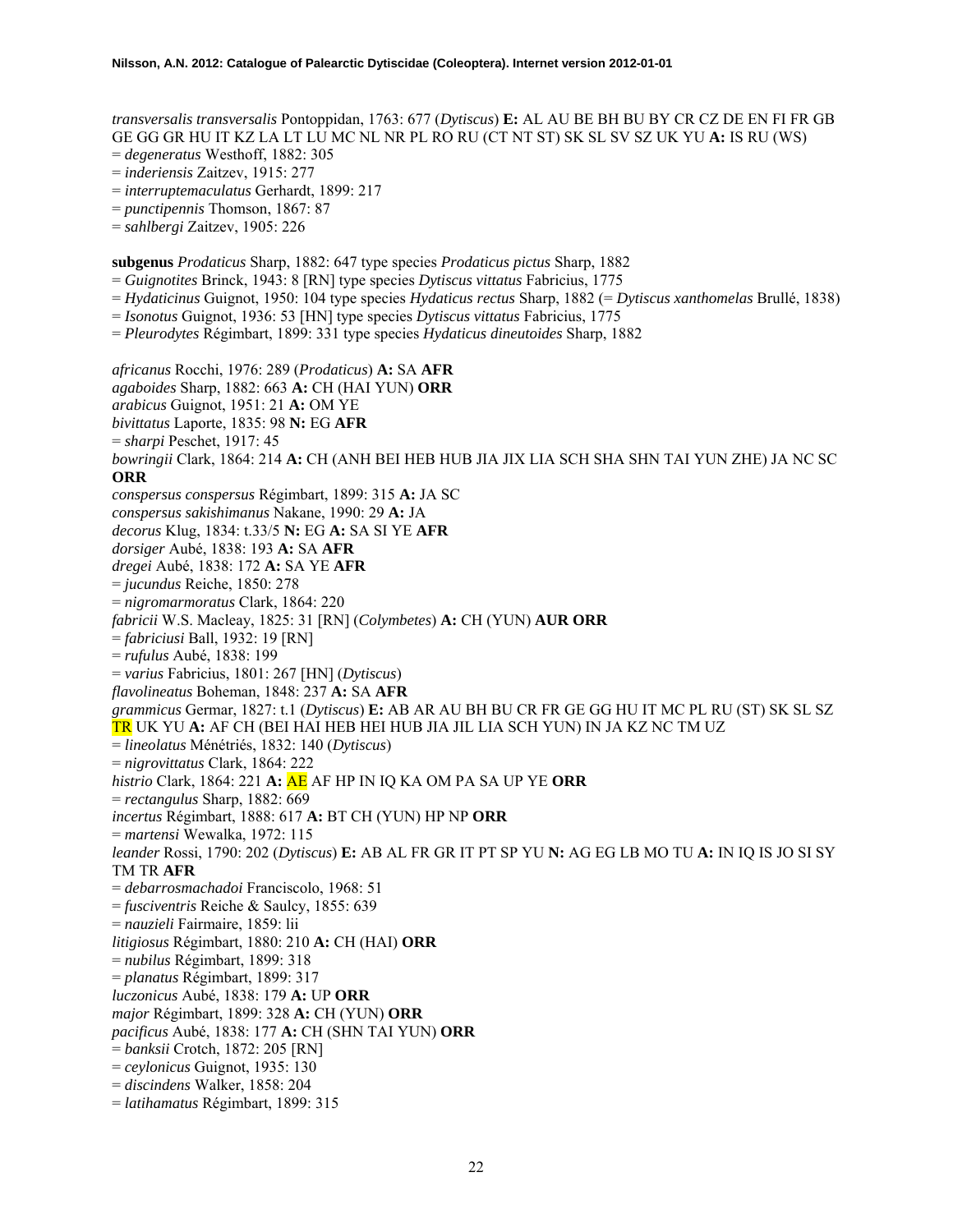*transversalis transversalis* Pontoppidan, 1763: 677 (*Dytiscus*) **E:** AL AU BE BH BU BY CR CZ DE EN FI FR GB GE GG GR HU IT KZ LA LT LU MC NL NR PL RO RU (CT NT ST) SK SL SV SZ UK YU **A:** IS RU (WS)
= *degeneratus* Westhoff, 1882: 305
= *inderiensis* Zaitzev, 1915: 277
= *interruptemaculatus* Gerhardt, 1899: 217
= *punctipennis* Thomson, 1867: 87
= *sahlbergi* Zaitzev, 1905: 226

**subgenus** *Prodaticus* Sharp, 1882: 647 type species *Prodaticus pictus* Sharp, 1882
= *Guignotites* Brinck, 1943: 8 [RN] type species *Dytiscus vittatus* Fabricius, 1775
= *Hydaticinus* Guignot, 1950: 104 type species *Hydaticus rectus* Sharp, 1882 (= *Dytiscus xanthomelas* Brullé, 1838)
= *Isonotus* Guignot, 1936: 53 [HN] type species *Dytiscus vittatus* Fabricius, 1775
= *Pleurodytes* Régimbart, 1899: 331 type species *Hydaticus dineutoides* Sharp, 1882

*africanus* Rocchi, 1976: 289 (*Prodaticus*) **A:** SA **AFR**
*agaboides* Sharp, 1882: 663 **A:** CH (HAI YUN) **ORR**
*arabicus* Guignot, 1951: 21 **A:** OM YE
*bivittatus* Laporte, 1835: 98 **N:** EG **AFR**
= *sharpi* Peschet, 1917: 45
*bowringii* Clark, 1864: 214 **A:** CH (ANH BEI HEB HUB JIA JIX LIA SCH SHA SHN TAI YUN ZHE) JA NC SC **ORR**
*conspersus conspersus* Régimbart, 1899: 315 **A:** JA SC
*conspersus sakishimanus* Nakane, 1990: 29 **A:** JA
*decorus* Klug, 1834: t.33/5 **N:** EG **A:** SA SI YE **AFR**
*dorsiger* Aubé, 1838: 193 **A:** SA **AFR**
*dregei* Aubé, 1838: 172 **A:** SA YE **AFR**
= *jucundus* Reiche, 1850: 278
= *nigromarmoratus* Clark, 1864: 220
*fabricii* W.S. Macleay, 1825: 31 [RN] (*Colymbetes*) **A:** CH (YUN) **AUR ORR**
= *fabriciusi* Ball, 1932: 19 [RN]
= *rufulus* Aubé, 1838: 199
= *varius* Fabricius, 1801: 267 [HN] (*Dytiscus*)
*flavolineatus* Boheman, 1848: 237 **A:** SA **AFR**
*grammicus* Germar, 1827: t.1 (*Dytiscus*) **E:** AB AR AU BH BU CR FR GE GG HU IT MC PL RU (ST) SK SL SZ TR UK YU **A:** AF CH (BEI HAI HEB HEI HUB JIA JIL LIA SCH YUN) IN JA KZ NC TM UZ
= *lineolatus* Ménétriés, 1832: 140 (*Dytiscus*)
= *nigrovittatus* Clark, 1864: 222
*histrio* Clark, 1864: 221 **A:** AE AF HP IN IQ KA OM PA SA UP YE **ORR**
= *rectangulus* Sharp, 1882: 669
*incertus* Régimbart, 1888: 617 **A:** BT CH (YUN) HP NP **ORR**
= *martensi* Wewalka, 1972: 115
*leander* Rossi, 1790: 202 (*Dytiscus*) **E:** AB AL FR GR IT PT SP YU **N:** AG EG LB MO TU **A:** IN IQ IS JO SI SY TM TR **AFR**
= *debarrosmachadoi* Franciscolo, 1968: 51
= *fusciventris* Reiche & Saulcy, 1855: 639
= *nauzieli* Fairmaire, 1859: lii
*litigiosus* Régimbart, 1880: 210 **A:** CH (HAI) **ORR**
= *nubilus* Régimbart, 1899: 318
= *planatus* Régimbart, 1899: 317
*luczonicus* Aubé, 1838: 179 **A:** UP **ORR**
*major* Régimbart, 1899: 328 **A:** CH (YUN) **ORR**
*pacificus* Aubé, 1838: 177 **A:** CH (SHN TAI YUN) **ORR**
= *banksii* Crotch, 1872: 205 [RN]
= *ceylonicus* Guignot, 1935: 130
= *discindens* Walker, 1858: 204
= *latihamatus* Régimbart, 1899: 315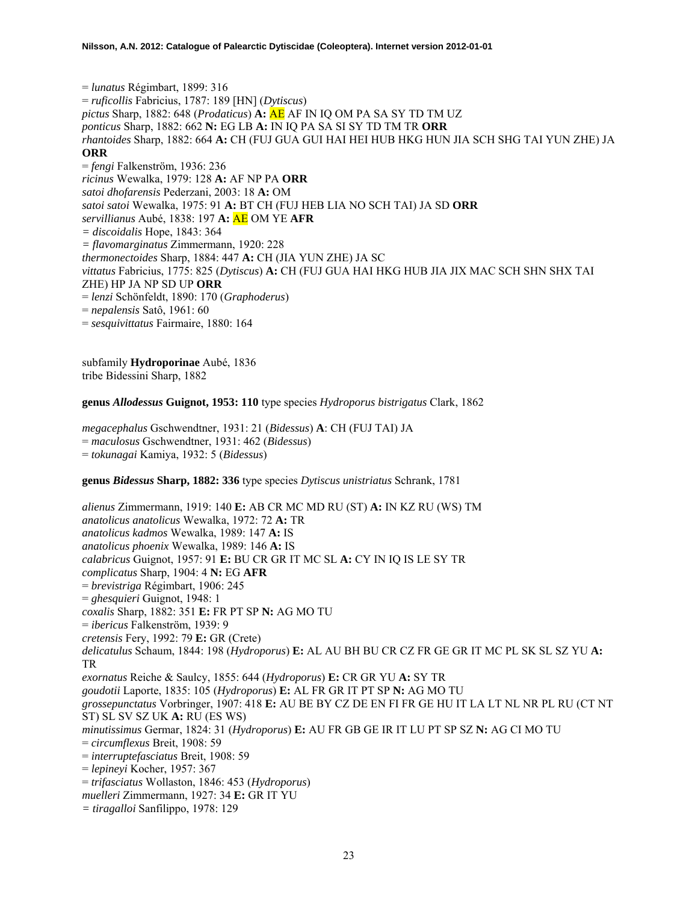= *lunatus* Régimbart, 1899: 316
= *ruficollis* Fabricius, 1787: 189 [HN] (*Dytiscus*)
*pictus* Sharp, 1882: 648 (*Prodaticus*) **A:** AE AF IN IQ OM PA SA SY TD TM UZ
*ponticus* Sharp, 1882: 662 **N:** EG LB **A:** IN IQ PA SA SI SY TD TM TR **ORR**
*rhantoides* Sharp, 1882: 664 **A:** CH (FUJ GUA GUI HAI HEI HUB HKG HUN JIA SCH SHG TAI YUN ZHE) JA **ORR**
= *fengi* Falkenström, 1936: 236
*ricinus* Wewalka, 1979: 128 **A:** AF NP PA **ORR**
*satoi dhofarensis* Pederzani, 2003: 18 **A:** OM
*satoi satoi* Wewalka, 1975: 91 **A:** BT CH (FUJ HEB LIA NO SCH TAI) JA SD **ORR**
*servillianus* Aubé, 1838: 197 **A:** AE OM YE **AFR**
*= discoidalis* Hope, 1843: 364
*= flavomarginatus* Zimmermann, 1920: 228
*thermonectoides* Sharp, 1884: 447 **A:** CH (JIA YUN ZHE) JA SC
*vittatus* Fabricius, 1775: 825 (*Dytiscus*) **A:** CH (FUJ GUA HAI HKG HUB JIA JIX MAC SCH SHN SHX TAI ZHE) HP JA NP SD UP **ORR**
= *lenzi* Schönfeldt, 1890: 170 (*Graphoderus*)
= *nepalensis* Satô, 1961: 60
= *sesquivittatus* Fairmaire, 1880: 164

subfamily **Hydroporinae** Aubé, 1836
tribe Bidessini Sharp, 1882

**genus *Allodessus* Guignot, 1953: 110** type species *Hydroporus bistrigatus* Clark, 1862

*megacephalus* Gschwendtner, 1931: 21 (*Bidessus*) **A**: CH (FUJ TAI) JA
= *maculosus* Gschwendtner, 1931: 462 (*Bidessus*)
= *tokunagai* Kamiya, 1932: 5 (*Bidessus*)

**genus *Bidessus* Sharp, 1882: 336** type species *Dytiscus unistriatus* Schrank, 1781

*alienus* Zimmermann, 1919: 140 **E:** AB CR MC MD RU (ST) **A:** IN KZ RU (WS) TM
*anatolicus anatolicus* Wewalka, 1972: 72 **A:** TR
*anatolicus kadmos* Wewalka, 1989: 147 **A:** IS
*anatolicus phoenix* Wewalka, 1989: 146 **A:** IS
*calabricus* Guignot, 1957: 91 **E:** BU CR GR IT MC SL **A:** CY IN IQ IS LE SY TR
*complicatus* Sharp, 1904: 4 **N:** EG **AFR**
= *brevistriga* Régimbart, 1906: 245
= *ghesquieri* Guignot, 1948: 1
*coxalis* Sharp, 1882: 351 **E:** FR PT SP **N:** AG MO TU
= *ibericus* Falkenström, 1939: 9
*cretensis* Fery, 1992: 79 **E:** GR (Crete)
*delicatulus* Schaum, 1844: 198 (*Hydroporus*) **E:** AL AU BH BU CR CZ FR GE GR IT MC PL SK SL SZ YU **A:** TR
*exornatus* Reiche & Saulcy, 1855: 644 (*Hydroporus*) **E:** CR GR YU **A:** SY TR
*goudotii* Laporte, 1835: 105 (*Hydroporus*) **E:** AL FR GR IT PT SP **N:** AG MO TU
*grossepunctatus* Vorbringer, 1907: 418 **E:** AU BE BY CZ DE EN FI FR GE HU IT LA LT NL NR PL RU (CT NT ST) SL SV SZ UK **A:** RU (ES WS)
*minutissimus* Germar, 1824: 31 (*Hydroporus*) **E:** AU FR GB GE IR IT LU PT SP SZ **N:** AG CI MO TU
= *circumflexus* Breit, 1908: 59
= *interruptefasciatus* Breit, 1908: 59
= *lepineyi* Kocher, 1957: 367
= *trifasciatus* Wollaston, 1846: 453 (*Hydroporus*)
*muelleri* Zimmermann, 1927: 34 **E:** GR IT YU
*= tiragalloi* Sanfilippo, 1978: 129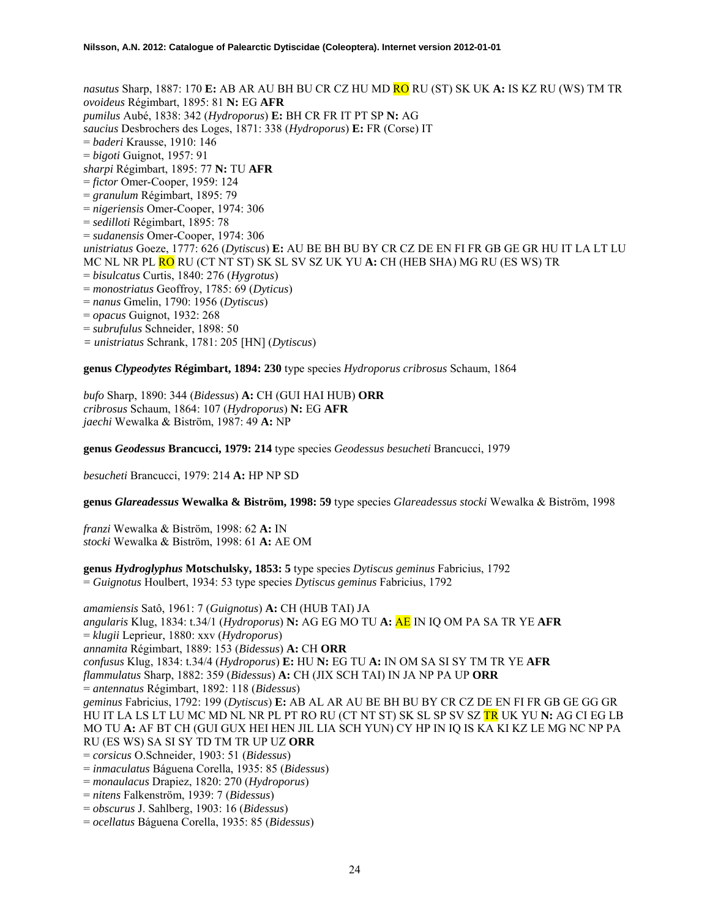*nasutus* Sharp, 1887: 170 **E:** AB AR AU BH BU CR CZ HU MD RO RU (ST) SK UK **A:** IS KZ RU (WS) TM TR
*ovoideus* Régimbart, 1895: 81 **N:** EG **AFR**
*pumilus* Aubé, 1838: 342 (*Hydroporus*) **E:** BH CR FR IT PT SP **N:** AG
*saucius* Desbrochers des Loges, 1871: 338 (*Hydroporus*) **E:** FR (Corse) IT
= *baderi* Krausse, 1910: 146
= *bigoti* Guignot, 1957: 91
*sharpi* Régimbart, 1895: 77 **N:** TU **AFR**
= *fictor* Omer-Cooper, 1959: 124
= *granulum* Régimbart, 1895: 79
= *nigeriensis* Omer-Cooper, 1974: 306
= *sedilloti* Régimbart, 1895: 78
= *sudanensis* Omer-Cooper, 1974: 306
*unistriatus* Goeze, 1777: 626 (*Dytiscus*) **E:** AU BE BH BU BY CR CZ DE EN FI FR GB GE GR HU IT LA LT LU MC NL NR PL RO RU (CT NT ST) SK SL SV SZ UK YU **A:** CH (HEB SHA) MG RU (ES WS) TR
= *bisulcatus* Curtis, 1840: 276 (*Hygrotus*)
= *monostriatus* Geoffroy, 1785: 69 (*Dyticus*)
= *nanus* Gmelin, 1790: 1956 (*Dytiscus*)
= *opacus* Guignot, 1932: 268
= *subrufulus* Schneider, 1898: 50
= *unistriatus* Schrank, 1781: 205 [HN] (*Dytiscus*)

**genus *Clypeodytes* Régimbart, 1894: 230** type species *Hydroporus cribrosus* Schaum, 1864

*bufo* Sharp, 1890: 344 (*Bidessus*) **A:** CH (GUI HAI HUB) **ORR**
*cribrosus* Schaum, 1864: 107 (*Hydroporus*) **N:** EG **AFR**
*jaechi* Wewalka & Biström, 1987: 49 **A:** NP

**genus *Geodessus* Brancucci, 1979: 214** type species *Geodessus besucheti* Brancucci, 1979

*besucheti* Brancucci, 1979: 214 **A:** HP NP SD

**genus *Glareadessus* Wewalka & Biström, 1998: 59** type species *Glareadessus stocki* Wewalka & Biström, 1998

*franzi* Wewalka & Biström, 1998: 62 **A:** IN
*stocki* Wewalka & Biström, 1998: 61 **A:** AE OM

**genus *Hydroglyphus* Motschulsky, 1853: 5** type species *Dytiscus geminus* Fabricius, 1792
= *Guignotus* Houlbert, 1934: 53 type species *Dytiscus geminus* Fabricius, 1792

*amamiensis* Satô, 1961: 7 (*Guignotus*) **A:** CH (HUB TAI) JA
*angularis* Klug, 1834: t.34/1 (*Hydroporus*) **N:** AG EG MO TU **A:** AE IN IQ OM PA SA TR YE **AFR**
= *klugii* Leprieur, 1880: xxv (*Hydroporus*)
*annamita* Régimbart, 1889: 153 (*Bidessus*) **A:** CH **ORR**
*confusus* Klug, 1834: t.34/4 (*Hydroporus*) **E:** HU **N:** EG TU **A:** IN OM SA SI SY TM TR YE **AFR**
*flammulatus* Sharp, 1882: 359 (*Bidessus*) **A:** CH (JIX SCH TAI) IN JA NP PA UP **ORR**
= *antennatus* Régimbart, 1892: 118 (*Bidessus*)
*geminus* Fabricius, 1792: 199 (*Dytiscus*) **E:** AB AL AR AU BE BH BU BY CR CZ DE EN FI FR GB GE GG GR HU IT LA LS LT LU MC MD NL NR PL PT RO RU (CT NT ST) SK SL SP SV SZ TR UK YU **N:** AG CI EG LB MO TU **A:** AF BT CH (GUI GUX HEI HEN JIL LIA SCH YUN) CY HP IN IQ IS KA KI KZ LE MG NC NP PA RU (ES WS) SA SI SY TD TM TR UP UZ **ORR**
= *corsicus* O.Schneider, 1903: 51 (*Bidessus*)
= *inmaculatus* Báguena Corella, 1935: 85 (*Bidessus*)
= *monaulacus* Drapiez, 1820: 270 (*Hydroporus*)
= *nitens* Falkenström, 1939: 7 (*Bidessus*)
= *obscurus* J. Sahlberg, 1903: 16 (*Bidessus*)
= *ocellatus* Báguena Corella, 1935: 85 (*Bidessus*)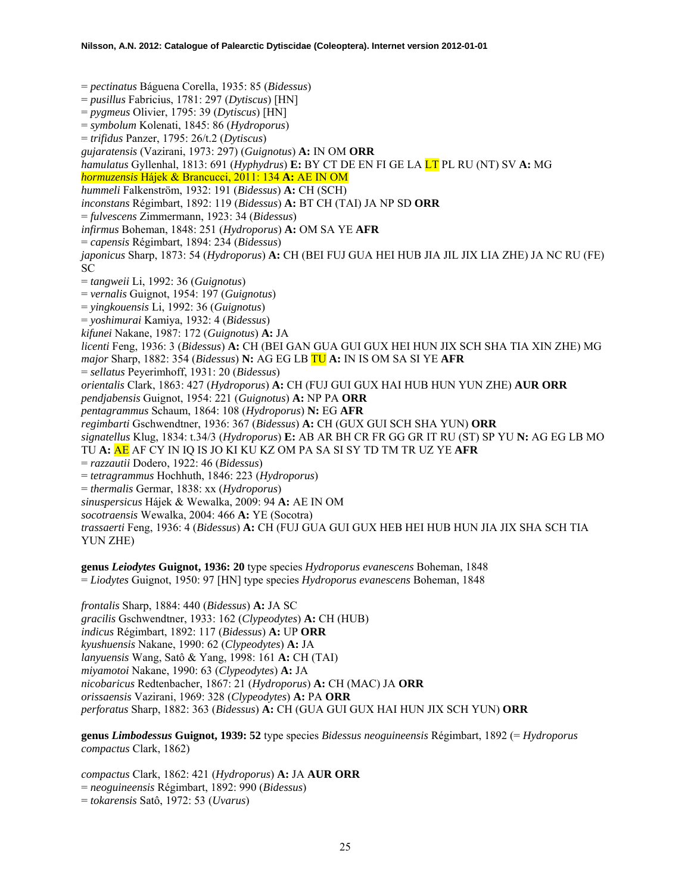= *pectinatus* Báguena Corella, 1935: 85 (*Bidessus*)
= *pusillus* Fabricius, 1781: 297 (*Dytiscus*) [HN]
= *pygmeus* Olivier, 1795: 39 (*Dytiscus*) [HN]
= *symbolum* Kolenati, 1845: 86 (*Hydroporus*)
= *trifidus* Panzer, 1795: 26/t.2 (*Dytiscus*)
*gujaratensis* (Vazirani, 1973: 297) (*Guignotus*) **A:** IN OM **ORR**
*hamulatus* Gyllenhal, 1813: 691 (*Hyphydrus*) **E:** BY CT DE EN FI GE LA LT PL RU (NT) SV **A:** MG
*hormuzensis* Hájek & Brancucci, 2011: 134 **A:** AE IN OM
*hummeli* Falkenström, 1932: 191 (*Bidessus*) **A:** CH (SCH)
*inconstans* Régimbart, 1892: 119 (*Bidessus*) **A:** BT CH (TAI) JA NP SD **ORR**
= *fulvescens* Zimmermann, 1923: 34 (*Bidessus*)
*infirmus* Boheman, 1848: 251 (*Hydroporus*) **A:** OM SA YE **AFR**
= *capensis* Régimbart, 1894: 234 (*Bidessus*)
*japonicus* Sharp, 1873: 54 (*Hydroporus*) **A:** CH (BEI FUJ GUA HEI HUB JIA JIL JIX LIA ZHE) JA NC RU (FE) SC
= *tangweii* Li, 1992: 36 (*Guignotus*)
= *vernalis* Guignot, 1954: 197 (*Guignotus*)
= *yingkouensis* Li, 1992: 36 (*Guignotus*)
= *yoshimurai* Kamiya, 1932: 4 (*Bidessus*)
*kifunei* Nakane, 1987: 172 (*Guignotus*) **A:** JA
*licenti* Feng, 1936: 3 (*Bidessus*) **A:** CH (BEI GAN GUA GUI GUX HEI HUN JIX SCH SHA TIA XIN ZHE) MG
*major* Sharp, 1882: 354 (*Bidessus*) **N:** AG EG LB TU **A:** IN IS OM SA SI YE **AFR**
= *sellatus* Peyerimhoff, 1931: 20 (*Bidessus*)
*orientalis* Clark, 1863: 427 (*Hydroporus*) **A:** CH (FUJ GUI GUX HAI HUB HUN YUN ZHE) **AUR ORR**
*pendjabensis* Guignot, 1954: 221 (*Guignotus*) **A:** NP PA **ORR**
*pentagrammus* Schaum, 1864: 108 (*Hydroporus*) **N:** EG **AFR**
*regimbarti* Gschwendtner, 1936: 367 (*Bidessus*) **A:** CH (GUX GUI SCH SHA YUN) **ORR**
*signatellus* Klug, 1834: t.34/3 (*Hydroporus*) **E:** AB AR BH CR FR GG GR IT RU (ST) SP YU **N:** AG EG LB MO TU **A:** AE AF CY IN IQ IS JO KI KU KZ OM PA SA SI SY TD TM TR UZ YE **AFR**
= *razzautii* Dodero, 1922: 46 (*Bidessus*)
= *tetragrammus* Hochhuth, 1846: 223 (*Hydroporus*)
= *thermalis* Germar, 1838: xx (*Hydroporus*)
*sinuspersicus* Hájek & Wewalka, 2009: 94 **A:** AE IN OM
*socotraensis* Wewalka, 2004: 466 **A:** YE (Socotra)
*trassaerti* Feng, 1936: 4 (*Bidessus*) **A:** CH (FUJ GUA GUI GUX HEB HEI HUB HUN JIA JIX SHA SCH TIA YUN ZHE)

**genus *Leiodytes* Guignot, 1936: 20** type species *Hydroporus evanescens* Boheman, 1848
= *Liodytes* Guignot, 1950: 97 [HN] type species *Hydroporus evanescens* Boheman, 1848

*frontalis* Sharp, 1884: 440 (*Bidessus*) **A:** JA SC
*gracilis* Gschwendtner, 1933: 162 (*Clypeodytes*) **A:** CH (HUB)
*indicus* Régimbart, 1892: 117 (*Bidessus*) **A:** UP **ORR**
*kyushuensis* Nakane, 1990: 62 (*Clypeodytes*) **A:** JA
*lanyuensis* Wang, Satô & Yang, 1998: 161 **A:** CH (TAI)
*miyamotoi* Nakane, 1990: 63 (*Clypeodytes*) **A:** JA
*nicobaricus* Redtenbacher, 1867: 21 (*Hydroporus*) **A:** CH (MAC) JA **ORR**
*orissaensis* Vazirani, 1969: 328 (*Clypeodytes*) **A:** PA **ORR**
*perforatus* Sharp, 1882: 363 (*Bidessus*) **A:** CH (GUA GUI GUX HAI HUN JIX SCH YUN) **ORR**

**genus *Limbodessus* Guignot, 1939: 52** type species *Bidessus neoguineensis* Régimbart, 1892 (= *Hydroporus compactus* Clark, 1862)

*compactus* Clark, 1862: 421 (*Hydroporus*) **A:** JA **AUR ORR**
= *neoguineensis* Régimbart, 1892: 990 (*Bidessus*)
= *tokarensis* Satô, 1972: 53 (*Uvarus*)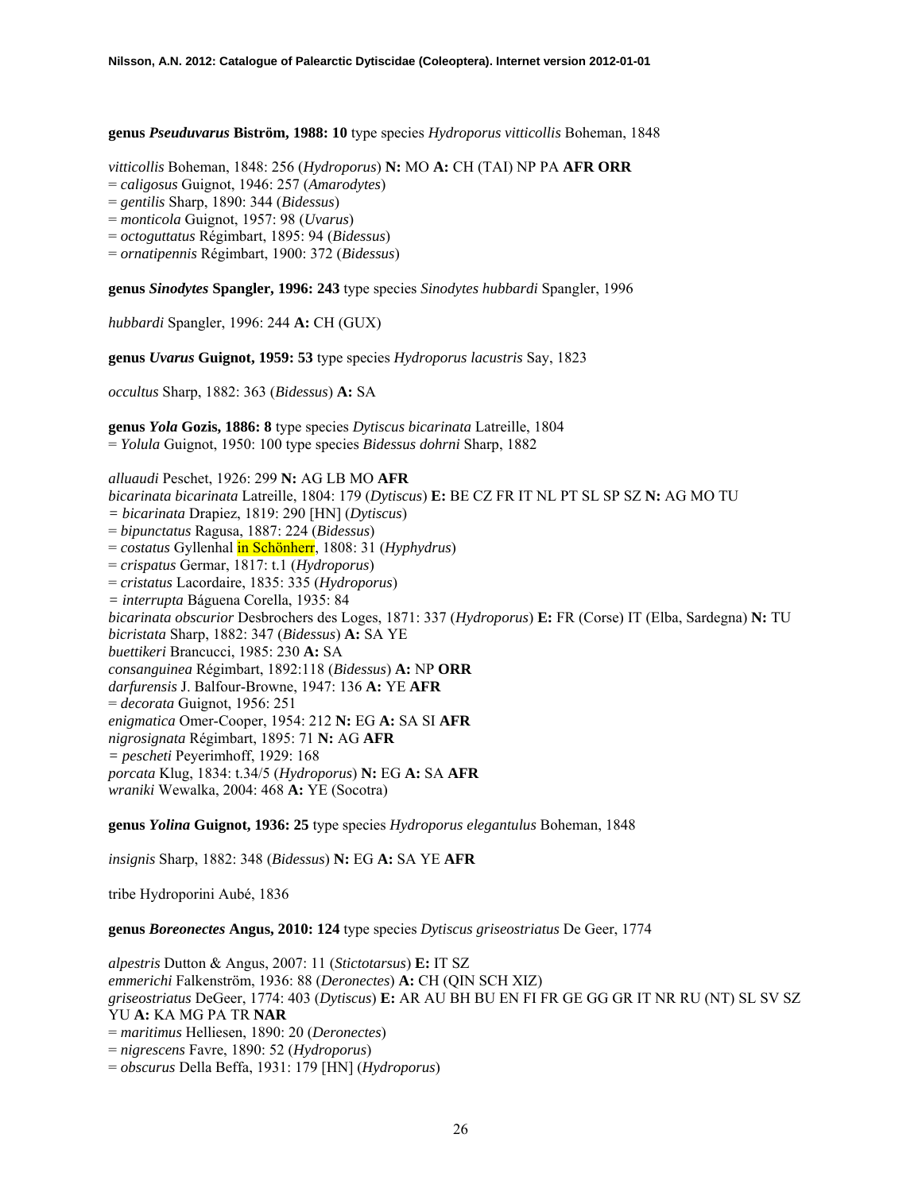**genus *Pseuduvarus* Biström, 1988: 10** type species *Hydroporus vitticollis* Boheman, 1848

*vitticollis* Boheman, 1848: 256 (*Hydroporus*) **N:** MO **A:** CH (TAI) NP PA **AFR ORR**
= *caligosus* Guignot, 1946: 257 (*Amarodytes*)
= *gentilis* Sharp, 1890: 344 (*Bidessus*)
= *monticola* Guignot, 1957: 98 (*Uvarus*)
= *octoguttatus* Régimbart, 1895: 94 (*Bidessus*)
= *ornatipennis* Régimbart, 1900: 372 (*Bidessus*)

**genus *Sinodytes* Spangler, 1996: 243** type species *Sinodytes hubbardi* Spangler, 1996

*hubbardi* Spangler, 1996: 244 **A:** CH (GUX)

**genus *Uvarus* Guignot, 1959: 53** type species *Hydroporus lacustris* Say, 1823

*occultus* Sharp, 1882: 363 (*Bidessus*) **A:** SA

**genus *Yola* Gozis, 1886: 8** type species *Dytiscus bicarinata* Latreille, 1804
= *Yolula* Guignot, 1950: 100 type species *Bidessus dohrni* Sharp, 1882

*alluaudi* Peschet, 1926: 299 **N:** AG LB MO **AFR**
*bicarinata bicarinata* Latreille, 1804: 179 (*Dytiscus*) **E:** BE CZ FR IT NL PT SL SP SZ **N:** AG MO TU
= *bicarinata* Drapiez, 1819: 290 [HN] (*Dytiscus*)
= *bipunctatus* Ragusa, 1887: 224 (*Bidessus*)
= *costatus* Gyllenhal in Schönherr, 1808: 31 (*Hyphydrus*)
= *crispatus* Germar, 1817: t.1 (*Hydroporus*)
= *cristatus* Lacordaire, 1835: 335 (*Hydroporus*)
= *interrupta* Báguena Corella, 1935: 84
*bicarinata obscurior* Desbrochers des Loges, 1871: 337 (*Hydroporus*) **E:** FR (Corse) IT (Elba, Sardegna) **N:** TU
*bicristata* Sharp, 1882: 347 (*Bidessus*) **A:** SA YE
*buettikeri* Brancucci, 1985: 230 **A:** SA
*consanguinea* Régimbart, 1892:118 (*Bidessus*) **A:** NP **ORR**
*darfurensis* J. Balfour-Browne, 1947: 136 **A:** YE **AFR**
= *decorata* Guignot, 1956: 251
*enigmatica* Omer-Cooper, 1954: 212 **N:** EG **A:** SA SI **AFR**
*nigrosignata* Régimbart, 1895: 71 **N:** AG **AFR**
= *pescheti* Peyerimhoff, 1929: 168
*porcata* Klug, 1834: t.34/5 (*Hydroporus*) **N:** EG **A:** SA **AFR**
*wraniki* Wewalka, 2004: 468 **A:** YE (Socotra)

**genus *Yolina* Guignot, 1936: 25** type species *Hydroporus elegantulus* Boheman, 1848

*insignis* Sharp, 1882: 348 (*Bidessus*) **N:** EG **A:** SA YE **AFR**

tribe Hydroporini Aubé, 1836

**genus *Boreonectes* Angus, 2010: 124** type species *Dytiscus griseostriatus* De Geer, 1774

*alpestris* Dutton & Angus, 2007: 11 (*Stictotarsus*) **E:** IT SZ
*emmerichi* Falkenström, 1936: 88 (*Deronectes*) **A:** CH (QIN SCH XIZ)
*griseostriatus* DeGeer, 1774: 403 (*Dytiscus*) **E:** AR AU BH BU EN FI FR GE GG GR IT NR RU (NT) SL SV SZ YU **A:** KA MG PA TR **NAR**
= *maritimus* Helliesen, 1890: 20 (*Deronectes*)
= *nigrescens* Favre, 1890: 52 (*Hydroporus*)
= *obscurus* Della Beffa, 1931: 179 [HN] (*Hydroporus*)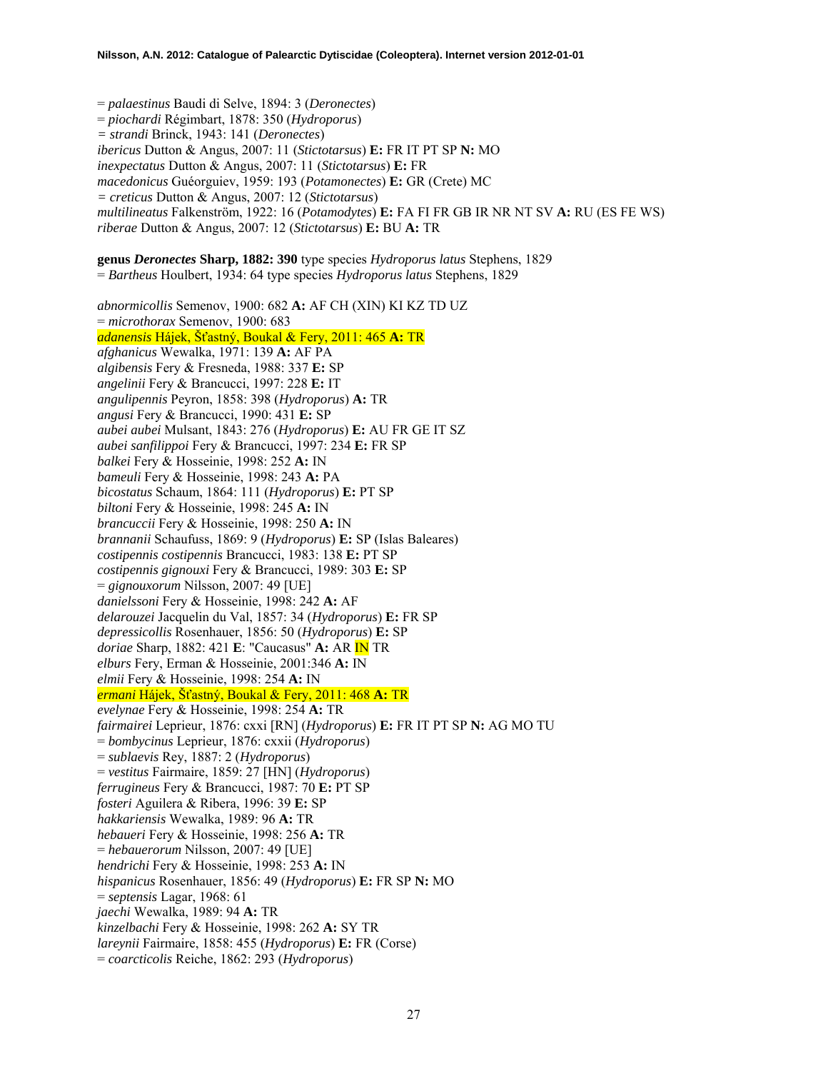= *palaestinus* Baudi di Selve, 1894: 3 (*Deronectes*)
= *piochardi* Régimbart, 1878: 350 (*Hydroporus*)
= *strandi* Brinck, 1943: 141 (*Deronectes*)
*ibericus* Dutton & Angus, 2007: 11 (*Stictotarsus*) **E:** FR IT PT SP **N:** MO
*inexpectatus* Dutton & Angus, 2007: 11 (*Stictotarsus*) **E:** FR
*macedonicus* Guéorguiev, 1959: 193 (*Potamonectes*) **E:** GR (Crete) MC
= *creticus* Dutton & Angus, 2007: 12 (*Stictotarsus*)
*multilineatus* Falkenström, 1922: 16 (*Potamodytes*) **E:** FA FI FR GB IR NR NT SV **A:** RU (ES FE WS)
*riberae* Dutton & Angus, 2007: 12 (*Stictotarsus*) **E:** BU **A:** TR

**genus *Deronectes* Sharp, 1882: 390** type species *Hydroporus latus* Stephens, 1829
= *Bartheus* Houlbert, 1934: 64 type species *Hydroporus latus* Stephens, 1829

*abnormicollis* Semenov, 1900: 682 **A:** AF CH (XIN) KI KZ TD UZ
= *microthorax* Semenov, 1900: 683
*adanensis* Hájek, Šťastný, Boukal & Fery, 2011: 465 **A:** TR
*afghanicus* Wewalka, 1971: 139 **A:** AF PA
*algibensis* Fery & Fresneda, 1988: 337 **E:** SP
*angelinii* Fery & Brancucci, 1997: 228 **E:** IT
*angulipennis* Peyron, 1858: 398 (*Hydroporus*) **A:** TR
*angusi* Fery & Brancucci, 1990: 431 **E:** SP
*aubei aubei* Mulsant, 1843: 276 (*Hydroporus*) **E:** AU FR GE IT SZ
*aubei sanfilippoi* Fery & Brancucci, 1997: 234 **E:** FR SP
*balkei* Fery & Hosseinie, 1998: 252 **A:** IN
*bameuli* Fery & Hosseinie, 1998: 243 **A:** PA
*bicostatus* Schaum, 1864: 111 (*Hydroporus*) **E:** PT SP
*biltoni* Fery & Hosseinie, 1998: 245 **A:** IN
*brancuccii* Fery & Hosseinie, 1998: 250 **A:** IN
*brannanii* Schaufuss, 1869: 9 (*Hydroporus*) **E:** SP (Islas Baleares)
*costipennis costipennis* Brancucci, 1983: 138 **E:** PT SP
*costipennis gignouxi* Fery & Brancucci, 1989: 303 **E:** SP
= *gignouxorum* Nilsson, 2007: 49 [UE]
*danielssoni* Fery & Hosseinie, 1998: 242 **A:** AF
*delarouzei* Jacquelin du Val, 1857: 34 (*Hydroporus*) **E:** FR SP
*depressicollis* Rosenhauer, 1856: 50 (*Hydroporus*) **E:** SP
*doriae* Sharp, 1882: 421 **E**: "Caucasus" **A:** AR IN TR
*elburs* Fery, Erman & Hosseinie, 2001:346 **A:** IN
*elmii* Fery & Hosseinie, 1998: 254 **A:** IN
*ermani* Hájek, Šťastný, Boukal & Fery, 2011: 468 **A:** TR
*evelynae* Fery & Hosseinie, 1998: 254 **A:** TR
*fairmairei* Leprieur, 1876: cxxi [RN] (*Hydroporus*) **E:** FR IT PT SP **N:** AG MO TU
= *bombycinus* Leprieur, 1876: cxxii (*Hydroporus*)
= *sublaevis* Rey, 1887: 2 (*Hydroporus*)
= *vestitus* Fairmaire, 1859: 27 [HN] (*Hydroporus*)
*ferrugineus* Fery & Brancucci, 1987: 70 **E:** PT SP
*fosteri* Aguilera & Ribera, 1996: 39 **E:** SP
*hakkariensis* Wewalka, 1989: 96 **A:** TR
*hebaueri* Fery & Hosseinie, 1998: 256 **A:** TR
= *hebauerorum* Nilsson, 2007: 49 [UE]
*hendrichi* Fery & Hosseinie, 1998: 253 **A:** IN
*hispanicus* Rosenhauer, 1856: 49 (*Hydroporus*) **E:** FR SP **N:** MO
= *septensis* Lagar, 1968: 61
*jaechi* Wewalka, 1989: 94 **A:** TR
*kinzelbachi* Fery & Hosseinie, 1998: 262 **A:** SY TR
*lareynii* Fairmaire, 1858: 455 (*Hydroporus*) **E:** FR (Corse)
= *coarcticolis* Reiche, 1862: 293 (*Hydroporus*)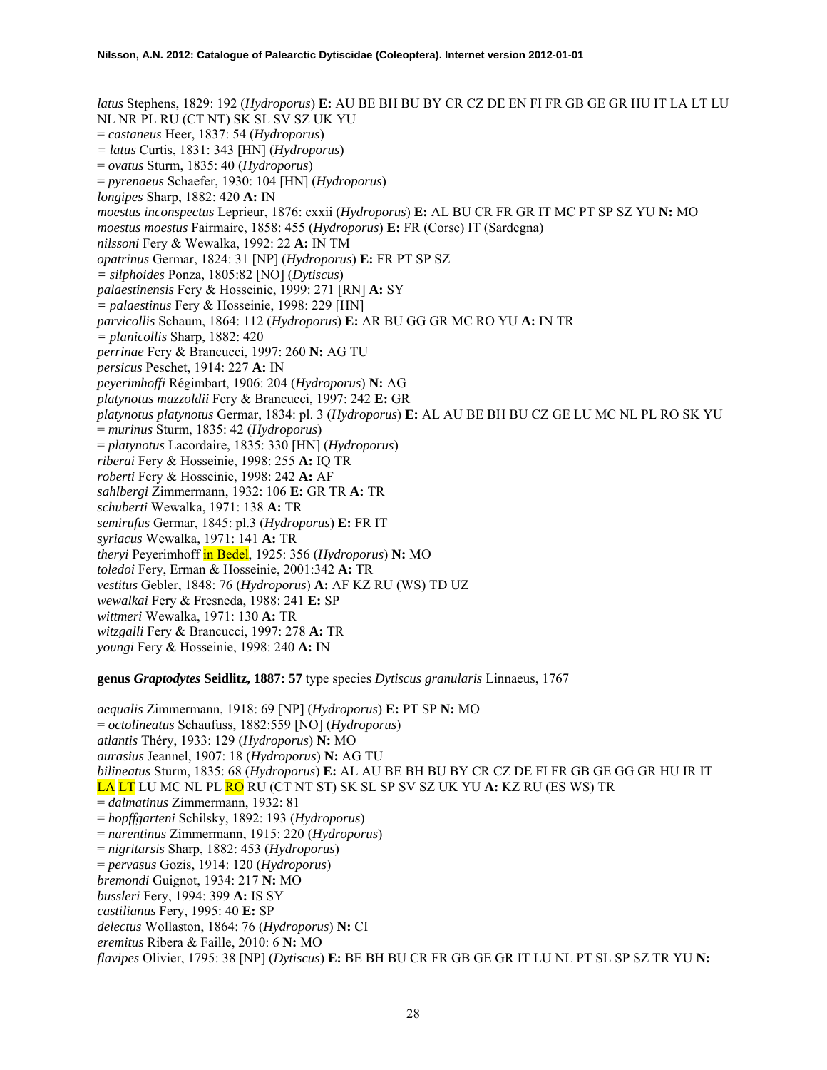*latus* Stephens, 1829: 192 (*Hydroporus*) **E:** AU BE BH BU BY CR CZ DE EN FI FR GB GE GR HU IT LA LT LU NL NR PL RU (CT NT) SK SL SV SZ UK YU
= *castaneus* Heer, 1837: 54 (*Hydroporus*)
= *latus* Curtis, 1831: 343 [HN] (*Hydroporus*)
= *ovatus* Sturm, 1835: 40 (*Hydroporus*)
= *pyrenaeus* Schaefer, 1930: 104 [HN] (*Hydroporus*)
*longipes* Sharp, 1882: 420 **A:** IN
*moestus inconspectus* Leprieur, 1876: cxxii (*Hydroporus*) **E:** AL BU CR FR GR IT MC PT SP SZ YU **N:** MO
*moestus moestus* Fairmaire, 1858: 455 (*Hydroporus*) **E:** FR (Corse) IT (Sardegna)
*nilssoni* Fery & Wewalka, 1992: 22 **A:** IN TM
*opatrinus* Germar, 1824: 31 [NP] (*Hydroporus*) **E:** FR PT SP SZ
= *silphoides* Ponza, 1805:82 [NO] (*Dytiscus*)
*palaestinensis* Fery & Hosseinie, 1999: 271 [RN] **A:** SY
= *palaestinus* Fery & Hosseinie, 1998: 229 [HN]
*parvicollis* Schaum, 1864: 112 (*Hydroporus*) **E:** AR BU GG GR MC RO YU **A:** IN TR
= *planicollis* Sharp, 1882: 420
*perrinae* Fery & Brancucci, 1997: 260 **N:** AG TU
*persicus* Peschet, 1914: 227 **A:** IN
*peyerimhoffi* Régimbart, 1906: 204 (*Hydroporus*) **N:** AG
*platynotus mazzoldii* Fery & Brancucci, 1997: 242 **E:** GR
*platynotus platynotus* Germar, 1834: pl. 3 (*Hydroporus*) **E:** AL AU BE BH BU CZ GE LU MC NL PL RO SK YU
= *murinus* Sturm, 1835: 42 (*Hydroporus*)
= *platynotus* Lacordaire, 1835: 330 [HN] (*Hydroporus*)
*riberai* Fery & Hosseinie, 1998: 255 **A:** IQ TR
*roberti* Fery & Hosseinie, 1998: 242 **A:** AF
*sahlbergi* Zimmermann, 1932: 106 **E:** GR TR **A:** TR
*schuberti* Wewalka, 1971: 138 **A:** TR
*semirufus* Germar, 1845: pl.3 (*Hydroporus*) **E:** FR IT
*syriacus* Wewalka, 1971: 141 **A:** TR
*theryi* Peyerimhoff in Bedel, 1925: 356 (*Hydroporus*) **N:** MO
*toledoi* Fery, Erman & Hosseinie, 2001:342 **A:** TR
*vestitus* Gebler, 1848: 76 (*Hydroporus*) **A:** AF KZ RU (WS) TD UZ
*wewalkai* Fery & Fresneda, 1988: 241 **E:** SP
*wittmeri* Wewalka, 1971: 130 **A:** TR
*witzgalli* Fery & Brancucci, 1997: 278 **A:** TR
*youngi* Fery & Hosseinie, 1998: 240 **A:** IN

**genus *Graptodytes* Seidlitz, 1887: 57** type species *Dytiscus granularis* Linnaeus, 1767

*aequalis* Zimmermann, 1918: 69 [NP] (*Hydroporus*) **E:** PT SP **N:** MO
= *octolineatus* Schaufuss, 1882:559 [NO] (*Hydroporus*)
*atlantis* Théry, 1933: 129 (*Hydroporus*) **N:** MO
*aurasius* Jeannel, 1907: 18 (*Hydroporus*) **N:** AG TU
*bilineatus* Sturm, 1835: 68 (*Hydroporus*) **E:** AL AU BE BH BU BY CR CZ DE FI FR GB GE GG GR HU IR IT LA LT LU MC NL PL RO RU (CT NT ST) SK SL SP SV SZ UK YU **A:** KZ RU (ES WS) TR
= *dalmatinus* Zimmermann, 1932: 81
= *hopffgarteni* Schilsky, 1892: 193 (*Hydroporus*)
= *narentinus* Zimmermann, 1915: 220 (*Hydroporus*)
= *nigritarsis* Sharp, 1882: 453 (*Hydroporus*)
= *pervasus* Gozis, 1914: 120 (*Hydroporus*)
*bremondi* Guignot, 1934: 217 **N:** MO
*bussleri* Fery, 1994: 399 **A:** IS SY
*castilianus* Fery, 1995: 40 **E:** SP
*delectus* Wollaston, 1864: 76 (*Hydroporus*) **N:** CI
*eremitus* Ribera & Faille, 2010: 6 **N:** MO
*flavipes* Olivier, 1795: 38 [NP] (*Dytiscus*) **E:** BE BH BU CR FR GB GE GR IT LU NL PT SL SP SZ TR YU **N:**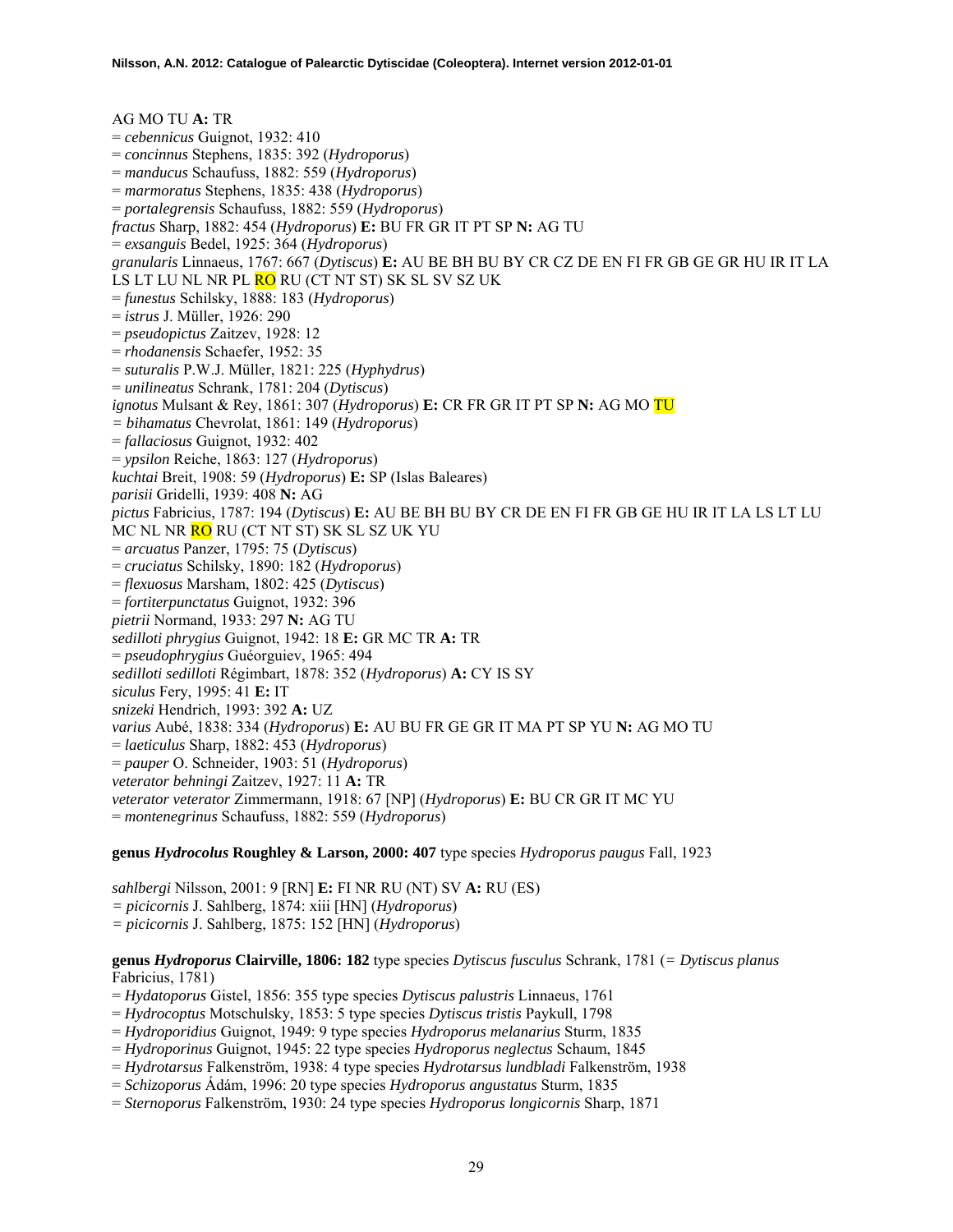AG MO TU **A:** TR
= *cebennicus* Guignot, 1932: 410
= *concinnus* Stephens, 1835: 392 (*Hydroporus*)
= *manducus* Schaufuss, 1882: 559 (*Hydroporus*)
= *marmoratus* Stephens, 1835: 438 (*Hydroporus*)
= *portalegrensis* Schaufuss, 1882: 559 (*Hydroporus*)
*fractus* Sharp, 1882: 454 (*Hydroporus*) **E:** BU FR GR IT PT SP **N:** AG TU
= *exsanguis* Bedel, 1925: 364 (*Hydroporus*)
*granularis* Linnaeus, 1767: 667 (*Dytiscus*) **E:** AU BE BH BU BY CR CZ DE EN FI FR GB GE GR HU IR IT LA LS LT LU NL NR PL RO RU (CT NT ST) SK SL SV SZ UK
= *funestus* Schilsky, 1888: 183 (*Hydroporus*)
= *istrus* J. Müller, 1926: 290
= *pseudopictus* Zaitzev, 1928: 12
= *rhodanensis* Schaefer, 1952: 35
= *suturalis* P.W.J. Müller, 1821: 225 (*Hyphydrus*)
= *unilineatus* Schrank, 1781: 204 (*Dytiscus*)
*ignotus* Mulsant & Rey, 1861: 307 (*Hydroporus*) **E:** CR FR GR IT PT SP **N:** AG MO TU
= *bihamatus* Chevrolat, 1861: 149 (*Hydroporus*)
= *fallaciosus* Guignot, 1932: 402
= *ypsilon* Reiche, 1863: 127 (*Hydroporus*)
*kuchtai* Breit, 1908: 59 (*Hydroporus*) **E:** SP (Islas Baleares)
*parisii* Gridelli, 1939: 408 **N:** AG
*pictus* Fabricius, 1787: 194 (*Dytiscus*) **E:** AU BE BH BU BY CR DE EN FI FR GB GE HU IR IT LA LS LT LU MC NL NR RO RU (CT NT ST) SK SL SZ UK YU
= *arcuatus* Panzer, 1795: 75 (*Dytiscus*)
= *cruciatus* Schilsky, 1890: 182 (*Hydroporus*)
= *flexuosus* Marsham, 1802: 425 (*Dytiscus*)
= *fortiterpunctatus* Guignot, 1932: 396
*pietrii* Normand, 1933: 297 **N:** AG TU
*sedilloti phrygius* Guignot, 1942: 18 **E:** GR MC TR **A:** TR
= *pseudophrygius* Guéorguiev, 1965: 494
*sedilloti sedilloti* Régimbart, 1878: 352 (*Hydroporus*) **A:** CY IS SY
*siculus* Fery, 1995: 41 **E:** IT
*snizeki* Hendrich, 1993: 392 **A:** UZ
*varius* Aubé, 1838: 334 (*Hydroporus*) **E:** AU BU FR GE GR IT MA PT SP YU **N:** AG MO TU
= *laeticulus* Sharp, 1882: 453 (*Hydroporus*)
= *pauper* O. Schneider, 1903: 51 (*Hydroporus*)
*veterator behningi* Zaitzev, 1927: 11 **A:** TR
*veterator veterator* Zimmermann, 1918: 67 [NP] (*Hydroporus*) **E:** BU CR GR IT MC YU
= *montenegrinus* Schaufuss, 1882: 559 (*Hydroporus*)

**genus *Hydrocolus* Roughley & Larson, 2000: 407** type species *Hydroporus paugus* Fall, 1923

*sahlbergi* Nilsson, 2001: 9 [RN] **E:** FI NR RU (NT) SV **A:** RU (ES)
= *picicornis* J. Sahlberg, 1874: xiii [HN] (*Hydroporus*)
= *picicornis* J. Sahlberg, 1875: 152 [HN] (*Hydroporus*)

**genus *Hydroporus* Clairville, 1806: 182** type species *Dytiscus fusculus* Schrank, 1781 (= *Dytiscus planus* Fabricius, 1781)
= *Hydatoporus* Gistel, 1856: 355 type species *Dytiscus palustris* Linnaeus, 1761
= *Hydrocoptus* Motschulsky, 1853: 5 type species *Dytiscus tristis* Paykull, 1798
= *Hydroporidius* Guignot, 1949: 9 type species *Hydroporus melanarius* Sturm, 1835
= *Hydroporinus* Guignot, 1945: 22 type species *Hydroporus neglectus* Schaum, 1845
= *Hydrotarsus* Falkenström, 1938: 4 type species *Hydrotarsus lundbladi* Falkenström, 1938
= *Schizoporus* Ádám, 1996: 20 type species *Hydroporus angustatus* Sturm, 1835
= *Sternoporus* Falkenström, 1930: 24 type species *Hydroporus longicornis* Sharp, 1871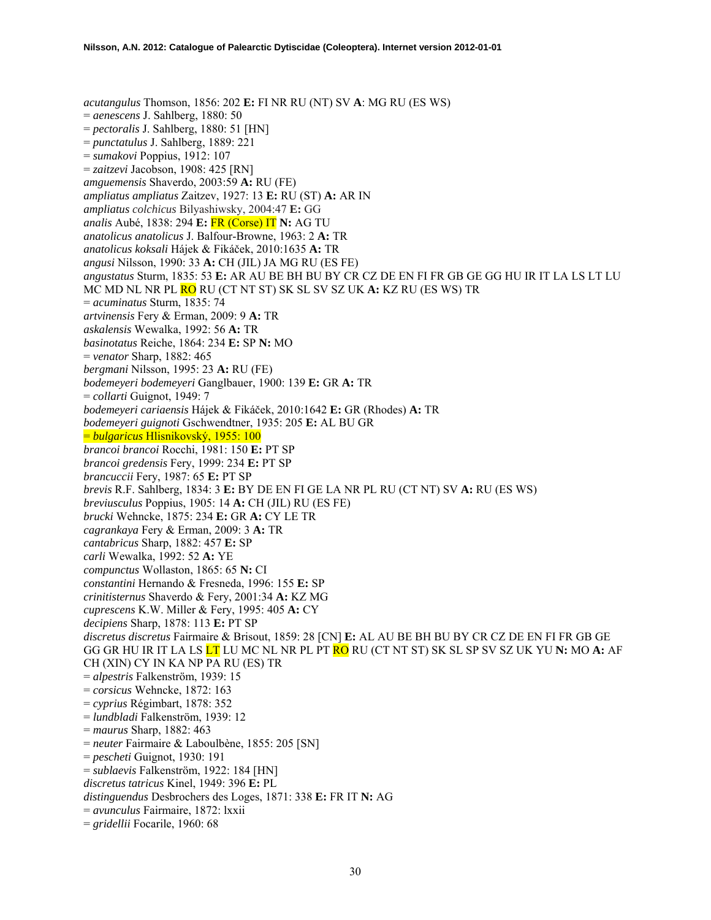*acutangulus* Thomson, 1856: 202 **E:** FI NR RU (NT) SV **A**: MG RU (ES WS)
= *aenescens* J. Sahlberg, 1880: 50
= *pectoralis* J. Sahlberg, 1880: 51 [HN]
= *punctatulus* J. Sahlberg, 1889: 221
= *sumakovi* Poppius, 1912: 107
= *zaitzevi* Jacobson, 1908: 425 [RN]
*amguemensis* Shaverdo, 2003:59 **A:** RU (FE)
*ampliatus ampliatus* Zaitzev, 1927: 13 **E:** RU (ST) **A:** AR IN
*ampliatus colchicus* Bilyashiwsky, 2004:47 **E:** GG
*analis* Aubé, 1838: 294 **E:** FR (Corse) IT **N:** AG TU
*anatolicus anatolicus* J. Balfour-Browne, 1963: 2 **A:** TR
*anatolicus koksali* Hájek & Fikáček, 2010:1635 **A:** TR
*angusi* Nilsson, 1990: 33 **A:** CH (JIL) JA MG RU (ES FE)
*angustatus* Sturm, 1835: 53 **E:** AR AU BE BH BU BY CR CZ DE EN FI FR GB GE GG HU IR IT LA LS LT LU MC MD NL NR PL RO RU (CT NT ST) SK SL SV SZ UK **A:** KZ RU (ES WS) TR
= *acuminatus* Sturm, 1835: 74
*artvinensis* Fery & Erman, 2009: 9 **A:** TR
*askalensis* Wewalka, 1992: 56 **A:** TR
*basinotatus* Reiche, 1864: 234 **E:** SP **N:** MO
= *venator* Sharp, 1882: 465
*bergmani* Nilsson, 1995: 23 **A:** RU (FE)
*bodemeyeri bodemeyeri* Ganglbauer, 1900: 139 **E:** GR **A:** TR
= *collarti* Guignot, 1949: 7
*bodemeyeri cariaensis* Hájek & Fikáček, 2010:1642 **E:** GR (Rhodes) **A:** TR
*bodemeyeri guignoti* Gschwendtner, 1935: 205 **E:** AL BU GR
= *bulgaricus* Hlisnikovský, 1955: 100
*brancoi brancoi* Rocchi, 1981: 150 **E:** PT SP
*brancoi gredensis* Fery, 1999: 234 **E:** PT SP
*brancuccii* Fery, 1987: 65 **E:** PT SP
*brevis* R.F. Sahlberg, 1834: 3 **E:** BY DE EN FI GE LA NR PL RU (CT NT) SV **A:** RU (ES WS)
*breviusculus* Poppius, 1905: 14 **A:** CH (JIL) RU (ES FE)
*brucki* Wehncke, 1875: 234 **E:** GR **A:** CY LE TR
*cagrankaya* Fery & Erman, 2009: 3 **A:** TR
*cantabricus* Sharp, 1882: 457 **E:** SP
*carli* Wewalka, 1992: 52 **A:** YE
*compunctus* Wollaston, 1865: 65 **N:** CI
*constantini* Hernando & Fresneda, 1996: 155 **E:** SP
*crinitisternus* Shaverdo & Fery, 2001:34 **A:** KZ MG
*cuprescens* K.W. Miller & Fery, 1995: 405 **A:** CY
*decipiens* Sharp, 1878: 113 **E:** PT SP
*discretus discretus* Fairmaire & Brisout, 1859: 28 [CN] **E:** AL AU BE BH BU BY CR CZ DE EN FI FR GB GE GG GR HU IR IT LA LS LT LU MC NL NR PL PT RO RU (CT NT ST) SK SL SP SV SZ UK YU **N:** MO **A:** AF CH (XIN) CY IN KA NP PA RU (ES) TR
= *alpestris* Falkenström, 1939: 15
= *corsicus* Wehncke, 1872: 163
= *cyprius* Régimbart, 1878: 352
= *lundbladi* Falkenström, 1939: 12
= *maurus* Sharp, 1882: 463
= *neuter* Fairmaire & Laboulbène, 1855: 205 [SN]
= *pescheti* Guignot, 1930: 191
= *sublaevis* Falkenström, 1922: 184 [HN]
*discretus tatricus* Kinel, 1949: 396 **E:** PL
*distinguendus* Desbrochers des Loges, 1871: 338 **E:** FR IT **N:** AG
= *avunculus* Fairmaire, 1872: lxxii
= *gridellii* Focarile, 1960: 68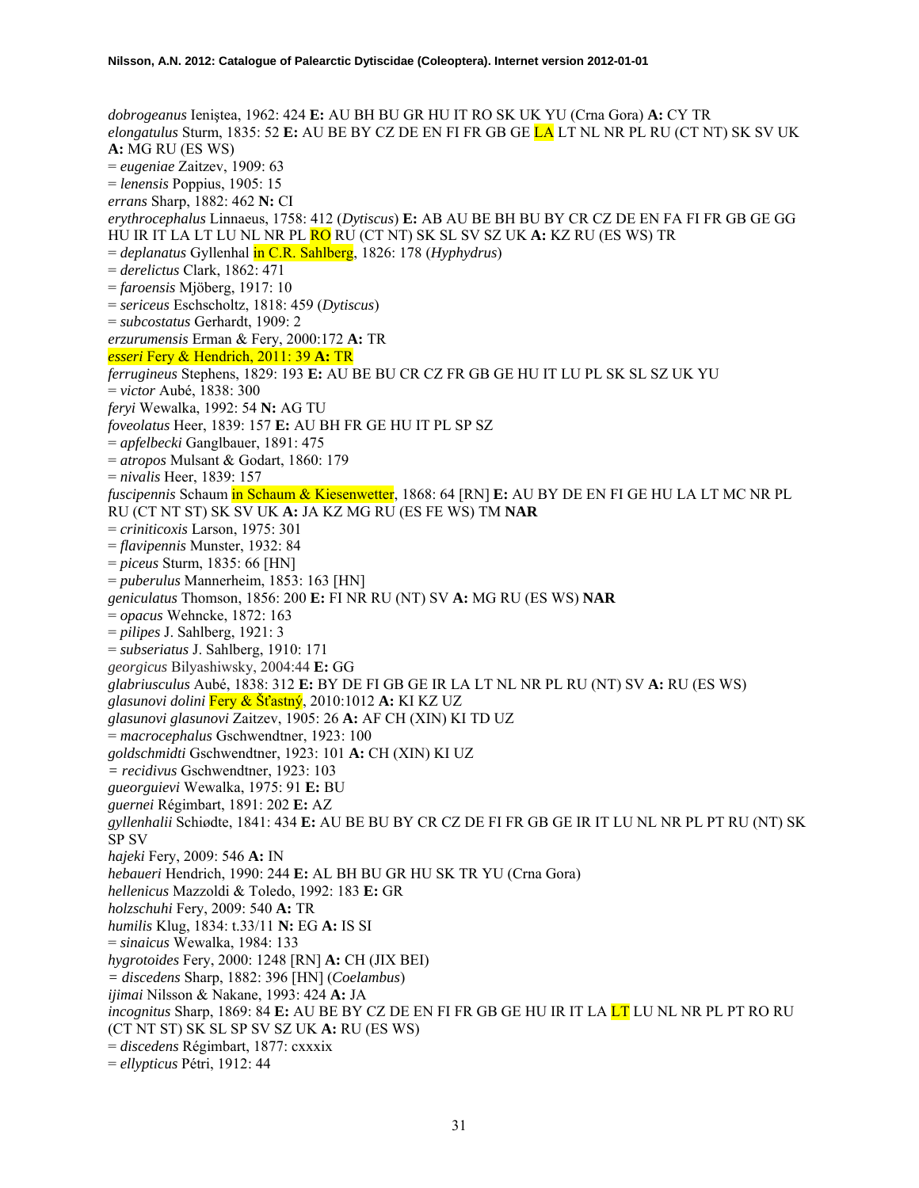*dobrogeanus* Ieniştea, 1962: 424 **E:** AU BH BU GR HU IT RO SK UK YU (Crna Gora) **A:** CY TR
*elongatulus* Sturm, 1835: 52 **E:** AU BE BY CZ DE EN FI FR GB GE LA LT NL NR PL RU (CT NT) SK SV UK **A:** MG RU (ES WS)
= *eugeniae* Zaitzev, 1909: 63
= *lenensis* Poppius, 1905: 15
*errans* Sharp, 1882: 462 **N:** CI
*erythrocephalus* Linnaeus, 1758: 412 (*Dytiscus*) **E:** AB AU BE BH BU BY CR CZ DE EN FA FI FR GB GE GG HU IR IT LA LT LU NL NR PL RO RU (CT NT) SK SL SV SZ UK **A:** KZ RU (ES WS) TR
= *deplanatus* Gyllenhal in C.R. Sahlberg, 1826: 178 (*Hyphydrus*)
= *derelictus* Clark, 1862: 471
= *faroensis* Mjöberg, 1917: 10
= *sericeus* Eschscholtz, 1818: 459 (*Dytiscus*)
= *subcostatus* Gerhardt, 1909: 2
*erzurumensis* Erman & Fery, 2000:172 **A:** TR
*esseri* Fery & Hendrich, 2011: 39 **A:** TR
*ferrugineus* Stephens, 1829: 193 **E:** AU BE BU CR CZ FR GB GE HU IT LU PL SK SL SZ UK YU
= *victor* Aubé, 1838: 300
*feryi* Wewalka, 1992: 54 **N:** AG TU
*foveolatus* Heer, 1839: 157 **E:** AU BH FR GE HU IT PL SP SZ
= *apfelbecki* Ganglbauer, 1891: 475
= *atropos* Mulsant & Godart, 1860: 179
= *nivalis* Heer, 1839: 157
*fuscipennis* Schaum in Schaum & Kiesenwetter, 1868: 64 [RN] **E:** AU BY DE EN FI GE HU LA LT MC NR PL RU (CT NT ST) SK SV UK **A:** JA KZ MG RU (ES FE WS) TM **NAR**
= *criniticoxis* Larson, 1975: 301
= *flavipennis* Munster, 1932: 84
= *piceus* Sturm, 1835: 66 [HN]
= *puberulus* Mannerheim, 1853: 163 [HN]
*geniculatus* Thomson, 1856: 200 **E:** FI NR RU (NT) SV **A:** MG RU (ES WS) **NAR**
= *opacus* Wehncke, 1872: 163
= *pilipes* J. Sahlberg, 1921: 3
= *subseriatus* J. Sahlberg, 1910: 171
*georgicus* Bilyashiwsky, 2004:44 **E:** GG
*glabriusculus* Aubé, 1838: 312 **E:** BY DE FI GB GE IR LA LT NL NR PL RU (NT) SV **A:** RU (ES WS)
*glasunovi dolini* Fery & Šťastný, 2010:1012 **A:** KI KZ UZ
*glasunovi glasunovi* Zaitzev, 1905: 26 **A:** AF CH (XIN) KI TD UZ
= *macrocephalus* Gschwendtner, 1923: 100
*goldschmidti* Gschwendtner, 1923: 101 **A:** CH (XIN) KI UZ
= *recidivus* Gschwendtner, 1923: 103
*gueorguievi* Wewalka, 1975: 91 **E:** BU
*guernei* Régimbart, 1891: 202 **E:** AZ
*gyllenhalii* Schiødte, 1841: 434 **E:** AU BE BU BY CR CZ DE FI FR GB GE IR IT LU NL NR PL PT RU (NT) SK SP SV
*hajeki* Fery, 2009: 546 **A:** IN
*hebaueri* Hendrich, 1990: 244 **E:** AL BH BU GR HU SK TR YU (Crna Gora)
*hellenicus* Mazzoldi & Toledo, 1992: 183 **E:** GR
*holzschuhi* Fery, 2009: 540 **A:** TR
*humilis* Klug, 1834: t.33/11 **N:** EG **A:** IS SI
= *sinaicus* Wewalka, 1984: 133
*hygrotoides* Fery, 2000: 1248 [RN] **A:** CH (JIX BEI)
= *discedens* Sharp, 1882: 396 [HN] (*Coelambus*)
*ijimai* Nilsson & Nakane, 1993: 424 **A:** JA
*incognitus* Sharp, 1869: 84 **E:** AU BE BY CZ DE EN FI FR GB GE HU IR IT LA LT LU NL NR PL PT RO RU (CT NT ST) SK SL SP SV SZ UK **A:** RU (ES WS)
= *discedens* Régimbart, 1877: cxxxix
= *ellypticus* Pétri, 1912: 44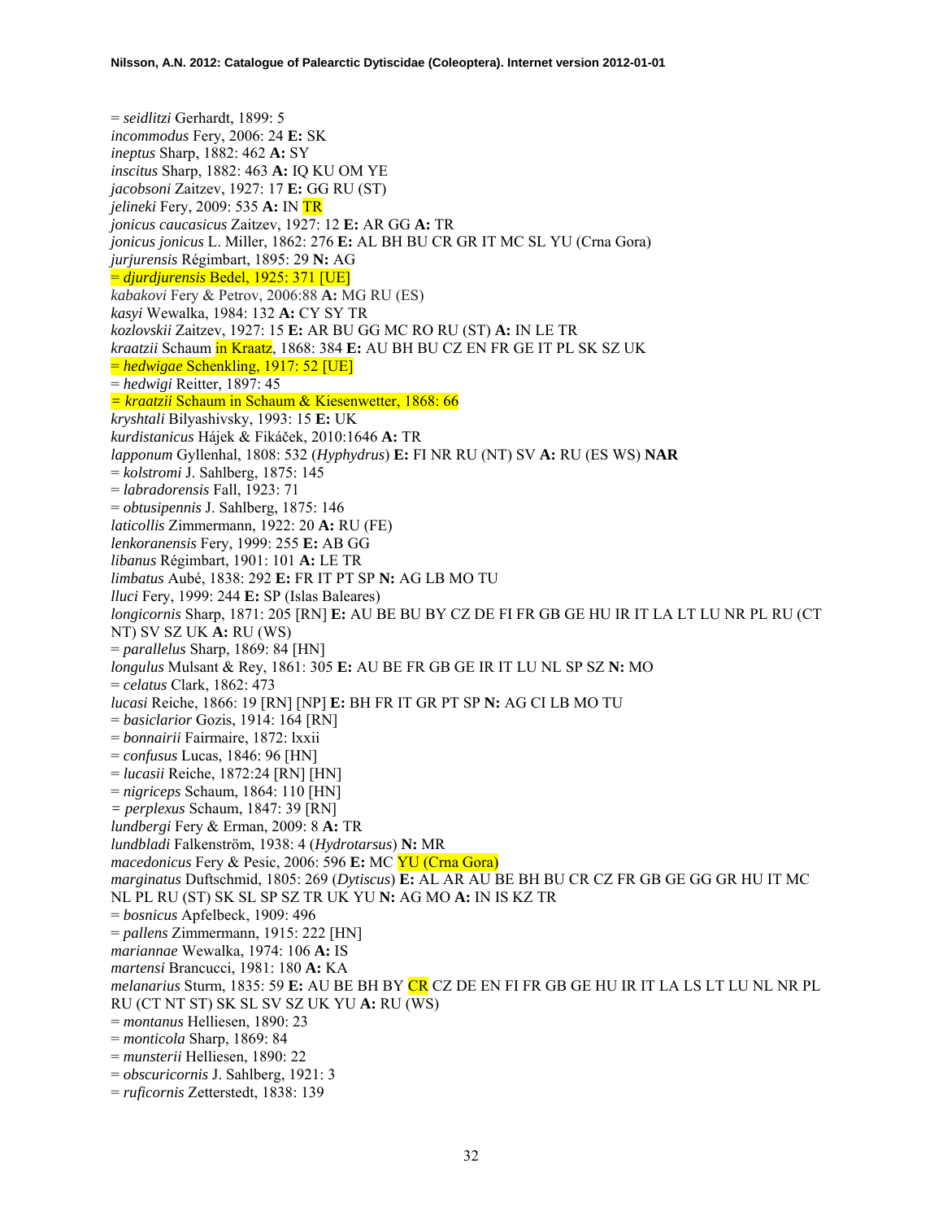= *seidlitzi* Gerhardt, 1899: 5
*incommodus* Fery, 2006: 24 **E:** SK
*ineptus* Sharp, 1882: 462 **A:** SY
*inscitus* Sharp, 1882: 463 **A:** IQ KU OM YE
*jacobsoni* Zaitzev, 1927: 17 **E:** GG RU (ST)
*jelineki* Fery, 2009: 535 **A:** IN TR
*jonicus caucasicus* Zaitzev, 1927: 12 **E:** AR GG **A:** TR
*jonicus jonicus* L. Miller, 1862: 276 **E:** AL BH BU CR GR IT MC SL YU (Crna Gora)
*jurjurensis* Régimbart, 1895: 29 **N:** AG
= *djurdjurensis* Bedel, 1925: 371 [UE]
*kabakovi* Fery & Petrov, 2006:88 **A:** MG RU (ES)
*kasyi* Wewalka, 1984: 132 **A:** CY SY TR
*kozlovskii* Zaitzev, 1927: 15 **E:** AR BU GG MC RO RU (ST) **A:** IN LE TR
*kraatzii* Schaum in Kraatz, 1868: 384 **E:** AU BH BU CZ EN FR GE IT PL SK SZ UK
= *hedwigae* Schenkling, 1917: 52 [UE]
= *hedwigi* Reitter, 1897: 45
= *kraatzii* Schaum in Schaum & Kiesenwetter, 1868: 66
*kryshtali* Bilyashivsky, 1993: 15 **E:** UK
*kurdistanicus* Hájek & Fikáček, 2010:1646 **A:** TR
*lapponum* Gyllenhal, 1808: 532 (*Hyphydrus*) **E:** FI NR RU (NT) SV **A:** RU (ES WS) **NAR**
= *kolstromi* J. Sahlberg, 1875: 145
= *labradorensis* Fall, 1923: 71
= *obtusipennis* J. Sahlberg, 1875: 146
*laticollis* Zimmermann, 1922: 20 **A:** RU (FE)
*lenkoranensis* Fery, 1999: 255 **E:** AB GG
*libanus* Régimbart, 1901: 101 **A:** LE TR
*limbatus* Aubé, 1838: 292 **E:** FR IT PT SP **N:** AG LB MO TU
*lluci* Fery, 1999: 244 **E:** SP (Islas Baleares)
*longicornis* Sharp, 1871: 205 [RN] **E:** AU BE BU BY CZ DE FI FR GB GE HU IR IT LA LT LU NR PL RU (CT NT) SV SZ UK **A:** RU (WS)
= *parallelus* Sharp, 1869: 84 [HN]
*longulus* Mulsant & Rey, 1861: 305 **E:** AU BE FR GB GE IR IT LU NL SP SZ **N:** MO
= *celatus* Clark, 1862: 473
*lucasi* Reiche, 1866: 19 [RN] [NP] **E:** BH FR IT GR PT SP **N:** AG CI LB MO TU
= *basiclarior* Gozis, 1914: 164 [RN]
= *bonnairii* Fairmaire, 1872: lxxii
= *confusus* Lucas, 1846: 96 [HN]
= *lucasii* Reiche, 1872:24 [RN] [HN]
= *nigriceps* Schaum, 1864: 110 [HN]
= *perplexus* Schaum, 1847: 39 [RN]
*lundbergi* Fery & Erman, 2009: 8 **A:** TR
*lundbladi* Falkenström, 1938: 4 (*Hydrotarsus*) **N:** MR
*macedonicus* Fery & Pesic, 2006: 596 **E:** MC YU (Crna Gora)
*marginatus* Duftschmid, 1805: 269 (*Dytiscus*) **E:** AL AR AU BE BH BU CR CZ FR GB GE GG GR HU IT MC NL PL RU (ST) SK SL SP SZ TR UK YU **N:** AG MO **A:** IN IS KZ TR
= *bosnicus* Apfelbeck, 1909: 496
= *pallens* Zimmermann, 1915: 222 [HN]
*mariannae* Wewalka, 1974: 106 **A:** IS
*martensi* Brancucci, 1981: 180 **A:** KA
*melanarius* Sturm, 1835: 59 **E:** AU BE BH BY CR CZ DE EN FI FR GB GE HU IR IT LA LS LT LU NL NR PL RU (CT NT ST) SK SL SV SZ UK YU **A:** RU (WS)
= *montanus* Helliesen, 1890: 23
= *monticola* Sharp, 1869: 84
= *munsterii* Helliesen, 1890: 22
= *obscuricornis* J. Sahlberg, 1921: 3
= *ruficornis* Zetterstedt, 1838: 139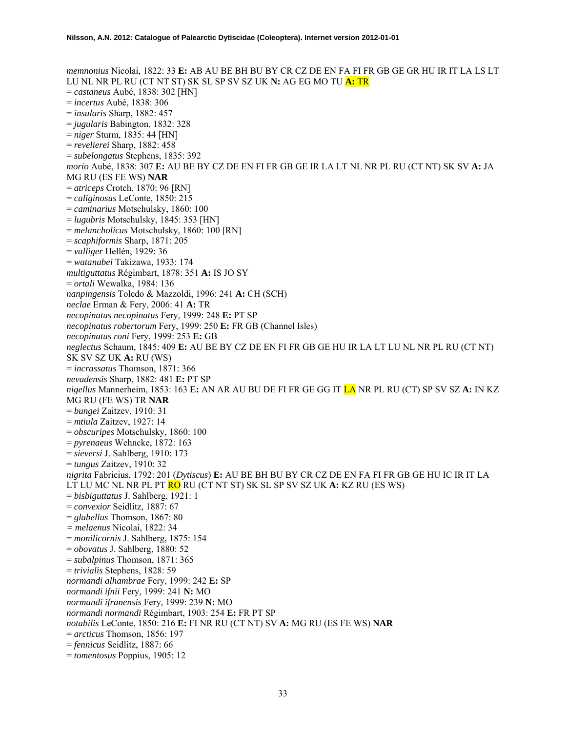*memnonius* Nicolai, 1822: 33 **E:** AB AU BE BH BU BY CR CZ DE EN FA FI FR GB GE GR HU IR IT LA LS LT LU NL NR PL RU (CT NT ST) SK SL SP SV SZ UK **N:** AG EG MO TU **A:** TR
= *castaneus* Aubé, 1838: 302 [HN]
= *incertus* Aubé, 1838: 306
= *insularis* Sharp, 1882: 457
= *jugularis* Babington, 1832: 328
= *niger* Sturm, 1835: 44 [HN]
= *revelierei* Sharp, 1882: 458
= *subelongatus* Stephens, 1835: 392
*morio* Aubé, 1838: 307 **E:** AU BE BY CZ DE EN FI FR GB GE IR LA LT NL NR PL RU (CT NT) SK SV **A:** JA MG RU (ES FE WS) **NAR**
= *atriceps* Crotch, 1870: 96 [RN]
= *caliginosus* LeConte, 1850: 215
= *caminarius* Motschulsky, 1860: 100
= *lugubris* Motschulsky, 1845: 353 [HN]
= *melancholicus* Motschulsky, 1860: 100 [RN]
= *scaphiformis* Sharp, 1871: 205
= *valliger* Hellén, 1929: 36
= *watanabei* Takizawa, 1933: 174
*multiguttatus* Régimbart, 1878: 351 **A:** IS JO SY
= *ortali* Wewalka, 1984: 136
*nanpingensis* Toledo & Mazzoldi, 1996: 241 **A:** CH (SCH)
*neclae* Erman & Fery, 2006: 41 **A:** TR
*necopinatus necopinatus* Fery, 1999: 248 **E:** PT SP
*necopinatus robertorum* Fery, 1999: 250 **E:** FR GB (Channel Isles)
*necopinatus roni* Fery, 1999: 253 **E:** GB
*neglectus* Schaum, 1845: 409 **E:** AU BE BY CZ DE EN FI FR GB GE HU IR LA LT LU NL NR PL RU (CT NT) SK SV SZ UK **A:** RU (WS)
= *incrassatus* Thomson, 1871: 366
*nevadensis* Sharp, 1882: 481 **E:** PT SP
*nigellus* Mannerheim, 1853: 163 **E:** AN AR AU BU DE FI FR GE GG IT LA NR PL RU (CT) SP SV SZ **A:** IN KZ MG RU (FE WS) TR **NAR**
= *bungei* Zaitzev, 1910: 31
= *mtiula* Zaitzev, 1927: 14
= *obscuripes* Motschulsky, 1860: 100
= *pyrenaeus* Wehncke, 1872: 163
= *sieversi* J. Sahlberg, 1910: 173
= *tungus* Zaitzev, 1910: 32
*nigrita* Fabricius, 1792: 201 (*Dytiscus*) **E:** AU BE BH BU BY CR CZ DE EN FA FI FR GB GE HU IC IR IT LA LT LU MC NL NR PL PT RO RU (CT NT ST) SK SL SP SV SZ UK **A:** KZ RU (ES WS)
= *bisbiguttatus* J. Sahlberg, 1921: 1
= *convexior* Seidlitz, 1887: 67
= *glabellus* Thomson, 1867: 80
= *melaenus* Nicolai, 1822: 34
= *monilicornis* J. Sahlberg, 1875: 154
= *obovatus* J. Sahlberg, 1880: 52
= *subalpinus* Thomson, 1871: 365
= *trivialis* Stephens, 1828: 59
*normandi alhambrae* Fery, 1999: 242 **E:** SP
*normandi ifnii* Fery, 1999: 241 **N:** MO
*normandi ifranensis* Fery, 1999: 239 **N:** MO
*normandi normandi* Régimbart, 1903: 254 **E:** FR PT SP
*notabilis* LeConte, 1850: 216 **E:** FI NR RU (CT NT) SV **A:** MG RU (ES FE WS) **NAR**
= *arcticus* Thomson, 1856: 197
= *fennicus* Seidlitz, 1887: 66
= *tomentosus* Poppius, 1905: 12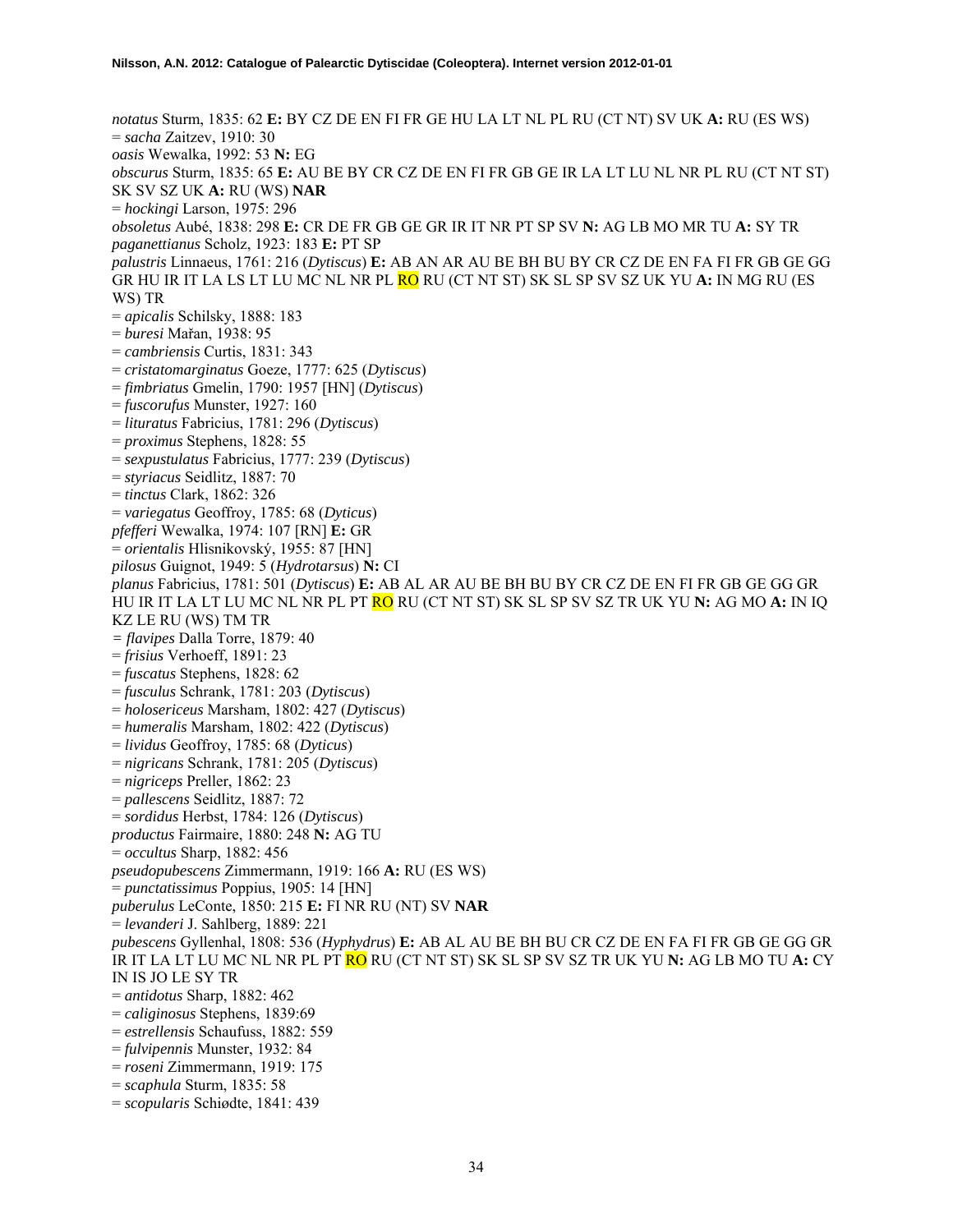*notatus* Sturm, 1835: 62 **E:** BY CZ DE EN FI FR GE HU LA LT NL PL RU (CT NT) SV UK **A:** RU (ES WS)
= *sacha* Zaitzev, 1910: 30
*oasis* Wewalka, 1992: 53 **N:** EG
*obscurus* Sturm, 1835: 65 **E:** AU BE BY CR CZ DE EN FI FR GB GE IR LA LT LU NL NR PL RU (CT NT ST) SK SV SZ UK **A:** RU (WS) **NAR**
= *hockingi* Larson, 1975: 296
*obsoletus* Aubé, 1838: 298 **E:** CR DE FR GB GE GR IR IT NR PT SP SV **N:** AG LB MO MR TU **A:** SY TR
*paganettianus* Scholz, 1923: 183 **E:** PT SP
*palustris* Linnaeus, 1761: 216 (*Dytiscus*) **E:** AB AN AR AU BE BH BU BY CR CZ DE EN FA FI FR GB GE GG GR HU IR IT LA LS LT LU MC NL NR PL RO RU (CT NT ST) SK SL SP SV SZ UK YU **A:** IN MG RU (ES WS) TR
= *apicalis* Schilsky, 1888: 183
= *buresi* Mařan, 1938: 95
= *cambriensis* Curtis, 1831: 343
= *cristatomarginatus* Goeze, 1777: 625 (*Dytiscus*)
= *fimbriatus* Gmelin, 1790: 1957 [HN] (*Dytiscus*)
= *fuscorufus* Munster, 1927: 160
= *lituratus* Fabricius, 1781: 296 (*Dytiscus*)
= *proximus* Stephens, 1828: 55
= *sexpustulatus* Fabricius, 1777: 239 (*Dytiscus*)
= *styriacus* Seidlitz, 1887: 70
= *tinctus* Clark, 1862: 326
= *variegatus* Geoffroy, 1785: 68 (*Dyticus*)
*pfefferi* Wewalka, 1974: 107 [RN] **E:** GR
= *orientalis* Hlisnikovský, 1955: 87 [HN]
*pilosus* Guignot, 1949: 5 (*Hydrotarsus*) **N:** CI
*planus* Fabricius, 1781: 501 (*Dytiscus*) **E:** AB AL AR AU BE BH BU BY CR CZ DE EN FI FR GB GE GG GR HU IR IT LA LT LU MC NL NR PL PT RO RU (CT NT ST) SK SL SP SV SZ TR UK YU **N:** AG MO **A:** IN IQ KZ LE RU (WS) TM TR
= *flavipes* Dalla Torre, 1879: 40
= *frisius* Verhoeff, 1891: 23
= *fuscatus* Stephens, 1828: 62
= *fusculus* Schrank, 1781: 203 (*Dytiscus*)
= *holosericeus* Marsham, 1802: 427 (*Dytiscus*)
= *humeralis* Marsham, 1802: 422 (*Dytiscus*)
= *lividus* Geoffroy, 1785: 68 (*Dyticus*)
= *nigricans* Schrank, 1781: 205 (*Dytiscus*)
= *nigriceps* Preller, 1862: 23
= *pallescens* Seidlitz, 1887: 72
= *sordidus* Herbst, 1784: 126 (*Dytiscus*)
*productus* Fairmaire, 1880: 248 **N:** AG TU
= *occultus* Sharp, 1882: 456
*pseudopubescens* Zimmermann, 1919: 166 **A:** RU (ES WS)
= *punctatissimus* Poppius, 1905: 14 [HN]
*puberulus* LeConte, 1850: 215 **E:** FI NR RU (NT) SV **NAR**
= *levanderi* J. Sahlberg, 1889: 221
*pubescens* Gyllenhal, 1808: 536 (*Hyphydrus*) **E:** AB AL AU BE BH BU CR CZ DE EN FA FI FR GB GE GG GR IR IT LA LT LU MC NL NR PL PT RO RU (CT NT ST) SK SL SP SV SZ TR UK YU **N:** AG LB MO TU **A:** CY IN IS JO LE SY TR
= *antidotus* Sharp, 1882: 462
= *caliginosus* Stephens, 1839:69
= *estrellensis* Schaufuss, 1882: 559
= *fulvipennis* Munster, 1932: 84
= *roseni* Zimmermann, 1919: 175
= *scaphula* Sturm, 1835: 58
= *scopularis* Schiødte, 1841: 439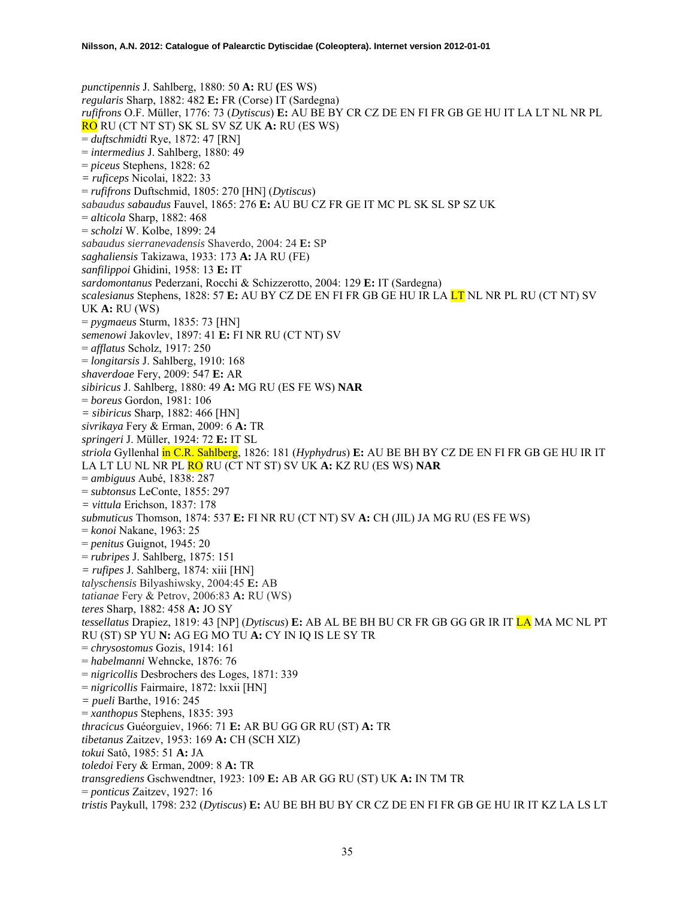*punctipennis* J. Sahlberg, 1880: 50 **A:** RU **(**ES WS)
*regularis* Sharp, 1882: 482 **E:** FR (Corse) IT (Sardegna)
*rufifrons* O.F. Müller, 1776: 73 (*Dytiscus*) **E:** AU BE BY CR CZ DE EN FI FR GB GE HU IT LA LT NL NR PL RO RU (CT NT ST) SK SL SV SZ UK **A:** RU (ES WS)
= *duftschmidti* Rye, 1872: 47 [RN]
= *intermedius* J. Sahlberg, 1880: 49
= *piceus* Stephens, 1828: 62
= *ruficeps* Nicolai, 1822: 33
= *rufifrons* Duftschmid, 1805: 270 [HN] (*Dytiscus*)
*sabaudus sabaudus* Fauvel, 1865: 276 **E:** AU BU CZ FR GE IT MC PL SK SL SP SZ UK
= *alticola* Sharp, 1882: 468
= *scholzi* W. Kolbe, 1899: 24
*sabaudus sierranevadensis* Shaverdo, 2004: 24 **E:** SP
*saghaliensis* Takizawa, 1933: 173 **A:** JA RU (FE)
*sanfilippoi* Ghidini, 1958: 13 **E:** IT
*sardomontanus* Pederzani, Rocchi & Schizzerotto, 2004: 129 **E:** IT (Sardegna)
*scalesianus* Stephens, 1828: 57 **E:** AU BY CZ DE EN FI FR GB GE HU IR LA LT NL NR PL RU (CT NT) SV UK **A:** RU (WS)
= *pygmaeus* Sturm, 1835: 73 [HN]
*semenowi* Jakovlev, 1897: 41 **E:** FI NR RU (CT NT) SV
= *afflatus* Scholz, 1917: 250
= *longitarsis* J. Sahlberg, 1910: 168
*shaverdoae* Fery, 2009: 547 **E:** AR
*sibiricus* J. Sahlberg, 1880: 49 **A:** MG RU (ES FE WS) **NAR**
= *boreus* Gordon, 1981: 106
= *sibiricus* Sharp, 1882: 466 [HN]
*sivrikaya* Fery & Erman, 2009: 6 **A:** TR
*springeri* J. Müller, 1924: 72 **E:** IT SL
*striola* Gyllenhal in C.R. Sahlberg, 1826: 181 (*Hyphydrus*) **E:** AU BE BH BY CZ DE EN FI FR GB GE HU IR IT LA LT LU NL NR PL RO RU (CT NT ST) SV UK **A:** KZ RU (ES WS) **NAR**
= *ambiguus* Aubé, 1838: 287
= *subtonsus* LeConte, 1855: 297
= *vittula* Erichson, 1837: 178
*submuticus* Thomson, 1874: 537 **E:** FI NR RU (CT NT) SV **A:** CH (JIL) JA MG RU (ES FE WS)
= *konoi* Nakane, 1963: 25
= *penitus* Guignot, 1945: 20
= *rubripes* J. Sahlberg, 1875: 151
= *rufipes* J. Sahlberg, 1874: xiii [HN]
*talyschensis* Bilyashiwsky, 2004:45 **E:** AB
*tatianae* Fery & Petrov, 2006:83 **A:** RU (WS)
*teres* Sharp, 1882: 458 **A:** JO SY
*tessellatus* Drapiez, 1819: 43 [NP] (*Dytiscus*) **E:** AB AL BE BH BU CR FR GB GG GR IR IT LA MA MC NL PT RU (ST) SP YU **N:** AG EG MO TU **A:** CY IN IQ IS LE SY TR
= *chrysostomus* Gozis, 1914: 161
= *habelmanni* Wehncke, 1876: 76
= *nigricollis* Desbrochers des Loges, 1871: 339
= *nigricollis* Fairmaire, 1872: lxxii [HN]
= *pueli* Barthe, 1916: 245
= *xanthopus* Stephens, 1835: 393
*thracicus* Guéorguiev, 1966: 71 **E:** AR BU GG GR RU (ST) **A:** TR
*tibetanus* Zaitzev, 1953: 169 **A:** CH (SCH XIZ)
*tokui* Satô, 1985: 51 **A:** JA
*toledoi* Fery & Erman, 2009: 8 **A:** TR
*transgrediens* Gschwendtner, 1923: 109 **E:** AB AR GG RU (ST) UK **A:** IN TM TR
= *ponticus* Zaitzev, 1927: 16
*tristis* Paykull, 1798: 232 (*Dytiscus*) **E:** AU BE BH BU BY CR CZ DE EN FI FR GB GE HU IR IT KZ LA LS LT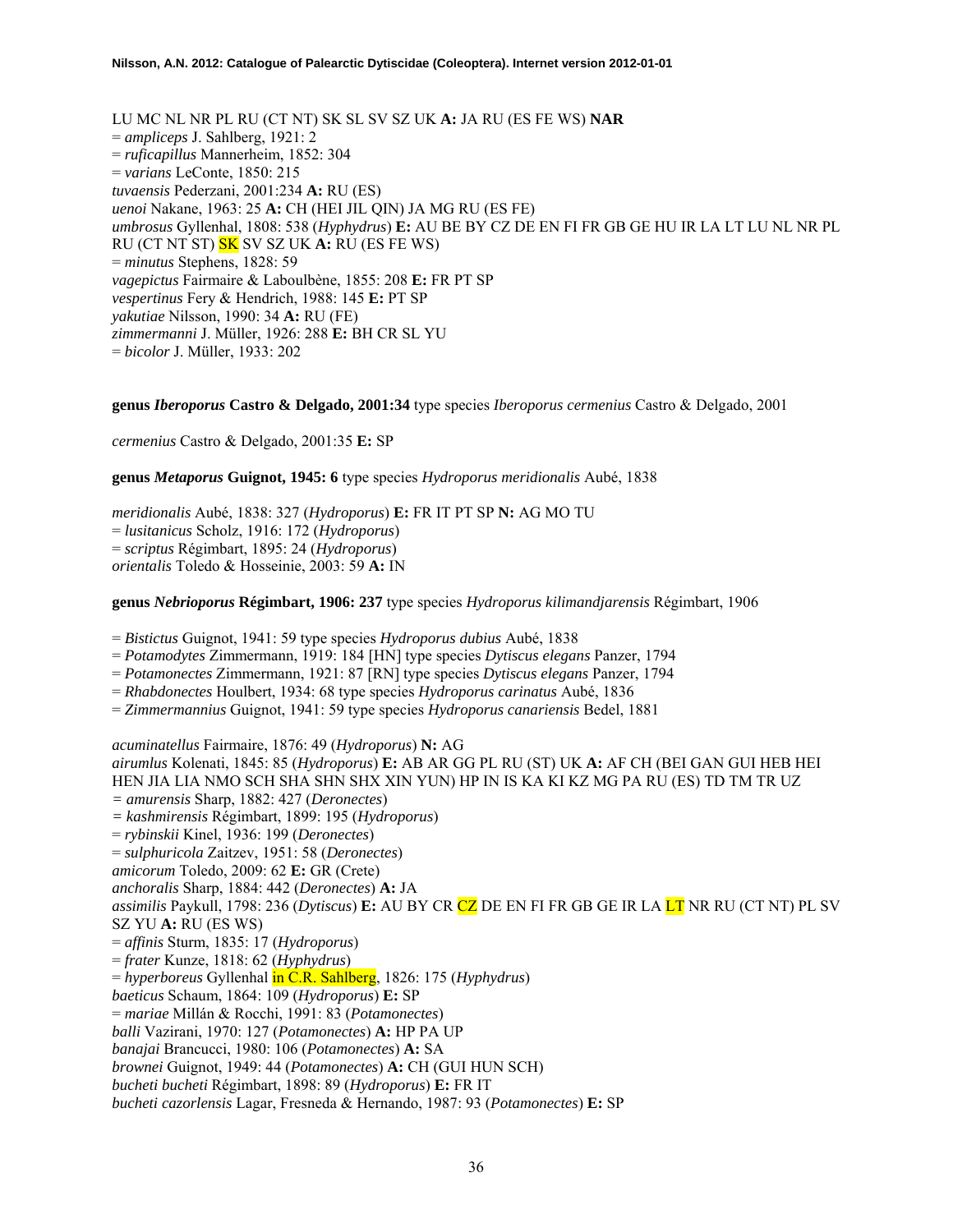LU MC NL NR PL RU (CT NT) SK SL SV SZ UK **A:** JA RU (ES FE WS) **NAR**
= *ampliceps* J. Sahlberg, 1921: 2
= *ruficapillus* Mannerheim, 1852: 304
= *varians* LeConte, 1850: 215
*tuvaensis* Pederzani, 2001:234 **A:** RU (ES)
*uenoi* Nakane, 1963: 25 **A:** CH (HEI JIL QIN) JA MG RU (ES FE)
*umbrosus* Gyllenhal, 1808: 538 (*Hyphydrus*) **E:** AU BE BY CZ DE EN FI FR GB GE HU IR LA LT LU NL NR PL RU (CT NT ST) SK SV SZ UK **A:** RU (ES FE WS)
= *minutus* Stephens, 1828: 59
*vagepictus* Fairmaire & Laboulbène, 1855: 208 **E:** FR PT SP
*vespertinus* Fery & Hendrich, 1988: 145 **E:** PT SP
*yakutiae* Nilsson, 1990: 34 **A:** RU (FE)
*zimmermanni* J. Müller, 1926: 288 **E:** BH CR SL YU
= *bicolor* J. Müller, 1933: 202

**genus *Iberoporus* Castro & Delgado, 2001:34** type species *Iberoporus cermenius* Castro & Delgado, 2001

*cermenius* Castro & Delgado, 2001:35 **E:** SP

**genus *Metaporus* Guignot, 1945: 6** type species *Hydroporus meridionalis* Aubé, 1838

*meridionalis* Aubé, 1838: 327 (*Hydroporus*) **E:** FR IT PT SP **N:** AG MO TU
= *lusitanicus* Scholz, 1916: 172 (*Hydroporus*)
= *scriptus* Régimbart, 1895: 24 (*Hydroporus*)
*orientalis* Toledo & Hosseinie, 2003: 59 **A:** IN

**genus *Nebrioporus* Régimbart, 1906: 237** type species *Hydroporus kilimandjarensis* Régimbart, 1906

= *Bistictus* Guignot, 1941: 59 type species *Hydroporus dubius* Aubé, 1838
= *Potamodytes* Zimmermann, 1919: 184 [HN] type species *Dytiscus elegans* Panzer, 1794
= *Potamonectes* Zimmermann, 1921: 87 [RN] type species *Dytiscus elegans* Panzer, 1794
= *Rhabdonectes* Houlbert, 1934: 68 type species *Hydroporus carinatus* Aubé, 1836
= *Zimmermannius* Guignot, 1941: 59 type species *Hydroporus canariensis* Bedel, 1881

*acuminatellus* Fairmaire, 1876: 49 (*Hydroporus*) **N:** AG
*airumlus* Kolenati, 1845: 85 (*Hydroporus*) **E:** AB AR GG PL RU (ST) UK **A:** AF CH (BEI GAN GUI HEB HEI HEN JIA LIA NMO SCH SHA SHN SHX XIN YUN) HP IN IS KA KI KZ MG PA RU (ES) TD TM TR UZ
= *amurensis* Sharp, 1882: 427 (*Deronectes*)
= *kashmirensis* Régimbart, 1899: 195 (*Hydroporus*)
= *rybinskii* Kinel, 1936: 199 (*Deronectes*)
= *sulphuricola* Zaitzev, 1951: 58 (*Deronectes*)
*amicorum* Toledo, 2009: 62 **E:** GR (Crete)
*anchoralis* Sharp, 1884: 442 (*Deronectes*) **A:** JA
*assimilis* Paykull, 1798: 236 (*Dytiscus*) **E:** AU BY CR CZ DE EN FI FR GB GE IR LA LT NR RU (CT NT) PL SV SZ YU **A:** RU (ES WS)
= *affinis* Sturm, 1835: 17 (*Hydroporus*)
= *frater* Kunze, 1818: 62 (*Hyphydrus*)
= *hyperboreus* Gyllenhal in C.R. Sahlberg, 1826: 175 (*Hyphydrus*)
*baeticus* Schaum, 1864: 109 (*Hydroporus*) **E:** SP
= *mariae* Millán & Rocchi, 1991: 83 (*Potamonectes*)
*balli* Vazirani, 1970: 127 (*Potamonectes*) **A:** HP PA UP
*banajai* Brancucci, 1980: 106 (*Potamonectes*) **A:** SA
*brownei* Guignot, 1949: 44 (*Potamonectes*) **A:** CH (GUI HUN SCH)
*bucheti bucheti* Régimbart, 1898: 89 (*Hydroporus*) **E:** FR IT
*bucheti cazorlensis* Lagar, Fresneda & Hernando, 1987: 93 (*Potamonectes*) **E:** SP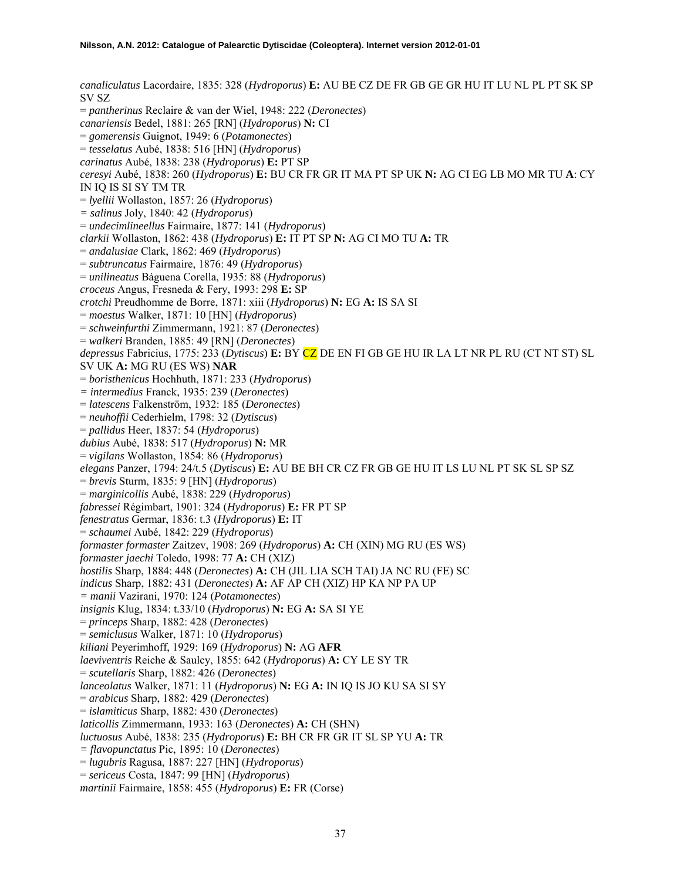*canaliculatus* Lacordaire, 1835: 328 (*Hydroporus*) **E:** AU BE CZ DE FR GB GE GR HU IT LU NL PL PT SK SP SV SZ
= *pantherinus* Reclaire & van der Wiel, 1948: 222 (*Deronectes*)
*canariensis* Bedel, 1881: 265 [RN] (*Hydroporus*) **N:** CI
= *gomerensis* Guignot, 1949: 6 (*Potamonectes*)
= *tesselatus* Aubé, 1838: 516 [HN] (*Hydroporus*)
*carinatus* Aubé, 1838: 238 (*Hydroporus*) **E:** PT SP
*ceresyi* Aubé, 1838: 260 (*Hydroporus*) **E:** BU CR FR GR IT MA PT SP UK **N:** AG CI EG LB MO MR TU **A**: CY IN IQ IS SI SY TM TR
= *lyellii* Wollaston, 1857: 26 (*Hydroporus*)
= *salinus* Joly, 1840: 42 (*Hydroporus*)
= *undecimlineellus* Fairmaire, 1877: 141 (*Hydroporus*)
*clarkii* Wollaston, 1862: 438 (*Hydroporus*) **E:** IT PT SP **N:** AG CI MO TU **A:** TR
= *andalusiae* Clark, 1862: 469 (*Hydroporus*)
= *subtruncatus* Fairmaire, 1876: 49 (*Hydroporus*)
= *unilineatus* Báguena Corella, 1935: 88 (*Hydroporus*)
*croceus* Angus, Fresneda & Fery, 1993: 298 **E:** SP
*crotchi* Preudhomme de Borre, 1871: xiii (*Hydroporus*) **N:** EG **A:** IS SA SI
= *moestus* Walker, 1871: 10 [HN] (*Hydroporus*)
= *schweinfurthi* Zimmermann, 1921: 87 (*Deronectes*)
= *walkeri* Branden, 1885: 49 [RN] (*Deronectes*)
*depressus* Fabricius, 1775: 233 (*Dytiscus*) **E:** BY CZ DE EN FI GB GE HU IR LA LT NR PL RU (CT NT ST) SL SV UK **A:** MG RU (ES WS) **NAR**
= *boristhenicus* Hochhuth, 1871: 233 (*Hydroporus*)
= *intermedius* Franck, 1935: 239 (*Deronectes*)
= *latescens* Falkenström, 1932: 185 (*Deronectes*)
= *neuhoffii* Cederhielm, 1798: 32 (*Dytiscus*)
= *pallidus* Heer, 1837: 54 (*Hydroporus*)
*dubius* Aubé, 1838: 517 (*Hydroporus*) **N:** MR
= *vigilans* Wollaston, 1854: 86 (*Hydroporus*)
*elegans* Panzer, 1794: 24/t.5 (*Dytiscus*) **E:** AU BE BH CR CZ FR GB GE HU IT LS LU NL PT SK SL SP SZ
= *brevis* Sturm, 1835: 9 [HN] (*Hydroporus*)
= *marginicollis* Aubé, 1838: 229 (*Hydroporus*)
*fabressei* Régimbart, 1901: 324 (*Hydroporus*) **E:** FR PT SP
*fenestratus* Germar, 1836: t.3 (*Hydroporus*) **E:** IT
= *schaumei* Aubé, 1842: 229 (*Hydroporus*)
*formaster formaster* Zaitzev, 1908: 269 (*Hydroporus*) **A:** CH (XIN) MG RU (ES WS)
*formaster jaechi* Toledo, 1998: 77 **A:** CH (XIZ)
*hostilis* Sharp, 1884: 448 (*Deronectes*) **A:** CH (JIL LIA SCH TAI) JA NC RU (FE) SC
*indicus* Sharp, 1882: 431 (*Deronectes*) **A:** AF AP CH (XIZ) HP KA NP PA UP
= *manii* Vazirani, 1970: 124 (*Potamonectes*)
*insignis* Klug, 1834: t.33/10 (*Hydroporus*) **N:** EG **A:** SA SI YE
= *princeps* Sharp, 1882: 428 (*Deronectes*)
= *semiclusus* Walker, 1871: 10 (*Hydroporus*)
*kiliani* Peyerimhoff, 1929: 169 (*Hydroporus*) **N:** AG **AFR**
*laeviventris* Reiche & Saulcy, 1855: 642 (*Hydroporus*) **A:** CY LE SY TR
= *scutellaris* Sharp, 1882: 426 (*Deronectes*)
*lanceolatus* Walker, 1871: 11 (*Hydroporus*) **N:** EG **A:** IN IQ IS JO KU SA SI SY
= *arabicus* Sharp, 1882: 429 (*Deronectes*)
= *islamiticus* Sharp, 1882: 430 (*Deronectes*)
*laticollis* Zimmermann, 1933: 163 (*Deronectes*) **A:** CH (SHN)
*luctuosus* Aubé, 1838: 235 (*Hydroporus*) **E:** BH CR FR GR IT SL SP YU **A:** TR
= *flavopunctatus* Pic, 1895: 10 (*Deronectes*)
= *lugubris* Ragusa, 1887: 227 [HN] (*Hydroporus*)
= *sericeus* Costa, 1847: 99 [HN] (*Hydroporus*)
*martinii* Fairmaire, 1858: 455 (*Hydroporus*) **E:** FR (Corse)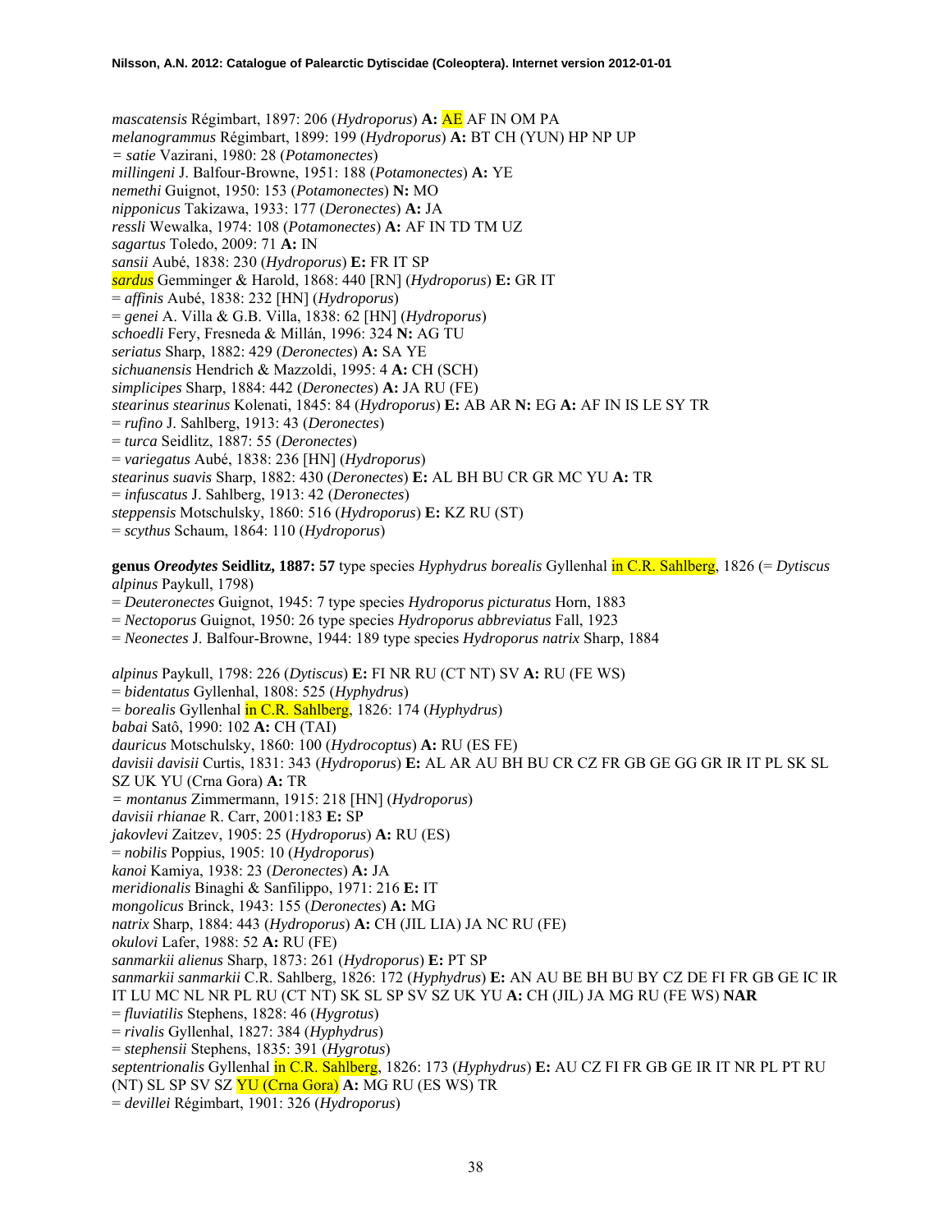*mascatensis* Régimbart, 1897: 206 (*Hydroporus*) **A:** AE AF IN OM PA
*melanogrammus* Régimbart, 1899: 199 (*Hydroporus*) **A:** BT CH (YUN) HP NP UP
= *satie* Vazirani, 1980: 28 (*Potamonectes*)
*millingeni* J. Balfour-Browne, 1951: 188 (*Potamonectes*) **A:** YE
*nemethi* Guignot, 1950: 153 (*Potamonectes*) **N:** MO
*nipponicus* Takizawa, 1933: 177 (*Deronectes*) **A:** JA
*ressli* Wewalka, 1974: 108 (*Potamonectes*) **A:** AF IN TD TM UZ
*sagartus* Toledo, 2009: 71 **A:** IN
*sansii* Aubé, 1838: 230 (*Hydroporus*) **E:** FR IT SP
*sardus* Gemminger & Harold, 1868: 440 [RN] (*Hydroporus*) **E:** GR IT
= *affinis* Aubé, 1838: 232 [HN] (*Hydroporus*)
= *genei* A. Villa & G.B. Villa, 1838: 62 [HN] (*Hydroporus*)
*schoedli* Fery, Fresneda & Millán, 1996: 324 **N:** AG TU
*seriatus* Sharp, 1882: 429 (*Deronectes*) **A:** SA YE
*sichuanensis* Hendrich & Mazzoldi, 1995: 4 **A:** CH (SCH)
*simplicipes* Sharp, 1884: 442 (*Deronectes*) **A:** JA RU (FE)
*stearinus stearinus* Kolenati, 1845: 84 (*Hydroporus*) **E:** AB AR **N:** EG **A:** AF IN IS LE SY TR
= *rufino* J. Sahlberg, 1913: 43 (*Deronectes*)
= *turca* Seidlitz, 1887: 55 (*Deronectes*)
= *variegatus* Aubé, 1838: 236 [HN] (*Hydroporus*)
*stearinus suavis* Sharp, 1882: 430 (*Deronectes*) **E:** AL BH BU CR GR MC YU **A:** TR
= *infuscatus* J. Sahlberg, 1913: 42 (*Deronectes*)
*steppensis* Motschulsky, 1860: 516 (*Hydroporus*) **E:** KZ RU (ST)
= *scythus* Schaum, 1864: 110 (*Hydroporus*)

**genus *Oreodytes* Seidlitz, 1887: 57** type species *Hyphydrus borealis* Gyllenhal in C.R. Sahlberg, 1826 (= *Dytiscus alpinus* Paykull, 1798)
= *Deuteronectes* Guignot, 1945: 7 type species *Hydroporus picturatus* Horn, 1883
= *Nectoporus* Guignot, 1950: 26 type species *Hydroporus abbreviatus* Fall, 1923
= *Neonectes* J. Balfour-Browne, 1944: 189 type species *Hydroporus natrix* Sharp, 1884

*alpinus* Paykull, 1798: 226 (*Dytiscus*) **E:** FI NR RU (CT NT) SV **A:** RU (FE WS)
= *bidentatus* Gyllenhal, 1808: 525 (*Hyphydrus*)
= *borealis* Gyllenhal in C.R. Sahlberg, 1826: 174 (*Hyphydrus*)
*babai* Satô, 1990: 102 **A:** CH (TAI)
*dauricus* Motschulsky, 1860: 100 (*Hydrocoptus*) **A:** RU (ES FE)
*davisii davisii* Curtis, 1831: 343 (*Hydroporus*) **E:** AL AR AU BH BU CR CZ FR GB GE GG GR IR IT PL SK SL SZ UK YU (Crna Gora) **A:** TR
= *montanus* Zimmermann, 1915: 218 [HN] (*Hydroporus*)
*davisii rhianae* R. Carr, 2001:183 **E:** SP
*jakovlevi* Zaitzev, 1905: 25 (*Hydroporus*) **A:** RU (ES)
= *nobilis* Poppius, 1905: 10 (*Hydroporus*)
*kanoi* Kamiya, 1938: 23 (*Deronectes*) **A:** JA
*meridionalis* Binaghi & Sanfilippo, 1971: 216 **E:** IT
*mongolicus* Brinck, 1943: 155 (*Deronectes*) **A:** MG
*natrix* Sharp, 1884: 443 (*Hydroporus*) **A:** CH (JIL LIA) JA NC RU (FE)
*okulovi* Lafer, 1988: 52 **A:** RU (FE)
*sanmarkii alienus* Sharp, 1873: 261 (*Hydroporus*) **E:** PT SP
*sanmarkii sanmarkii* C.R. Sahlberg, 1826: 172 (*Hyphydrus*) **E:** AN AU BE BH BU BY CZ DE FI FR GB GE IC IR IT LU MC NL NR PL RU (CT NT) SK SL SP SV SZ UK YU **A:** CH (JIL) JA MG RU (FE WS) **NAR**
= *fluviatilis* Stephens, 1828: 46 (*Hygrotus*)
= *rivalis* Gyllenhal, 1827: 384 (*Hyphydrus*)
= *stephensii* Stephens, 1835: 391 (*Hygrotus*)
*septentrionalis* Gyllenhal in C.R. Sahlberg, 1826: 173 (*Hyphydrus*) **E:** AU CZ FI FR GB GE IR IT NR PL PT RU (NT) SL SP SV SZ YU (Crna Gora) **A:** MG RU (ES WS) TR
= *devillei* Régimbart, 1901: 326 (*Hydroporus*)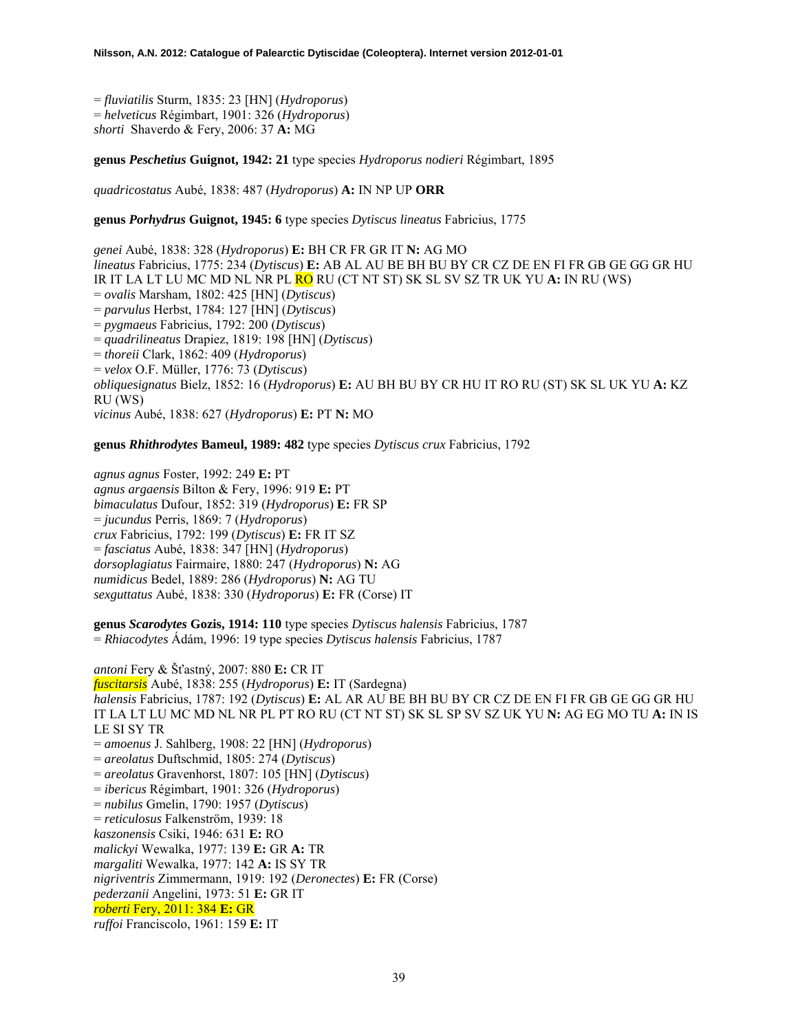= *fluviatilis* Sturm, 1835: 23 [HN] (*Hydroporus*)
= *helveticus* Régimbart, 1901: 326 (*Hydroporus*)
*shorti* Shaverdo & Fery, 2006: 37 **A:** MG

**genus *Peschetius* Guignot, 1942: 21** type species *Hydroporus nodieri* Régimbart, 1895

*quadricostatus* Aubé, 1838: 487 (*Hydroporus*) **A:** IN NP UP **ORR**

**genus *Porhydrus* Guignot, 1945: 6** type species *Dytiscus lineatus* Fabricius, 1775

*genei* Aubé, 1838: 328 (*Hydroporus*) **E:** BH CR FR GR IT **N:** AG MO
*lineatus* Fabricius, 1775: 234 (*Dytiscus*) **E:** AB AL AU BE BH BU BY CR CZ DE EN FI FR GB GE GG GR HU IR IT LA LT LU MC MD NL NR PL RO RU (CT NT ST) SK SL SV SZ TR UK YU **A:** IN RU (WS)
= *ovalis* Marsham, 1802: 425 [HN] (*Dytiscus*)
= *parvulus* Herbst, 1784: 127 [HN] (*Dytiscus*)
= *pygmaeus* Fabricius, 1792: 200 (*Dytiscus*)
= *quadrilineatus* Drapiez, 1819: 198 [HN] (*Dytiscus*)
= *thoreii* Clark, 1862: 409 (*Hydroporus*)
= *velox* O.F. Müller, 1776: 73 (*Dytiscus*)
*obliquesignatus* Bielz, 1852: 16 (*Hydroporus*) **E:** AU BH BU BY CR HU IT RO RU (ST) SK SL UK YU **A:** KZ RU (WS)
*vicinus* Aubé, 1838: 627 (*Hydroporus*) **E:** PT **N:** MO

**genus *Rhithrodytes* Bameul, 1989: 482** type species *Dytiscus crux* Fabricius, 1792

*agnus agnus* Foster, 1992: 249 **E:** PT
*agnus argaensis* Bilton & Fery, 1996: 919 **E:** PT
*bimaculatus* Dufour, 1852: 319 (*Hydroporus*) **E:** FR SP
= *jucundus* Perris, 1869: 7 (*Hydroporus*)
*crux* Fabricius, 1792: 199 (*Dytiscus*) **E:** FR IT SZ
= *fasciatus* Aubé, 1838: 347 [HN] (*Hydroporus*)
*dorsoplagiatus* Fairmaire, 1880: 247 (*Hydroporus*) **N:** AG
*numidicus* Bedel, 1889: 286 (*Hydroporus*) **N:** AG TU
*sexguttatus* Aubé, 1838: 330 (*Hydroporus*) **E:** FR (Corse) IT

**genus *Scarodytes* Gozis, 1914: 110** type species *Dytiscus halensis* Fabricius, 1787
= *Rhiacodytes* Ádám, 1996: 19 type species *Dytiscus halensis* Fabricius, 1787

*antoni* Fery & Šťastný, 2007: 880 **E:** CR IT
*fuscitarsis* Aubé, 1838: 255 (*Hydroporus*) **E:** IT (Sardegna)
*halensis* Fabricius, 1787: 192 (*Dytiscus*) **E:** AL AR AU BE BH BU BY CR CZ DE EN FI FR GB GE GG GR HU IT LA LT LU MC MD NL NR PL PT RO RU (CT NT ST) SK SL SP SV SZ UK YU **N:** AG EG MO TU **A:** IN IS LE SI SY TR
= *amoenus* J. Sahlberg, 1908: 22 [HN] (*Hydroporus*)
= *areolatus* Duftschmid, 1805: 274 (*Dytiscus*)
= *areolatus* Gravenhorst, 1807: 105 [HN] (*Dytiscus*)
= *ibericus* Régimbart, 1901: 326 (*Hydroporus*)
= *nubilus* Gmelin, 1790: 1957 (*Dytiscus*)
= *reticulosus* Falkenström, 1939: 18
*kaszonensis* Csiki, 1946: 631 **E:** RO
*malickyi* Wewalka, 1977: 139 **E:** GR **A:** TR
*margaliti* Wewalka, 1977: 142 **A:** IS SY TR
*nigriventris* Zimmermann, 1919: 192 (*Deronectes*) **E:** FR (Corse)
*pederzanii* Angelini, 1973: 51 **E:** GR IT
*roberti* Fery, 2011: 384 **E:** GR
*ruffoi* Franciscolo, 1961: 159 **E:** IT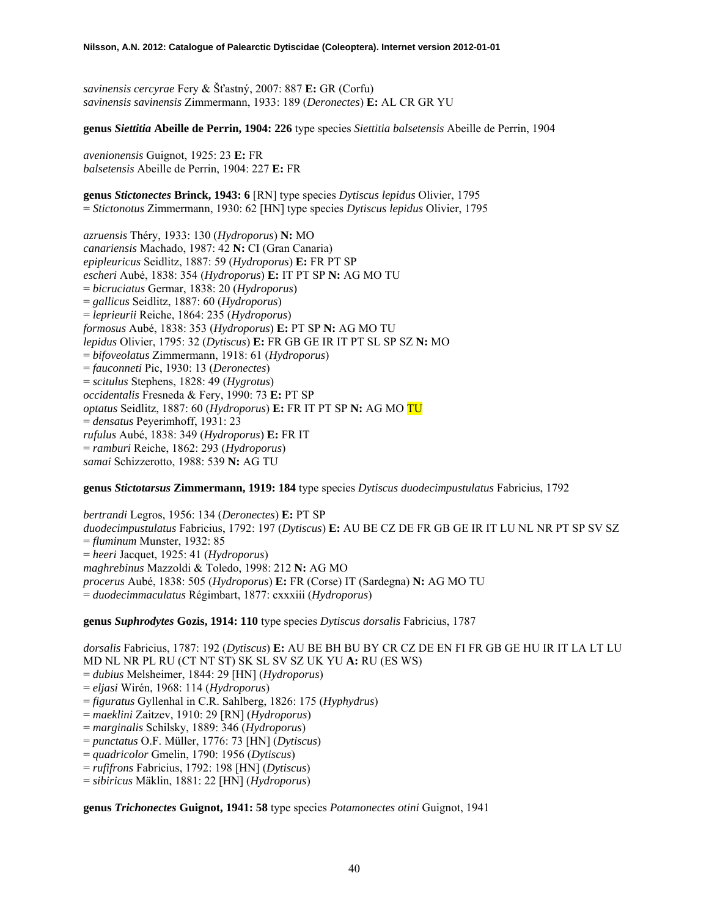*savinensis cercyrae* Fery & Šťastný, 2007: 887 **E:** GR (Corfu)
*savinensis savinensis* Zimmermann, 1933: 189 (*Deronectes*) **E:** AL CR GR YU

**genus *Siettitia* Abeille de Perrin, 1904: 226** type species *Siettitia balsetensis* Abeille de Perrin, 1904

*avenionensis* Guignot, 1925: 23 **E:** FR
*balsetensis* Abeille de Perrin, 1904: 227 **E:** FR

**genus *Stictonectes* Brinck, 1943: 6** [RN] type species *Dytiscus lepidus* Olivier, 1795
= *Stictonotus* Zimmermann, 1930: 62 [HN] type species *Dytiscus lepidus* Olivier, 1795

*azruensis* Théry, 1933: 130 (*Hydroporus*) **N:** MO
*canariensis* Machado, 1987: 42 **N:** CI (Gran Canaria)
*epipleuricus* Seidlitz, 1887: 59 (*Hydroporus*) **E:** FR PT SP
*escheri* Aubé, 1838: 354 (*Hydroporus*) **E:** IT PT SP **N:** AG MO TU
= *bicruciatus* Germar, 1838: 20 (*Hydroporus*)
= *gallicus* Seidlitz, 1887: 60 (*Hydroporus*)
= *leprieurii* Reiche, 1864: 235 (*Hydroporus*)
*formosus* Aubé, 1838: 353 (*Hydroporus*) **E:** PT SP **N:** AG MO TU
*lepidus* Olivier, 1795: 32 (*Dytiscus*) **E:** FR GB GE IR IT PT SL SP SZ **N:** MO
= *bifoveolatus* Zimmermann, 1918: 61 (*Hydroporus*)
= *fauconneti* Pic, 1930: 13 (*Deronectes*)
= *scitulus* Stephens, 1828: 49 (*Hygrotus*)
*occidentalis* Fresneda & Fery, 1990: 73 **E:** PT SP
*optatus* Seidlitz, 1887: 60 (*Hydroporus*) **E:** FR IT PT SP **N:** AG MO TU
= *densatus* Peyerimhoff, 1931: 23
*rufulus* Aubé, 1838: 349 (*Hydroporus*) **E:** FR IT
= *ramburi* Reiche, 1862: 293 (*Hydroporus*)
*samai* Schizzerotto, 1988: 539 **N:** AG TU

**genus *Stictotarsus* Zimmermann, 1919: 184** type species *Dytiscus duodecimpustulatus* Fabricius, 1792

*bertrandi* Legros, 1956: 134 (*Deronectes*) **E:** PT SP
*duodecimpustulatus* Fabricius, 1792: 197 (*Dytiscus*) **E:** AU BE CZ DE FR GB GE IR IT LU NL NR PT SP SV SZ
= *fluminum* Munster, 1932: 85
= *heeri* Jacquet, 1925: 41 (*Hydroporus*)
*maghrebinus* Mazzoldi & Toledo, 1998: 212 **N:** AG MO
*procerus* Aubé, 1838: 505 (*Hydroporus*) **E:** FR (Corse) IT (Sardegna) **N:** AG MO TU
= *duodecimmaculatus* Régimbart, 1877: cxxxiii (*Hydroporus*)

**genus *Suphrodytes* Gozis, 1914: 110** type species *Dytiscus dorsalis* Fabricius, 1787

*dorsalis* Fabricius, 1787: 192 (*Dytiscus*) **E:** AU BE BH BU BY CR CZ DE EN FI FR GB GE HU IR IT LA LT LU MD NL NR PL RU (CT NT ST) SK SL SV SZ UK YU **A:** RU (ES WS)
= *dubius* Melsheimer, 1844: 29 [HN] (*Hydroporus*)
= *eljasi* Wirén, 1968: 114 (*Hydroporus*)
= *figuratus* Gyllenhal in C.R. Sahlberg, 1826: 175 (*Hyphydrus*)
= *maeklini* Zaitzev, 1910: 29 [RN] (*Hydroporus*)
= *marginalis* Schilsky, 1889: 346 (*Hydroporus*)
= *punctatus* O.F. Müller, 1776: 73 [HN] (*Dytiscus*)
= *quadricolor* Gmelin, 1790: 1956 (*Dytiscus*)
= *rufifrons* Fabricius, 1792: 198 [HN] (*Dytiscus*)
= *sibiricus* Mäklin, 1881: 22 [HN] (*Hydroporus*)

**genus *Trichonectes* Guignot, 1941: 58** type species *Potamonectes otini* Guignot, 1941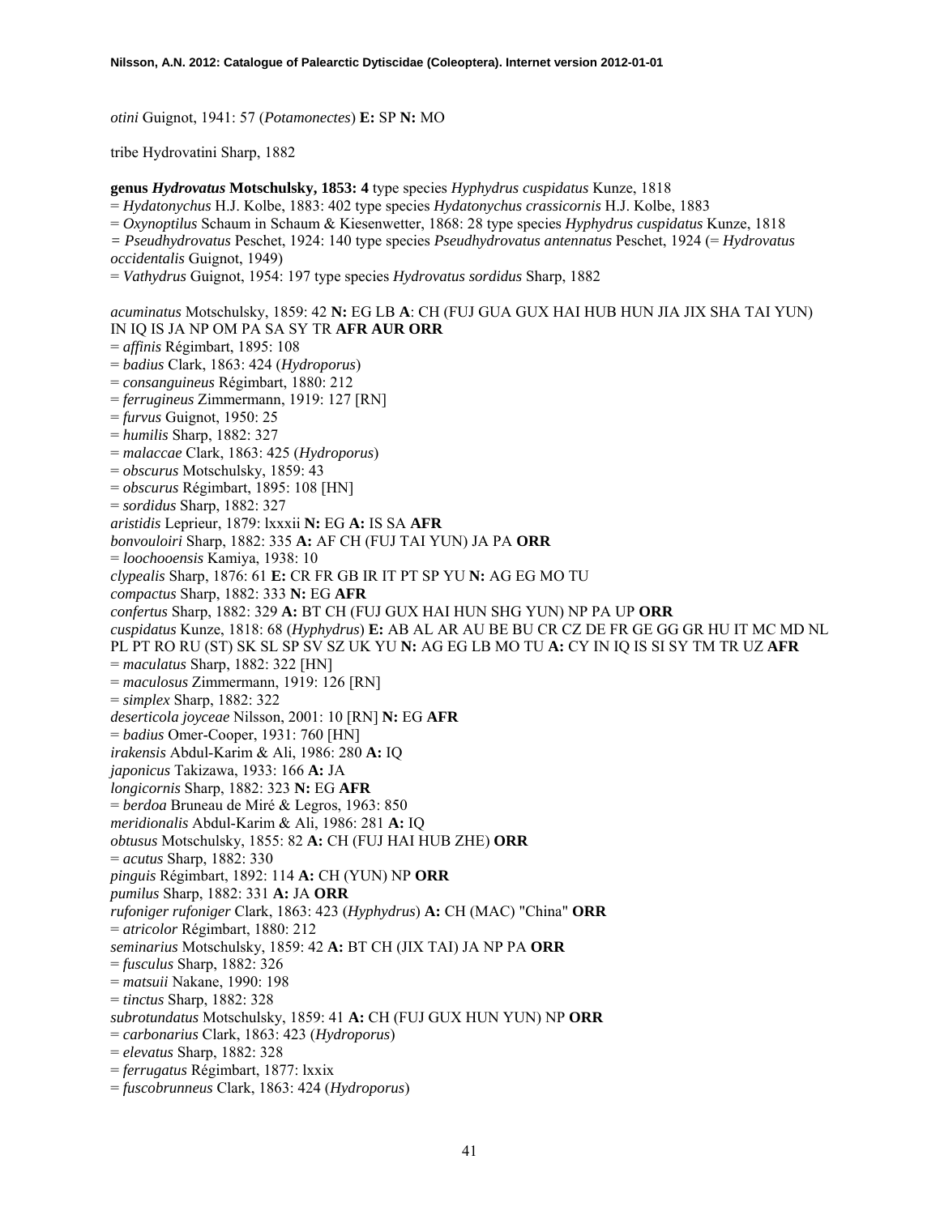*otini* Guignot, 1941: 57 (*Potamonectes*) **E:** SP **N:** MO

tribe Hydrovatini Sharp, 1882

**genus *Hydrovatus* Motschulsky, 1853: 4** type species *Hyphydrus cuspidatus* Kunze, 1818
= *Hydatonychus* H.J. Kolbe, 1883: 402 type species *Hydatonychus crassicornis* H.J. Kolbe, 1883
= *Oxynoptilus* Schaum in Schaum & Kiesenwetter, 1868: 28 type species *Hyphydrus cuspidatus* Kunze, 1818
= *Pseudhydrovatus* Peschet, 1924: 140 type species *Pseudhydrovatus antennatus* Peschet, 1924 (= *Hydrovatus occidentalis* Guignot, 1949)
= *Vathydrus* Guignot, 1954: 197 type species *Hydrovatus sordidus* Sharp, 1882

*acuminatus* Motschulsky, 1859: 42 **N:** EG LB **A**: CH (FUJ GUA GUX HAI HUB HUN JIA JIX SHA TAI YUN) IN IQ IS JA NP OM PA SA SY TR **AFR AUR ORR**
= *affinis* Régimbart, 1895: 108
= *badius* Clark, 1863: 424 (*Hydroporus*)
= *consanguineus* Régimbart, 1880: 212
= *ferrugineus* Zimmermann, 1919: 127 [RN]
= *furvus* Guignot, 1950: 25
= *humilis* Sharp, 1882: 327
= *malaccae* Clark, 1863: 425 (*Hydroporus*)
= *obscurus* Motschulsky, 1859: 43
= *obscurus* Régimbart, 1895: 108 [HN]
= *sordidus* Sharp, 1882: 327
*aristidis* Leprieur, 1879: lxxxii **N:** EG **A:** IS SA **AFR**
*bonvouloiri* Sharp, 1882: 335 **A:** AF CH (FUJ TAI YUN) JA PA **ORR**
= *loochooensis* Kamiya, 1938: 10
*clypealis* Sharp, 1876: 61 **E:** CR FR GB IR IT PT SP YU **N:** AG EG MO TU
*compactus* Sharp, 1882: 333 **N:** EG **AFR**
*confertus* Sharp, 1882: 329 **A:** BT CH (FUJ GUX HAI HUN SHG YUN) NP PA UP **ORR**
*cuspidatus* Kunze, 1818: 68 (*Hyphydrus*) **E:** AB AL AR AU BE BU CR CZ DE FR GE GG GR HU IT MC MD NL PL PT RO RU (ST) SK SL SP SV SZ UK YU **N:** AG EG LB MO TU **A:** CY IN IQ IS SI SY TM TR UZ **AFR**
= *maculatus* Sharp, 1882: 322 [HN]
= *maculosus* Zimmermann, 1919: 126 [RN]
= *simplex* Sharp, 1882: 322
*deserticola joyceae* Nilsson, 2001: 10 [RN] **N:** EG **AFR**
= *badius* Omer-Cooper, 1931: 760 [HN]
*irakensis* Abdul-Karim & Ali, 1986: 280 **A:** IQ
*japonicus* Takizawa, 1933: 166 **A:** JA
*longicornis* Sharp, 1882: 323 **N:** EG **AFR**
= *berdoa* Bruneau de Miré & Legros, 1963: 850
*meridionalis* Abdul-Karim & Ali, 1986: 281 **A:** IQ
*obtusus* Motschulsky, 1855: 82 **A:** CH (FUJ HAI HUB ZHE) **ORR**
= *acutus* Sharp, 1882: 330
*pinguis* Régimbart, 1892: 114 **A:** CH (YUN) NP **ORR**
*pumilus* Sharp, 1882: 331 **A:** JA **ORR**
*rufoniger rufoniger* Clark, 1863: 423 (*Hyphydrus*) **A:** CH (MAC) "China" **ORR**
= *atricolor* Régimbart, 1880: 212
*seminarius* Motschulsky, 1859: 42 **A:** BT CH (JIX TAI) JA NP PA **ORR**
= *fusculus* Sharp, 1882: 326
= *matsuii* Nakane, 1990: 198
= *tinctus* Sharp, 1882: 328
*subrotundatus* Motschulsky, 1859: 41 **A:** CH (FUJ GUX HUN YUN) NP **ORR**
= *carbonarius* Clark, 1863: 423 (*Hydroporus*)
= *elevatus* Sharp, 1882: 328
= *ferrugatus* Régimbart, 1877: lxxix
= *fuscobrunneus* Clark, 1863: 424 (*Hydroporus*)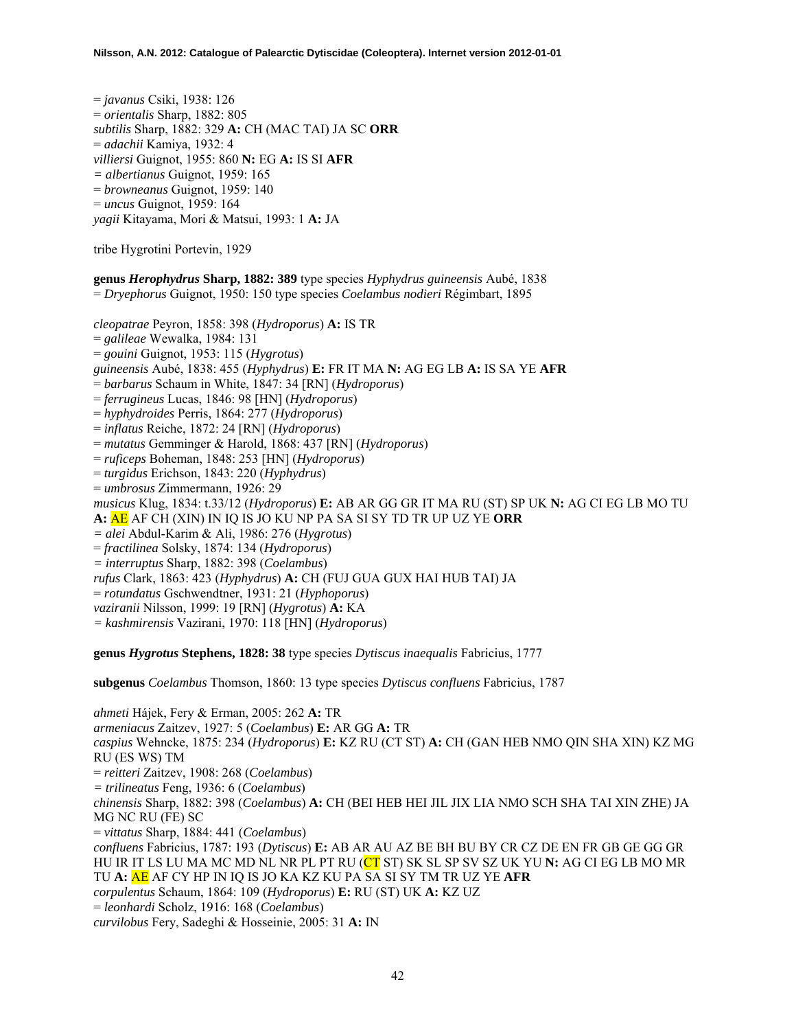= *javanus* Csiki, 1938: 126
= *orientalis* Sharp, 1882: 805
*subtilis* Sharp, 1882: 329 **A:** CH (MAC TAI) JA SC **ORR**
= *adachii* Kamiya, 1932: 4
*villiersi* Guignot, 1955: 860 **N:** EG **A:** IS SI **AFR**
*= albertianus* Guignot, 1959: 165
= *browneanus* Guignot, 1959: 140
= *uncus* Guignot, 1959: 164
*yagii* Kitayama, Mori & Matsui, 1993: 1 **A:** JA

tribe Hygrotini Portevin, 1929

**genus *Herophydrus* Sharp, 1882: 389** type species *Hyphydrus guineensis* Aubé, 1838
= *Dryephorus* Guignot, 1950: 150 type species *Coelambus nodieri* Régimbart, 1895

*cleopatrae* Peyron, 1858: 398 (*Hydroporus*) **A:** IS TR
= *galileae* Wewalka, 1984: 131
= *gouini* Guignot, 1953: 115 (*Hygrotus*)
*guineensis* Aubé, 1838: 455 (*Hyphydrus*) **E:** FR IT MA **N:** AG EG LB **A:** IS SA YE **AFR**
= *barbarus* Schaum in White, 1847: 34 [RN] (*Hydroporus*)
= *ferrugineus* Lucas, 1846: 98 [HN] (*Hydroporus*)
= *hyphydroides* Perris, 1864: 277 (*Hydroporus*)
= *inflatus* Reiche, 1872: 24 [RN] (*Hydroporus*)
= *mutatus* Gemminger & Harold, 1868: 437 [RN] (*Hydroporus*)
= *ruficeps* Boheman, 1848: 253 [HN] (*Hydroporus*)
= *turgidus* Erichson, 1843: 220 (*Hyphydrus*)
= *umbrosus* Zimmermann, 1926: 29
*musicus* Klug, 1834: t.33/12 (*Hydroporus*) **E:** AB AR GG GR IT MA RU (ST) SP UK **N:** AG CI EG LB MO TU **A:** AE AF CH (XIN) IN IQ IS JO KU NP PA SA SI SY TD TR UP UZ YE **ORR**
*= alei* Abdul-Karim & Ali, 1986: 276 (*Hygrotus*)
= *fractilinea* Solsky, 1874: 134 (*Hydroporus*)
*= interruptus* Sharp, 1882: 398 (*Coelambus*)
*rufus* Clark, 1863: 423 (*Hyphydrus*) **A:** CH (FUJ GUA GUX HAI HUB TAI) JA
= *rotundatus* Gschwendtner, 1931: 21 (*Hyphoporus*)
*vaziranii* Nilsson, 1999: 19 [RN] (*Hygrotus*) **A:** KA
*= kashmirensis* Vazirani, 1970: 118 [HN] (*Hydroporus*)

**genus *Hygrotus* Stephens, 1828: 38** type species *Dytiscus inaequalis* Fabricius, 1777

**subgenus** *Coelambus* Thomson, 1860: 13 type species *Dytiscus confluens* Fabricius, 1787

*ahmeti* Hájek, Fery & Erman, 2005: 262 **A:** TR
*armeniacus* Zaitzev, 1927: 5 (*Coelambus*) **E:** AR GG **A:** TR
*caspius* Wehncke, 1875: 234 (*Hydroporus*) **E:** KZ RU (CT ST) **A:** CH (GAN HEB NMO QIN SHA XIN) KZ MG RU (ES WS) TM
= *reitteri* Zaitzev, 1908: 268 (*Coelambus*)
*= trilineatus* Feng, 1936: 6 (*Coelambus*)
*chinensis* Sharp, 1882: 398 (*Coelambus*) **A:** CH (BEI HEB HEI JIL JIX LIA NMO SCH SHA TAI XIN ZHE) JA MG NC RU (FE) SC
= *vittatus* Sharp, 1884: 441 (*Coelambus*)
*confluens* Fabricius, 1787: 193 (*Dytiscus*) **E:** AB AR AU AZ BE BH BU BY CR CZ DE EN FR GB GE GG GR HU IR IT LS LU MA MC MD NL NR PL PT RU (CT ST) SK SL SP SV SZ UK YU **N:** AG CI EG LB MO MR TU **A:** AE AF CY HP IN IQ IS JO KA KZ KU PA SA SI SY TM TR UZ YE **AFR**
*corpulentus* Schaum, 1864: 109 (*Hydroporus*) **E:** RU (ST) UK **A:** KZ UZ
= *leonhardi* Scholz, 1916: 168 (*Coelambus*)
*curvilobus* Fery, Sadeghi & Hosseinie, 2005: 31 **A:** IN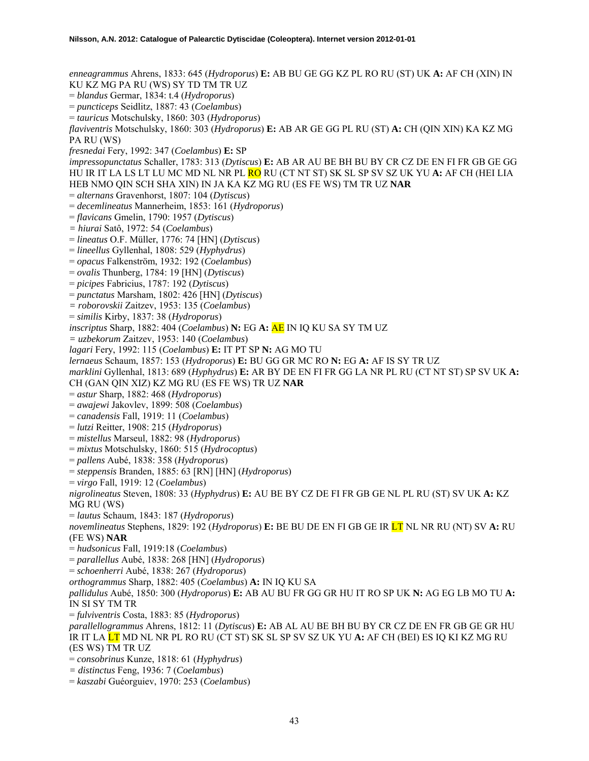*enneagrammus* Ahrens, 1833: 645 (*Hydroporus*) **E:** AB BU GE GG KZ PL RO RU (ST) UK **A:** AF CH (XIN) IN KU KZ MG PA RU (WS) SY TD TM TR UZ
= *blandus* Germar, 1834: t.4 (*Hydroporus*)
= *puncticeps* Seidlitz, 1887: 43 (*Coelambus*)
= *tauricus* Motschulsky, 1860: 303 (*Hydroporus*)
*flaviventris* Motschulsky, 1860: 303 (*Hydroporus*) **E:** AB AR GE GG PL RU (ST) **A:** CH (QIN XIN) KA KZ MG PA RU (WS)
*fresnedai* Fery, 1992: 347 (*Coelambus*) **E:** SP
*impressopunctatus* Schaller, 1783: 313 (*Dytiscus*) **E:** AB AR AU BE BH BU BY CR CZ DE EN FI FR GB GE GG HU IR IT LA LS LT LU MC MD NL NR PL RO RU (CT NT ST) SK SL SP SV SZ UK YU **A:** AF CH (HEI LIA HEB NMO QIN SCH SHA XIN) IN JA KA KZ MG RU (ES FE WS) TM TR UZ **NAR**
= *alternans* Gravenhorst, 1807: 104 (*Dytiscus*)
= *decemlineatus* Mannerheim, 1853: 161 (*Hydroporus*)
= *flavicans* Gmelin, 1790: 1957 (*Dytiscus*)
= *hiurai* Satô, 1972: 54 (*Coelambus*)
= *lineatus* O.F. Müller, 1776: 74 [HN] (*Dytiscus*)
= *lineellus* Gyllenhal, 1808: 529 (*Hyphydrus*)
= *opacus* Falkenström, 1932: 192 (*Coelambus*)
= *ovalis* Thunberg, 1784: 19 [HN] (*Dytiscus*)
= *picipes* Fabricius, 1787: 192 (*Dytiscus*)
= *punctatus* Marsham, 1802: 426 [HN] (*Dytiscus*)
= *roborovskii* Zaitzev, 1953: 135 (*Coelambus*)
= *similis* Kirby, 1837: 38 (*Hydroporus*)
*inscriptus* Sharp, 1882: 404 (*Coelambus*) **N:** EG **A:** AE IN IQ KU SA SY TM UZ
= *uzbekorum* Zaitzev, 1953: 140 (*Coelambus*)
*lagari* Fery, 1992: 115 (*Coelambus*) **E:** IT PT SP **N:** AG MO TU
*lernaeus* Schaum, 1857: 153 (*Hydroporus*) **E:** BU GG GR MC RO **N:** EG **A:** AF IS SY TR UZ
*marklini* Gyllenhal, 1813: 689 (*Hyphydrus*) **E:** AR BY DE EN FI FR GG LA NR PL RU (CT NT ST) SP SV UK **A:** CH (GAN QIN XIZ) KZ MG RU (ES FE WS) TR UZ **NAR**
= *astur* Sharp, 1882: 468 (*Hydroporus*)
= *awajewi* Jakovlev, 1899: 508 (*Coelambus*)
= *canadensis* Fall, 1919: 11 (*Coelambus*)
= *lutzi* Reitter, 1908: 215 (*Hydroporus*)
= *mistellus* Marseul, 1882: 98 (*Hydroporus*)
= *mixtus* Motschulsky, 1860: 515 (*Hydrocoptus*)
= *pallens* Aubé, 1838: 358 (*Hydroporus*)
= *steppensis* Branden, 1885: 63 [RN] [HN] (*Hydroporus*)
= *virgo* Fall, 1919: 12 (*Coelambus*)
*nigrolineatus* Steven, 1808: 33 (*Hyphydrus*) **E:** AU BE BY CZ DE FI FR GB GE NL PL RU (ST) SV UK **A:** KZ MG RU (WS)
= *lautus* Schaum, 1843: 187 (*Hydroporus*)
*novemlineatus* Stephens, 1829: 192 (*Hydroporus*) **E:** BE BU DE EN FI GB GE IR LT NL NR RU (NT) SV **A:** RU (FE WS) **NAR**
= *hudsonicus* Fall, 1919:18 (*Coelambus*)
= *parallellus* Aubé, 1838: 268 [HN] (*Hydroporus*)
= *schoenherri* Aubé, 1838: 267 (*Hydroporus*)
*orthogrammus* Sharp, 1882: 405 (*Coelambus*) **A:** IN IQ KU SA
*pallidulus* Aubé, 1850: 300 (*Hydroporus*) **E:** AB AU BU FR GG GR HU IT RO SP UK **N:** AG EG LB MO TU **A:** IN SI SY TM TR
= *fulviventris* Costa, 1883: 85 (*Hydroporus*)
*parallelogrammus* Ahrens, 1812: 11 (*Dytiscus*) **E:** AB AL AU BE BH BU BY CR CZ DE EN FR GB GE GR HU IR IT LA LT MD NL NR PL RO RU (CT ST) SK SL SP SV SZ UK YU **A:** AF CH (BEI) ES IQ KI KZ MG RU (ES WS) TM TR UZ
= *consobrinus* Kunze, 1818: 61 (*Hyphydrus*)
= *distinctus* Feng, 1936: 7 (*Coelambus*)
= *kaszabi* Guéorguiev, 1970: 253 (*Coelambus*)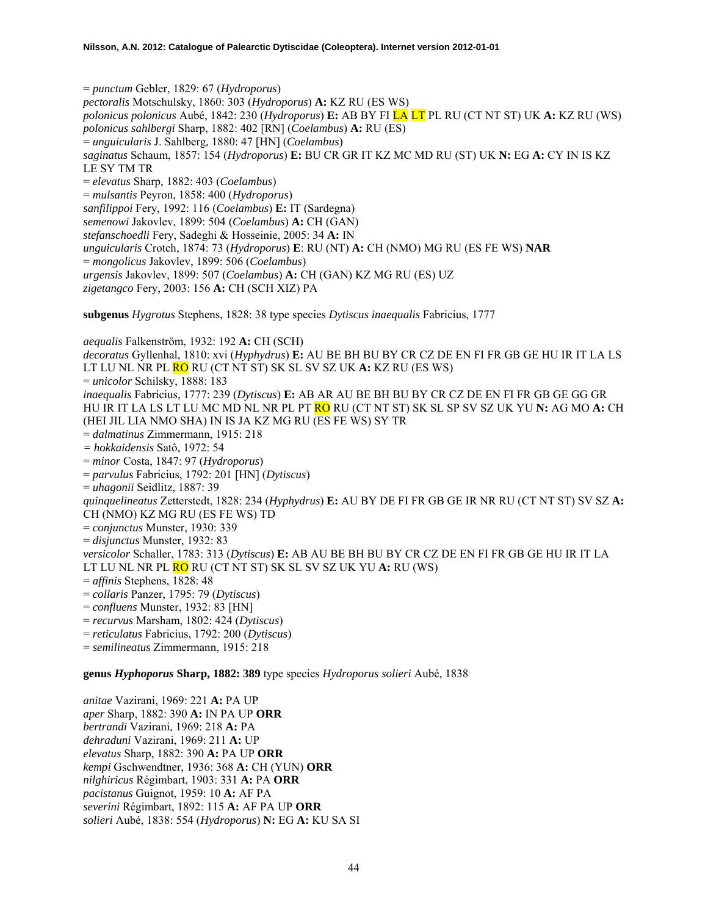= *punctum* Gebler, 1829: 67 (*Hydroporus*)
*pectoralis* Motschulsky, 1860: 303 (*Hydroporus*) **A:** KZ RU (ES WS)
*polonicus polonicus* Aubé, 1842: 230 (*Hydroporus*) **E:** AB BY FI LA LT PL RU (CT NT ST) UK **A:** KZ RU (WS)
*polonicus sahlbergi* Sharp, 1882: 402 [RN] (*Coelambus*) **A:** RU (ES)
= *unguicularis* J. Sahlberg, 1880: 47 [HN] (*Coelambus*)
*saginatus* Schaum, 1857: 154 (*Hydroporus*) **E:** BU CR GR IT KZ MC MD RU (ST) UK **N:** EG **A:** CY IN IS KZ LE SY TM TR
= *elevatus* Sharp, 1882: 403 (*Coelambus*)
= *mulsantis* Peyron, 1858: 400 (*Hydroporus*)
*sanfilippoi* Fery, 1992: 116 (*Coelambus*) **E:** IT (Sardegna)
*semenowi* Jakovlev, 1899: 504 (*Coelambus*) **A:** CH (GAN)
*stefanschoedli* Fery, Sadeghi & Hosseinie, 2005: 34 **A:** IN
*unguicularis* Crotch, 1874: 73 (*Hydroporus*) **E**: RU (NT) **A:** CH (NMO) MG RU (ES FE WS) **NAR**
= *mongolicus* Jakovlev, 1899: 506 (*Coelambus*)
*urgensis* Jakovlev, 1899: 507 (*Coelambus*) **A:** CH (GAN) KZ MG RU (ES) UZ
*zigetangco* Fery, 2003: 156 **A:** CH (SCH XIZ) PA

**subgenus** *Hygrotus* Stephens, 1828: 38 type species *Dytiscus inaequalis* Fabricius, 1777

*aequalis* Falkenström, 1932: 192 **A:** CH (SCH)
*decoratus* Gyllenhal, 1810: xvi (*Hyphydrus*) **E:** AU BE BH BU BY CR CZ DE EN FI FR GB GE HU IR IT LA LS LT LU NL NR PL RO RU (CT NT ST) SK SL SV SZ UK **A:** KZ RU (ES WS)
= *unicolor* Schilsky, 1888: 183
*inaequalis* Fabricius, 1777: 239 (*Dytiscus*) **E:** AB AR AU BE BH BU BY CR CZ DE EN FI FR GB GE GG GR HU IR IT LA LS LT LU MC MD NL NR PL PT RO RU (CT NT ST) SK SL SP SV SZ UK YU **N:** AG MO **A:** CH (HEI JIL LIA NMO SHA) IN IS JA KZ MG RU (ES FE WS) SY TR
= *dalmatinus* Zimmermann, 1915: 218
= *hokkaidensis* Satô, 1972: 54
= *minor* Costa, 1847: 97 (*Hydroporus*)
= *parvulus* Fabricius, 1792: 201 [HN] (*Dytiscus*)
= *uhagonii* Seidlitz, 1887: 39
*quinquelineatus* Zetterstedt, 1828: 234 (*Hyphydrus*) **E:** AU BY DE FI FR GB GE IR NR RU (CT NT ST) SV SZ **A:** CH (NMO) KZ MG RU (ES FE WS) TD
= *conjunctus* Munster, 1930: 339
= *disjunctus* Munster, 1932: 83
*versicolor* Schaller, 1783: 313 (*Dytiscus*) **E:** AB AU BE BH BU BY CR CZ DE EN FI FR GB GE HU IR IT LA LT LU NL NR PL RO RU (CT NT ST) SK SL SV SZ UK YU **A:** RU (WS)
= *affinis* Stephens, 1828: 48
= *collaris* Panzer, 1795: 79 (*Dytiscus*)
= *confluens* Munster, 1932: 83 [HN]
= *recurvus* Marsham, 1802: 424 (*Dytiscus*)
= *reticulatus* Fabricius, 1792: 200 (*Dytiscus*)
= *semilineatus* Zimmermann, 1915: 218

**genus *Hyphoporus* Sharp, 1882: 389** type species *Hydroporus solieri* Aubé, 1838

*anitae* Vazirani, 1969: 221 **A:** PA UP
*aper* Sharp, 1882: 390 **A:** IN PA UP **ORR**
*bertrandi* Vazirani, 1969: 218 **A:** PA
*dehraduni* Vazirani, 1969: 211 **A:** UP
*elevatus* Sharp, 1882: 390 **A:** PA UP **ORR**
*kempi* Gschwendtner, 1936: 368 **A:** CH (YUN) **ORR**
*nilghiricus* Régimbart, 1903: 331 **A:** PA **ORR**
*pacistanus* Guignot, 1959: 10 **A:** AF PA
*severini* Régimbart, 1892: 115 **A:** AF PA UP **ORR**
*solieri* Aubé, 1838: 554 (*Hydroporus*) **N:** EG **A:** KU SA SI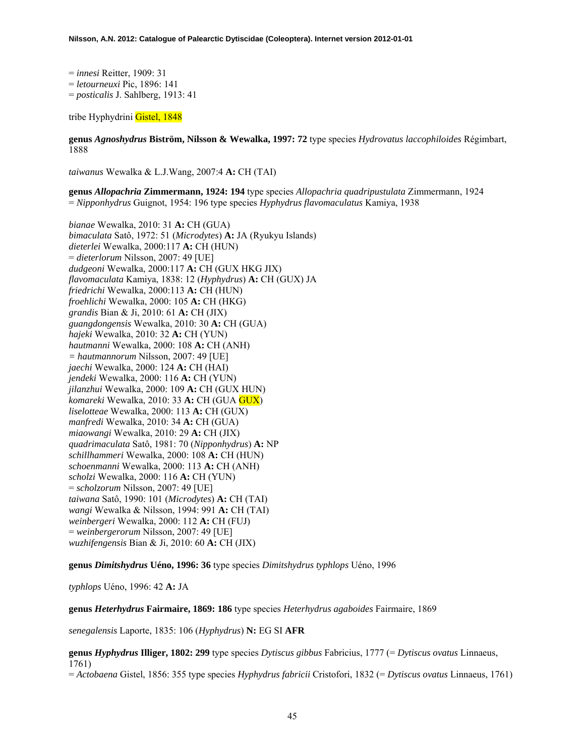= *innesi* Reitter, 1909: 31
= *letourneuxi* Pic, 1896: 141
= *posticalis* J. Sahlberg, 1913: 41

tribe Hyphydrini Gistel, 1848

**genus *Agnoshydrus* Biström, Nilsson & Wewalka, 1997: 72** type species *Hydrovatus laccophiloides* Régimbart, 1888

*taiwanus* Wewalka & L.J.Wang, 2007:4 **A:** CH (TAI)

**genus *Allopachria* Zimmermann, 1924: 194** type species *Allopachria quadripustulata* Zimmermann, 1924
= *Nipponhydrus* Guignot, 1954: 196 type species *Hyphydrus flavomaculatus* Kamiya, 1938

*bianae* Wewalka, 2010: 31 **A:** CH (GUA)
*bimaculata* Satô, 1972: 51 (*Microdytes*) **A:** JA (Ryukyu Islands)
*dieterlei* Wewalka, 2000:117 **A:** CH (HUN)
= *dieterlorum* Nilsson, 2007: 49 [UE]
*dudgeoni* Wewalka, 2000:117 **A:** CH (GUX HKG JIX)
*flavomaculata* Kamiya, 1838: 12 (*Hyphydrus*) **A:** CH (GUX) JA
*friedrichi* Wewalka, 2000:113 **A:** CH (HUN)
*froehlichi* Wewalka, 2000: 105 **A:** CH (HKG)
*grandis* Bian & Ji, 2010: 61 **A:** CH (JIX)
*guangdongensis* Wewalka, 2010: 30 **A:** CH (GUA)
*hajeki* Wewalka, 2010: 32 **A:** CH (YUN)
*hautmanni* Wewalka, 2000: 108 **A:** CH (ANH)
= *hautmannorum* Nilsson, 2007: 49 [UE]
*jaechi* Wewalka, 2000: 124 **A:** CH (HAI)
*jendeki* Wewalka, 2000: 116 **A:** CH (YUN)
*jilanzhui* Wewalka, 2000: 109 **A:** CH (GUX HUN)
*komareki* Wewalka, 2010: 33 **A:** CH (GUA GUX)
*liselotteae* Wewalka, 2000: 113 **A:** CH (GUX)
*manfredi* Wewalka, 2010: 34 **A:** CH (GUA)
*miaowangi* Wewalka, 2010: 29 **A:** CH (JIX)
*quadrimaculata* Satô, 1981: 70 (*Nipponhydrus*) **A:** NP
*schillhammeri* Wewalka, 2000: 108 **A:** CH (HUN)
*schoenmanni* Wewalka, 2000: 113 **A:** CH (ANH)
*scholzi* Wewalka, 2000: 116 **A:** CH (YUN)
= *scholzorum* Nilsson, 2007: 49 [UE]
*taiwana* Satô, 1990: 101 (*Microdytes*) **A:** CH (TAI)
*wangi* Wewalka & Nilsson, 1994: 991 **A:** CH (TAI)
*weinbergeri* Wewalka, 2000: 112 **A:** CH (FUJ)
= *weinbergerorum* Nilsson, 2007: 49 [UE]
*wuzhifengensis* Bian & Ji, 2010: 60 **A:** CH (JIX)

**genus *Dimitshydrus* Uéno, 1996: 36** type species *Dimitshydrus typhlops* Uéno, 1996

*typhlops* Uéno, 1996: 42 **A:** JA

**genus *Heterhydrus* Fairmaire, 1869: 186** type species *Heterhydrus agaboides* Fairmaire, 1869

*senegalensis* Laporte, 1835: 106 (*Hyphydrus*) **N:** EG SI **AFR**

**genus *Hyphydrus* Illiger, 1802: 299** type species *Dytiscus gibbus* Fabricius, 1777 (= *Dytiscus ovatus* Linnaeus, 1761)
= *Actobaena* Gistel, 1856: 355 type species *Hyphydrus fabricii* Cristofori, 1832 (= *Dytiscus ovatus* Linnaeus, 1761)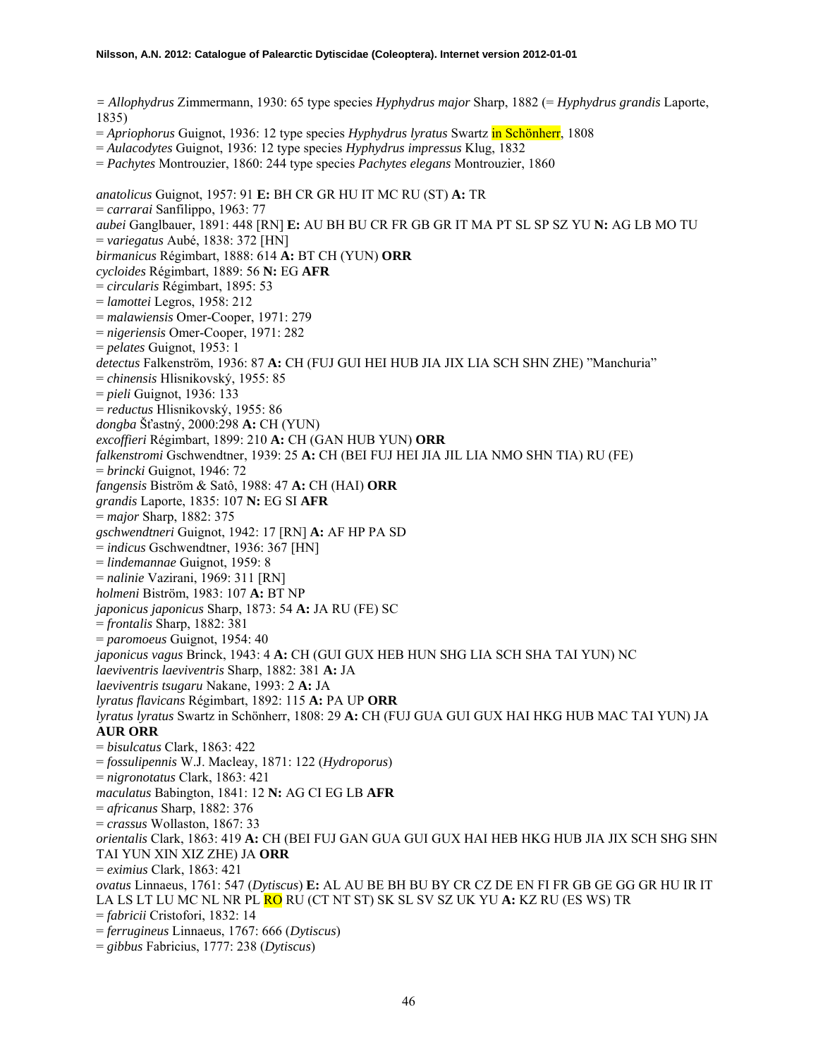= *Allophydrus* Zimmermann, 1930: 65 type species *Hyphydrus major* Sharp, 1882 (= *Hyphydrus grandis* Laporte, 1835)
= *Apriophorus* Guignot, 1936: 12 type species *Hyphydrus lyratus* Swartz in Schönherr, 1808
= *Aulacodytes* Guignot, 1936: 12 type species *Hyphydrus impressus* Klug, 1832
= *Pachytes* Montrouzier, 1860: 244 type species *Pachytes elegans* Montrouzier, 1860

*anatolicus* Guignot, 1957: 91 **E:** BH CR GR HU IT MC RU (ST) **A:** TR
= *carrarai* Sanfilippo, 1963: 77
*aubei* Ganglbauer, 1891: 448 [RN] **E:** AU BH BU CR FR GB GR IT MA PT SL SP SZ YU **N:** AG LB MO TU
= *variegatus* Aubé, 1838: 372 [HN]
*birmanicus* Régimbart, 1888: 614 **A:** BT CH (YUN) **ORR**
*cycloides* Régimbart, 1889: 56 **N:** EG **AFR**
= *circularis* Régimbart, 1895: 53
= *lamottei* Legros, 1958: 212
= *malawiensis* Omer-Cooper, 1971: 279
= *nigeriensis* Omer-Cooper, 1971: 282
= *pelates* Guignot, 1953: 1
*detectus* Falkenström, 1936: 87 **A:** CH (FUJ GUI HEI HUB JIA JIX LIA SCH SHN ZHE) "Manchuria"
= *chinensis* Hlisnikovský, 1955: 85
= *pieli* Guignot, 1936: 133
= *reductus* Hlisnikovský, 1955: 86
*dongba* Šťastný, 2000:298 **A:** CH (YUN)
*excoffieri* Régimbart, 1899: 210 **A:** CH (GAN HUB YUN) **ORR**
*falkenstromi* Gschwendtner, 1939: 25 **A:** CH (BEI FUJ HEI JIA JIL LIA NMO SHN TIA) RU (FE)
= *brincki* Guignot, 1946: 72
*fangensis* Biström & Satô, 1988: 47 **A:** CH (HAI) **ORR**
*grandis* Laporte, 1835: 107 **N:** EG SI **AFR**
= *major* Sharp, 1882: 375
*gschwendtneri* Guignot, 1942: 17 [RN] **A:** AF HP PA SD
= *indicus* Gschwendtner, 1936: 367 [HN]
= *lindemannae* Guignot, 1959: 8
= *nalinie* Vazirani, 1969: 311 [RN]
*holmeni* Biström, 1983: 107 **A:** BT NP
*japonicus japonicus* Sharp, 1873: 54 **A:** JA RU (FE) SC
= *frontalis* Sharp, 1882: 381
= *paromoeus* Guignot, 1954: 40
*japonicus vagus* Brinck, 1943: 4 **A:** CH (GUI GUX HEB HUN SHG LIA SCH SHA TAI YUN) NC
*laeviventris laeviventris* Sharp, 1882: 381 **A:** JA
*laeviventris tsugaru* Nakane, 1993: 2 **A:** JA
*lyratus flavicans* Régimbart, 1892: 115 **A:** PA UP **ORR**
*lyratus lyratus* Swartz in Schönherr, 1808: 29 **A:** CH (FUJ GUA GUI GUX HAI HKG HUB MAC TAI YUN) JA **AUR ORR**
= *bisulcatus* Clark, 1863: 422
= *fossulipennis* W.J. Macleay, 1871: 122 (*Hydroporus*)
= *nigronotatus* Clark, 1863: 421
*maculatus* Babington, 1841: 12 **N:** AG CI EG LB **AFR**
= *africanus* Sharp, 1882: 376
= *crassus* Wollaston, 1867: 33
*orientalis* Clark, 1863: 419 **A:** CH (BEI FUJ GAN GUA GUI GUX HAI HEB HKG HUB JIA JIX SCH SHG SHN TAI YUN XIN XIZ ZHE) JA **ORR**
= *eximius* Clark, 1863: 421
*ovatus* Linnaeus, 1761: 547 (*Dytiscus*) **E:** AL AU BE BH BU BY CR CZ DE EN FI FR GB GE GG GR HU IR IT LA LS LT LU MC NL NR PL RO RU (CT NT ST) SK SL SV SZ UK YU **A:** KZ RU (ES WS) TR
= *fabricii* Cristofori, 1832: 14
= *ferrugineus* Linnaeus, 1767: 666 (*Dytiscus*)
= *gibbus* Fabricius, 1777: 238 (*Dytiscus*)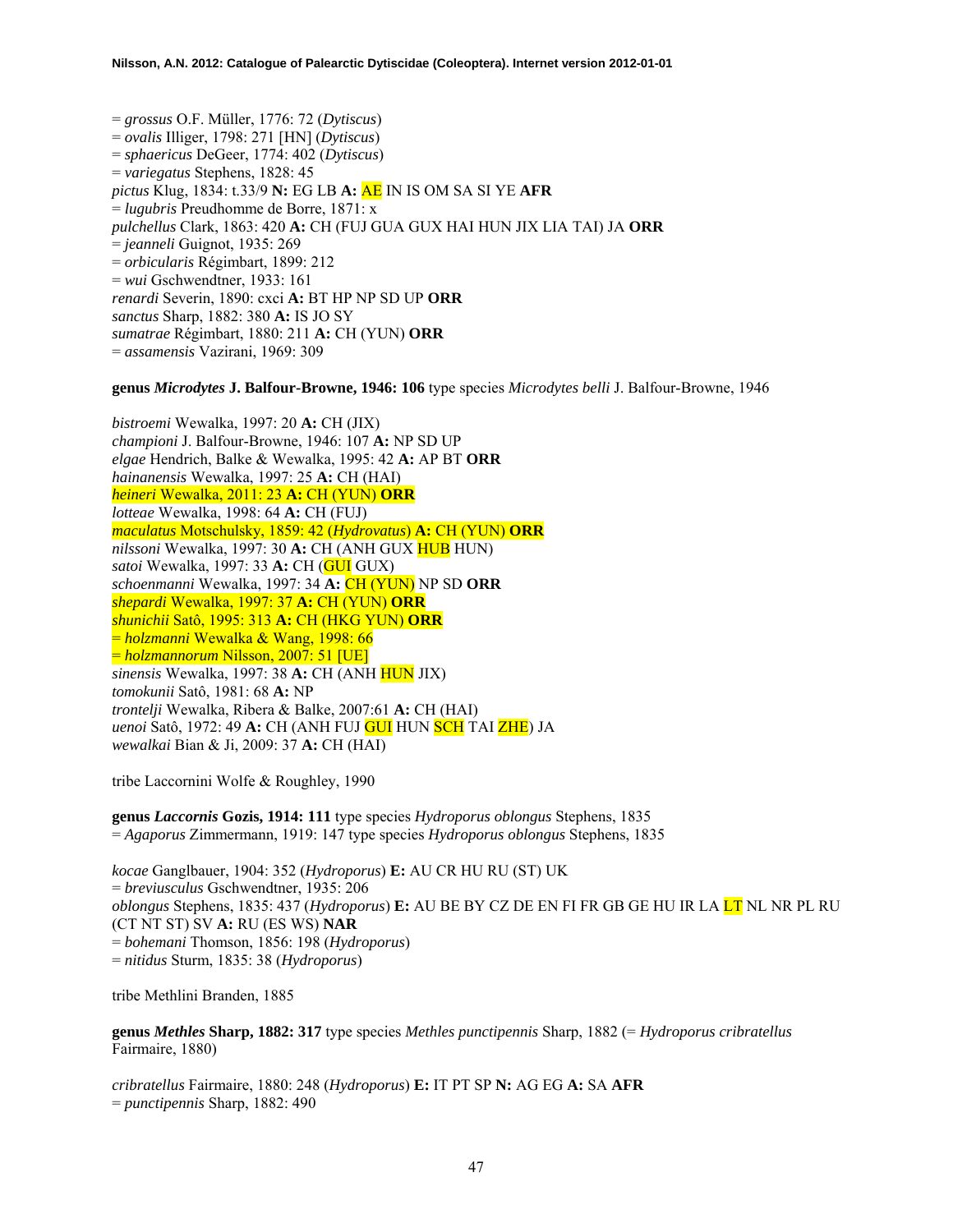= *grossus* O.F. Müller, 1776: 72 (*Dytiscus*)
= *ovalis* Illiger, 1798: 271 [HN] (*Dytiscus*)
= *sphaericus* DeGeer, 1774: 402 (*Dytiscus*)
= *variegatus* Stephens, 1828: 45
*pictus* Klug, 1834: t.33/9 **N:** EG LB **A:** AE IN IS OM SA SI YE **AFR**
= *lugubris* Preudhomme de Borre, 1871: x
*pulchellus* Clark, 1863: 420 **A:** CH (FUJ GUA GUX HAI HUN JIX LIA TAI) JA **ORR**
= *jeanneli* Guignot, 1935: 269
= *orbicularis* Régimbart, 1899: 212
= *wui* Gschwendtner, 1933: 161
*renardi* Severin, 1890: cxci **A:** BT HP NP SD UP **ORR**
*sanctus* Sharp, 1882: 380 **A:** IS JO SY
*sumatrae* Régimbart, 1880: 211 **A:** CH (YUN) **ORR**
= *assamensis* Vazirani, 1969: 309

**genus *Microdytes* J. Balfour-Browne, 1946: 106** type species *Microdytes belli* J. Balfour-Browne, 1946

*bistroemi* Wewalka, 1997: 20 **A:** CH (JIX)
*championi* J. Balfour-Browne, 1946: 107 **A:** NP SD UP
*elgae* Hendrich, Balke & Wewalka, 1995: 42 **A:** AP BT **ORR**
*hainanensis* Wewalka, 1997: 25 **A:** CH (HAI)
*heineri* Wewalka, 2011: 23 **A:** CH (YUN) **ORR**
*lotteae* Wewalka, 1998: 64 **A:** CH (FUJ)
*maculatus* Motschulsky, 1859: 42 (*Hydrovatus*) **A:** CH (YUN) **ORR**
*nilssoni* Wewalka, 1997: 30 **A:** CH (ANH GUX HUB HUN)
*satoi* Wewalka, 1997: 33 **A:** CH (GUI GUX)
*schoenmanni* Wewalka, 1997: 34 **A:** CH (YUN) NP SD **ORR**
*shepardi* Wewalka, 1997: 37 **A:** CH (YUN) **ORR**
*shunichii* Satô, 1995: 313 **A:** CH (HKG YUN) **ORR**
= *holzmanni* Wewalka & Wang, 1998: 66
= *holzmannorum* Nilsson, 2007: 51 [UE]
*sinensis* Wewalka, 1997: 38 **A:** CH (ANH HUN JIX)
*tomokunii* Satô, 1981: 68 **A:** NP
*trontelji* Wewalka, Ribera & Balke, 2007:61 **A:** CH (HAI)
*uenoi* Satô, 1972: 49 **A:** CH (ANH FUJ GUI HUN SCH TAI ZHE) JA
*wewalkai* Bian & Ji, 2009: 37 **A:** CH (HAI)

tribe Laccornini Wolfe & Roughley, 1990

**genus *Laccornis* Gozis, 1914: 111** type species *Hydroporus oblongus* Stephens, 1835
= *Agaporus* Zimmermann, 1919: 147 type species *Hydroporus oblongus* Stephens, 1835

*kocae* Ganglbauer, 1904: 352 (*Hydroporus*) **E:** AU CR HU RU (ST) UK
= *breviusculus* Gschwendtner, 1935: 206
*oblongus* Stephens, 1835: 437 (*Hydroporus*) **E:** AU BE BY CZ DE EN FI FR GB GE HU IR LA LT NL NR PL RU (CT NT ST) SV **A:** RU (ES WS) **NAR**
= *bohemani* Thomson, 1856: 198 (*Hydroporus*)
= *nitidus* Sturm, 1835: 38 (*Hydroporus*)

tribe Methlini Branden, 1885

**genus *Methles* Sharp, 1882: 317** type species *Methles punctipennis* Sharp, 1882 (= *Hydroporus cribratellus* Fairmaire, 1880)

*cribratellus* Fairmaire, 1880: 248 (*Hydroporus*) **E:** IT PT SP **N:** AG EG **A:** SA **AFR**
= *punctipennis* Sharp, 1882: 490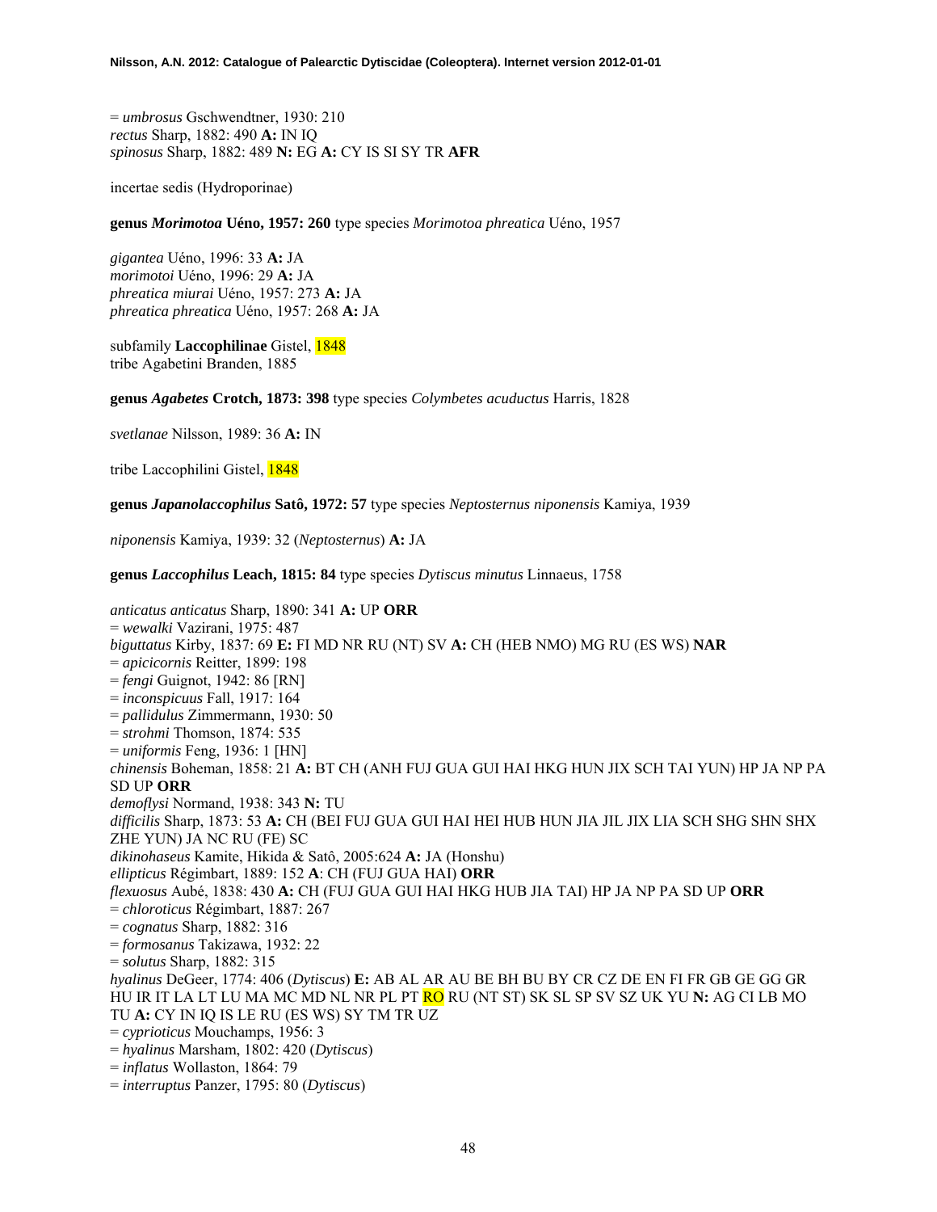= *umbrosus* Gschwendtner, 1930: 210
*rectus* Sharp, 1882: 490 **A:** IN IQ
*spinosus* Sharp, 1882: 489 **N:** EG **A:** CY IS SI SY TR **AFR**

incertae sedis (Hydroporinae)

**genus *Morimotoa* Uéno, 1957: 260** type species *Morimotoa phreatica* Uéno, 1957

*gigantea* Uéno, 1996: 33 **A:** JA
*morimotoi* Uéno, 1996: 29 **A:** JA
*phreatica miurai* Uéno, 1957: 273 **A:** JA
*phreatica phreatica* Uéno, 1957: 268 **A:** JA

subfamily **Laccophilinae** Gistel, 1848
tribe Agabetini Branden, 1885

**genus *Agabetes* Crotch, 1873: 398** type species *Colymbetes acuductus* Harris, 1828

*svetlanae* Nilsson, 1989: 36 **A:** IN

tribe Laccophilini Gistel, 1848

**genus *Japanolaccophilus* Satô, 1972: 57** type species *Neptosternus niponensis* Kamiya, 1939

*niponensis* Kamiya, 1939: 32 (*Neptosternus*) **A:** JA

**genus *Laccophilus* Leach, 1815: 84** type species *Dytiscus minutus* Linnaeus, 1758

*anticatus anticatus* Sharp, 1890: 341 **A:** UP **ORR**
= *wewalki* Vazirani, 1975: 487
*biguttatus* Kirby, 1837: 69 **E:** FI MD NR RU (NT) SV **A:** CH (HEB NMO) MG RU (ES WS) **NAR**
= *apicicornis* Reitter, 1899: 198
= *fengi* Guignot, 1942: 86 [RN]
= *inconspicuus* Fall, 1917: 164
= *pallidulus* Zimmermann, 1930: 50
= *strohmi* Thomson, 1874: 535
= *uniformis* Feng, 1936: 1 [HN]
*chinensis* Boheman, 1858: 21 **A:** BT CH (ANH FUJ GUA GUI HAI HKG HUN JIX SCH TAI YUN) HP JA NP PA SD UP **ORR**
*demoflysi* Normand, 1938: 343 **N:** TU
*difficilis* Sharp, 1873: 53 **A:** CH (BEI FUJ GUA GUI HAI HEI HUB HUN JIA JIL JIX LIA SCH SHG SHN SHX ZHE YUN) JA NC RU (FE) SC
*dikinohaseus* Kamite, Hikida & Satô, 2005:624 **A:** JA (Honshu)
*ellipticus* Régimbart, 1889: 152 **A**: CH (FUJ GUA HAI) **ORR**
*flexuosus* Aubé, 1838: 430 **A:** CH (FUJ GUA GUI HAI HKG HUB JIA TAI) HP JA NP PA SD UP **ORR**
= *chloroticus* Régimbart, 1887: 267
= *cognatus* Sharp, 1882: 316
= *formosanus* Takizawa, 1932: 22
= *solutus* Sharp, 1882: 315
*hyalinus* DeGeer, 1774: 406 (*Dytiscus*) **E:** AB AL AR AU BE BH BU BY CR CZ DE EN FI FR GB GE GG GR HU IR IT LA LT LU MA MC MD NL NR PL PT RO RU (NT ST) SK SL SP SV SZ UK YU **N:** AG CI LB MO TU **A:** CY IN IQ IS LE RU (ES WS) SY TM TR UZ
= *cyprioticus* Mouchamps, 1956: 3
= *hyalinus* Marsham, 1802: 420 (*Dytiscus*)
= *inflatus* Wollaston, 1864: 79
= *interruptus* Panzer, 1795: 80 (*Dytiscus*)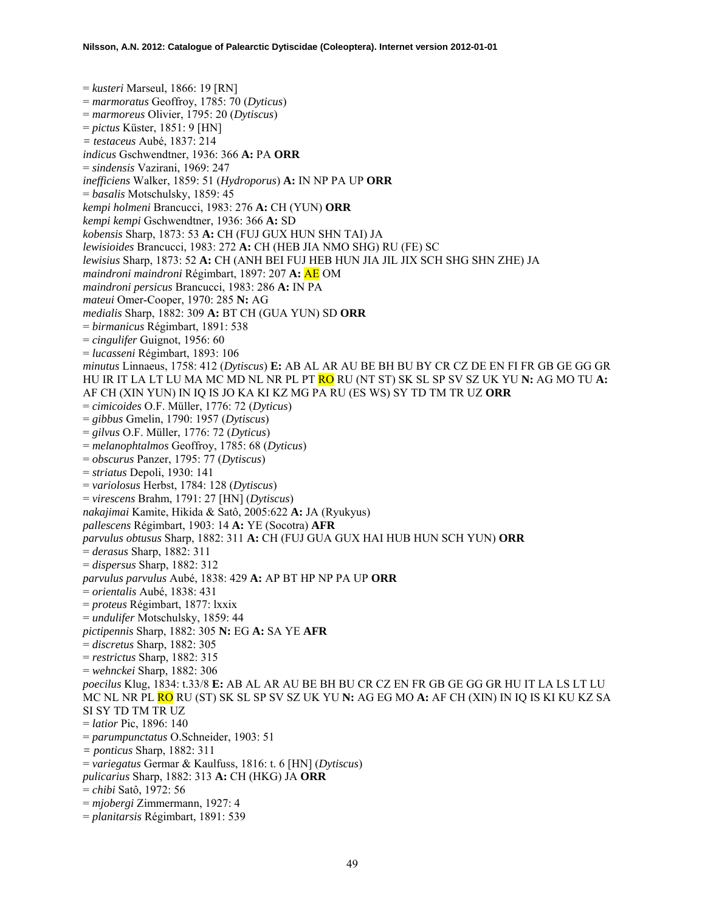= *kusteri* Marseul, 1866: 19 [RN]
= *marmoratus* Geoffroy, 1785: 70 (*Dyticus*)
= *marmoreus* Olivier, 1795: 20 (*Dytiscus*)
= *pictus* Küster, 1851: 9 [HN]
= *testaceus* Aubé, 1837: 214
*indicus* Gschwendtner, 1936: 366 **A:** PA **ORR**
= *sindensis* Vazirani, 1969: 247
*inefficiens* Walker, 1859: 51 (*Hydroporus*) **A:** IN NP PA UP **ORR**
= *basalis* Motschulsky, 1859: 45
*kempi holmeni* Brancucci, 1983: 276 **A:** CH (YUN) **ORR**
*kempi kempi* Gschwendtner, 1936: 366 **A:** SD
*kobensis* Sharp, 1873: 53 **A:** CH (FUJ GUX HUN SHN TAI) JA
*lewisioides* Brancucci, 1983: 272 **A:** CH (HEB JIA NMO SHG) RU (FE) SC
*lewisius* Sharp, 1873: 52 **A:** CH (ANH BEI FUJ HEB HUN JIA JIL JIX SCH SHG SHN ZHE) JA
*maindroni maindroni* Régimbart, 1897: 207 **A:** AE OM
*maindroni persicus* Brancucci, 1983: 286 **A:** IN PA
*mateui* Omer-Cooper, 1970: 285 **N:** AG
*medialis* Sharp, 1882: 309 **A:** BT CH (GUA YUN) SD **ORR**
= *birmanicus* Régimbart, 1891: 538
= *cingulifer* Guignot, 1956: 60
= *lucasseni* Régimbart, 1893: 106
*minutus* Linnaeus, 1758: 412 (*Dytiscus*) **E:** AB AL AR AU BE BH BU BY CR CZ DE EN FI FR GB GE GG GR HU IR IT LA LT LU MA MC MD NL NR PL PT RO RU (NT ST) SK SL SP SV SZ UK YU **N:** AG MO TU **A:** AF CH (XIN YUN) IN IQ IS JO KA KI KZ MG PA RU (ES WS) SY TD TM TR UZ **ORR**
= *cimicoides* O.F. Müller, 1776: 72 (*Dyticus*)
= *gibbus* Gmelin, 1790: 1957 (*Dytiscus*)
= *gilvus* O.F. Müller, 1776: 72 (*Dyticus*)
= *melanophtalmos* Geoffroy, 1785: 68 (*Dyticus*)
= *obscurus* Panzer, 1795: 77 (*Dytiscus*)
= *striatus* Depoli, 1930: 141
= *variolosus* Herbst, 1784: 128 (*Dytiscus*)
= *virescens* Brahm, 1791: 27 [HN] (*Dytiscus*)
*nakajimai* Kamite, Hikida & Satô, 2005:622 **A:** JA (Ryukyus)
*pallescens* Régimbart, 1903: 14 **A:** YE (Socotra) **AFR**
*parvulus obtusus* Sharp, 1882: 311 **A:** CH (FUJ GUA GUX HAI HUB HUN SCH YUN) **ORR**
= *derasus* Sharp, 1882: 311
= *dispersus* Sharp, 1882: 312
*parvulus parvulus* Aubé, 1838: 429 **A:** AP BT HP NP PA UP **ORR**
= *orientalis* Aubé, 1838: 431
= *proteus* Régimbart, 1877: lxxix
= *undulifer* Motschulsky, 1859: 44
*pictipennis* Sharp, 1882: 305 **N:** EG **A:** SA YE **AFR**
= *discretus* Sharp, 1882: 305
= *restrictus* Sharp, 1882: 315
= *wehnckei* Sharp, 1882: 306
*poecilus* Klug, 1834: t.33/8 **E:** AB AL AR AU BE BH BU CR CZ EN FR GB GE GG GR HU IT LA LS LT LU MC NL NR PL RO RU (ST) SK SL SP SV SZ UK YU **N:** AG EG MO **A:** AF CH (XIN) IN IQ IS KI KU KZ SA SI SY TD TM TR UZ
= *latior* Pic, 1896: 140
= *parumpunctatus* O.Schneider, 1903: 51
= *ponticus* Sharp, 1882: 311
= *variegatus* Germar & Kaulfuss, 1816: t. 6 [HN] (*Dytiscus*)
*pulicarius* Sharp, 1882: 313 **A:** CH (HKG) JA **ORR**
= *chibi* Satô, 1972: 56
= *mjobergi* Zimmermann, 1927: 4
= *planitarsis* Régimbart, 1891: 539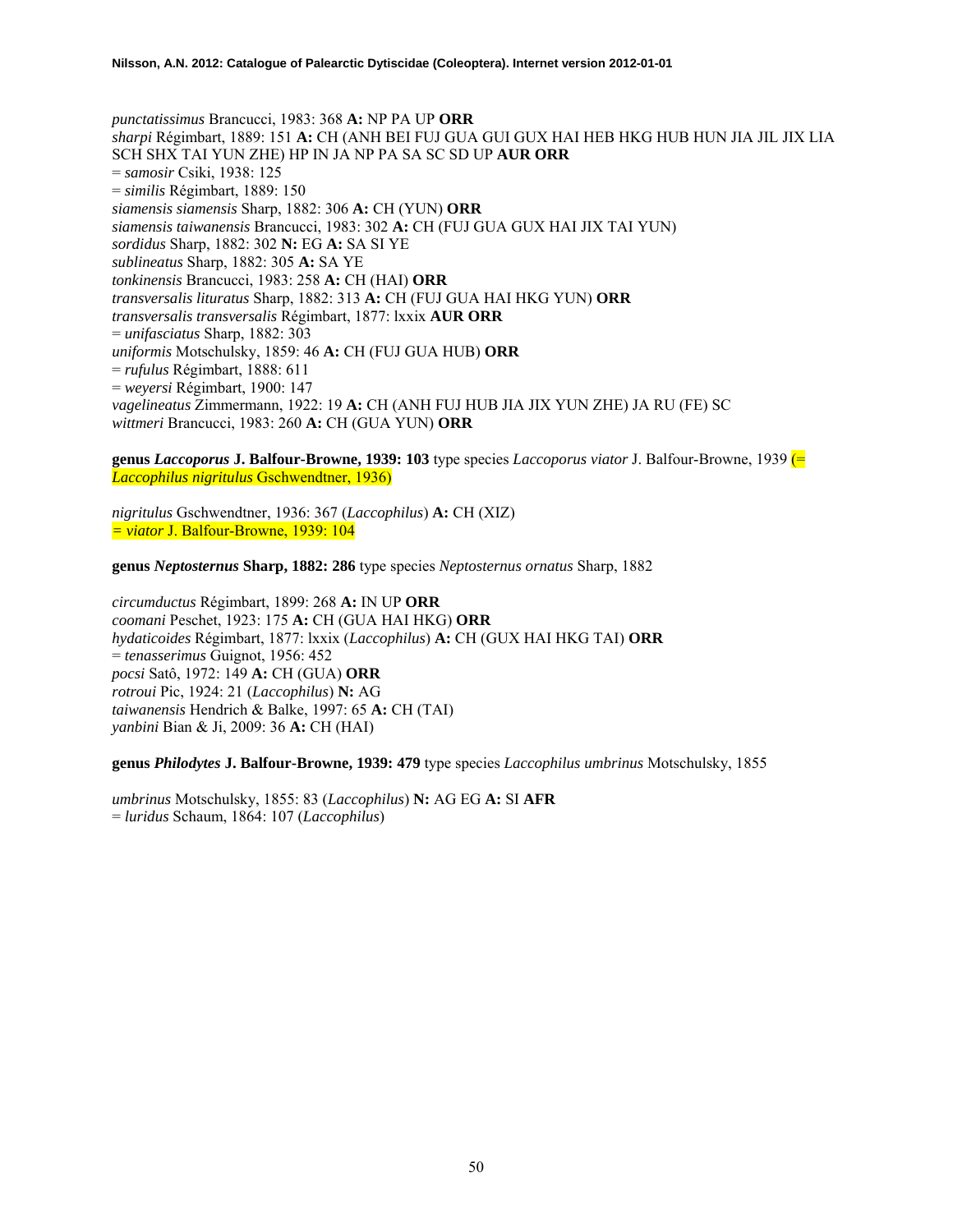*punctatissimus* Brancucci, 1983: 368 **A:** NP PA UP **ORR**
*sharpi* Régimbart, 1889: 151 **A:** CH (ANH BEI FUJ GUA GUI GUX HAI HEB HKG HUB HUN JIA JIL JIX LIA SCH SHX TAI YUN ZHE) HP IN JA NP PA SA SC SD UP **AUR ORR**
= *samosir* Csiki, 1938: 125
= *similis* Régimbart, 1889: 150
*siamensis siamensis* Sharp, 1882: 306 **A:** CH (YUN) **ORR**
*siamensis taiwanensis* Brancucci, 1983: 302 **A:** CH (FUJ GUA GUX HAI JIX TAI YUN)
*sordidus* Sharp, 1882: 302 **N:** EG **A:** SA SI YE
*sublineatus* Sharp, 1882: 305 **A:** SA YE
*tonkinensis* Brancucci, 1983: 258 **A:** CH (HAI) **ORR**
*transversalis lituratus* Sharp, 1882: 313 **A:** CH (FUJ GUA HAI HKG YUN) **ORR**
*transversalis transversalis* Régimbart, 1877: lxxix **AUR ORR**
= *unifasciatus* Sharp, 1882: 303
*uniformis* Motschulsky, 1859: 46 **A:** CH (FUJ GUA HUB) **ORR**
= *rufulus* Régimbart, 1888: 611
= *weyersi* Régimbart, 1900: 147
*vagelineatus* Zimmermann, 1922: 19 **A:** CH (ANH FUJ HUB JIA JIX YUN ZHE) JA RU (FE) SC
*wittmeri* Brancucci, 1983: 260 **A:** CH (GUA YUN) **ORR**

**genus *Laccoporus* J. Balfour-Browne, 1939: 103** type species *Laccoporus viator* J. Balfour-Browne, 1939 (= *Laccophilus nigritulus* Gschwendtner, 1936)

*nigritulus* Gschwendtner, 1936: 367 (*Laccophilus*) **A:** CH (XIZ)
= *viator* J. Balfour-Browne, 1939: 104

**genus *Neptosternus* Sharp, 1882: 286** type species *Neptosternus ornatus* Sharp, 1882

*circumductus* Régimbart, 1899: 268 **A:** IN UP **ORR**
*coomani* Peschet, 1923: 175 **A:** CH (GUA HAI HKG) **ORR**
*hydaticoides* Régimbart, 1877: lxxix (*Laccophilus*) **A:** CH (GUX HAI HKG TAI) **ORR**
= *tenasserimus* Guignot, 1956: 452
*pocsi* Satô, 1972: 149 **A:** CH (GUA) **ORR**
*rotroui* Pic, 1924: 21 (*Laccophilus*) **N:** AG
*taiwanensis* Hendrich & Balke, 1997: 65 **A:** CH (TAI)
*yanbini* Bian & Ji, 2009: 36 **A:** CH (HAI)

**genus *Philodytes* J. Balfour-Browne, 1939: 479** type species *Laccophilus umbrinus* Motschulsky, 1855

*umbrinus* Motschulsky, 1855: 83 (*Laccophilus*) **N:** AG EG **A:** SI **AFR**
= *luridus* Schaum, 1864: 107 (*Laccophilus*)